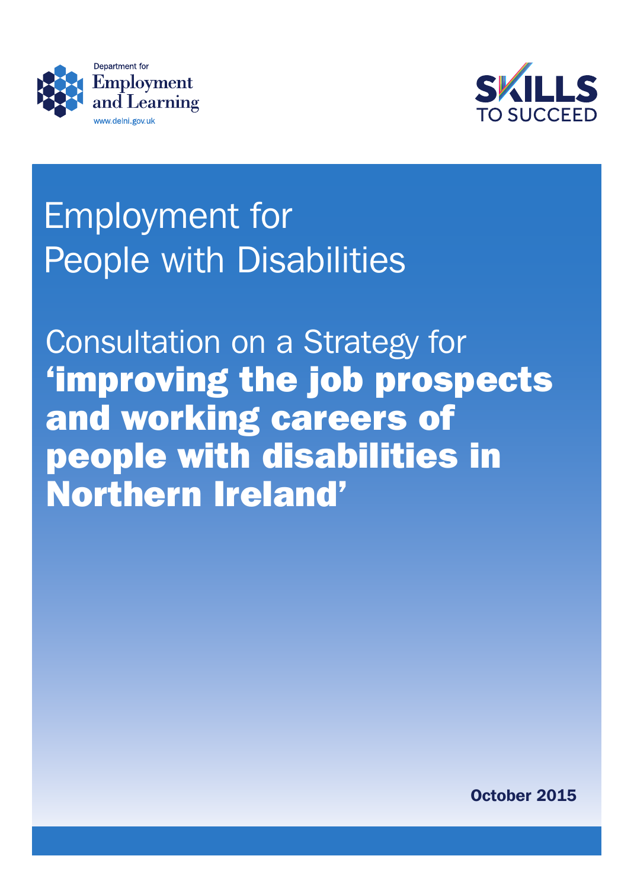Department for
Employment
and Learning
www.delni.gov.uk

SKILLS
TO SUCCEED

# Employment for People with Disabilities

## Consultation on a Strategy for **'improving the job prospects and working careers of people with disabilities in Northern Ireland'**

**October 2015**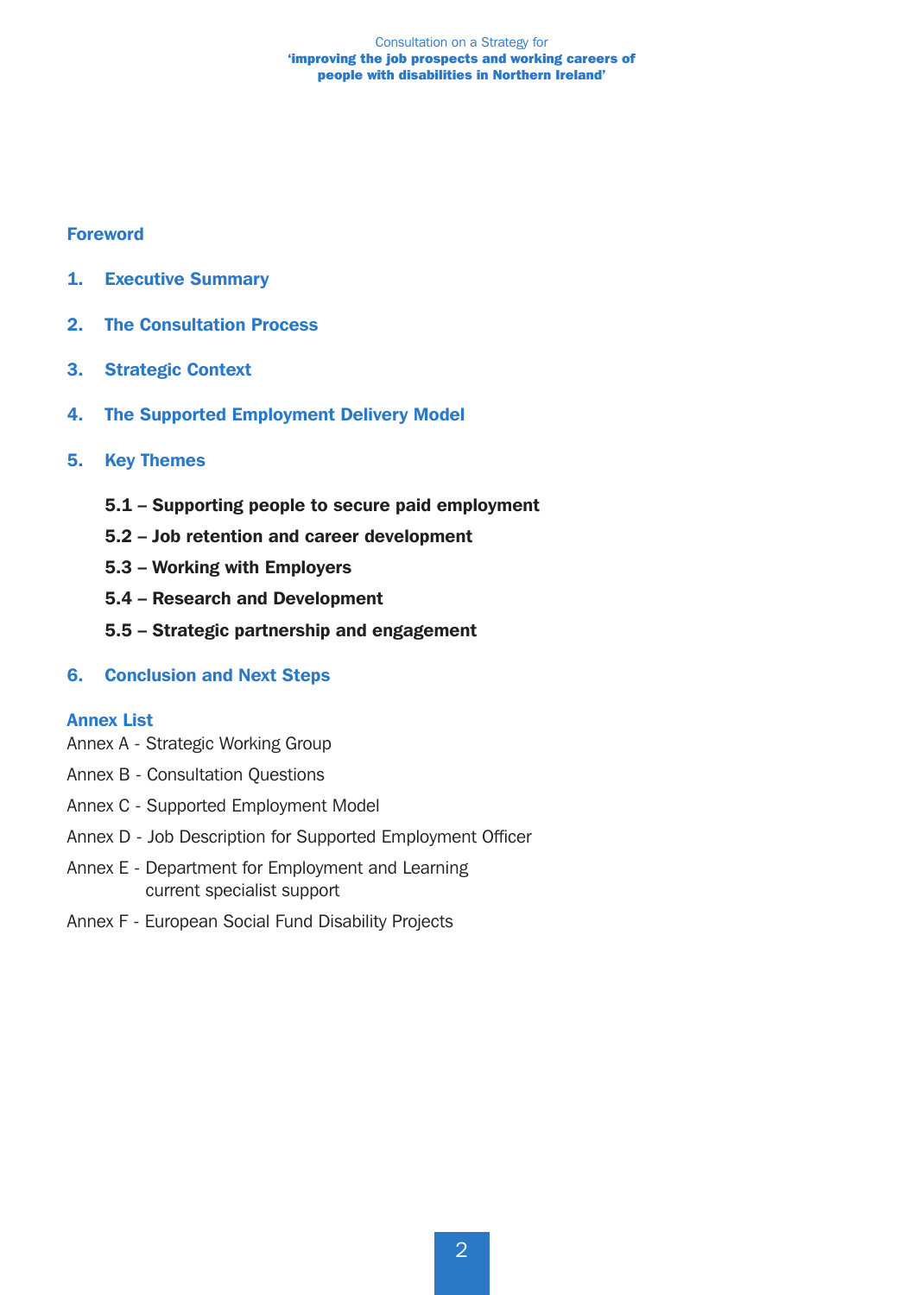**Foreword**

1. **Executive Summary**

2. **The Consultation Process**

3. **Strategic Context**

4. **The Supported Employment Delivery Model**

5. **Key Themes**

    **5.1 – Supporting people to secure paid employment**

    **5.2 – Job retention and career development**

    **5.3 – Working with Employers**

    **5.4 – Research and Development**

    **5.5 – Strategic partnership and engagement**

6. **Conclusion and Next Steps**

**Annex List**

Annex A - Strategic Working Group

Annex B - Consultation Questions

Annex C - Supported Employment Model

Annex D - Job Description for Supported Employment Officer

Annex E - Department for Employment and Learning current specialist support

Annex F - European Social Fund Disability Projects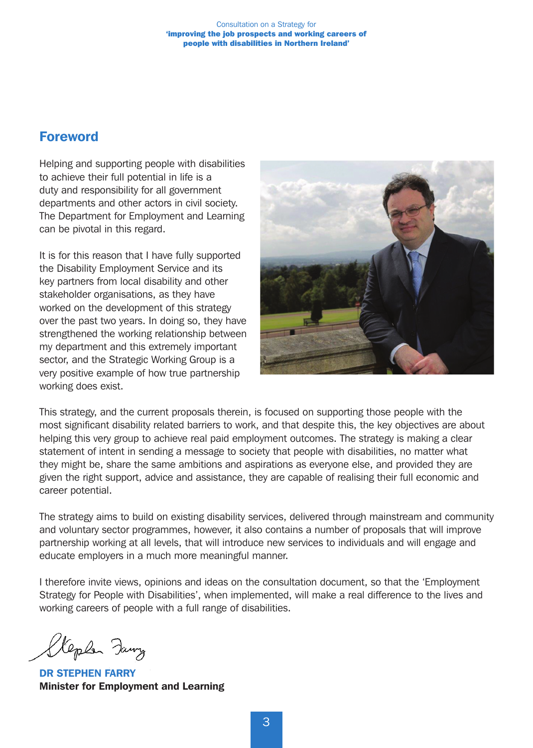## Foreword

Helping and supporting people with disabilities to achieve their full potential in life is a duty and responsibility for all government departments and other actors in civil society. The Department for Employment and Learning can be pivotal in this regard.

It is for this reason that I have fully supported the Disability Employment Service and its key partners from local disability and other stakeholder organisations, as they have worked on the development of this strategy over the past two years. In doing so, they have strengthened the working relationship between my department and this extremely important sector, and the Strategic Working Group is a very positive example of how true partnership working does exist.

This strategy, and the current proposals therein, is focused on supporting those people with the most significant disability related barriers to work, and that despite this, the key objectives are about helping this very group to achieve real paid employment outcomes. The strategy is making a clear statement of intent in sending a message to society that people with disabilities, no matter what they might be, share the same ambitions and aspirations as everyone else, and provided they are given the right support, advice and assistance, they are capable of realising their full economic and career potential.

The strategy aims to build on existing disability services, delivered through mainstream and community and voluntary sector programmes, however, it also contains a number of proposals that will improve partnership working at all levels, that will introduce new services to individuals and will engage and educate employers in a much more meaningful manner.

I therefore invite views, opinions and ideas on the consultation document, so that the 'Employment Strategy for People with Disabilities', when implemented, will make a real difference to the lives and working careers of people with a full range of disabilities.

**DR STEPHEN FARRY**
**Minister for Employment and Learning**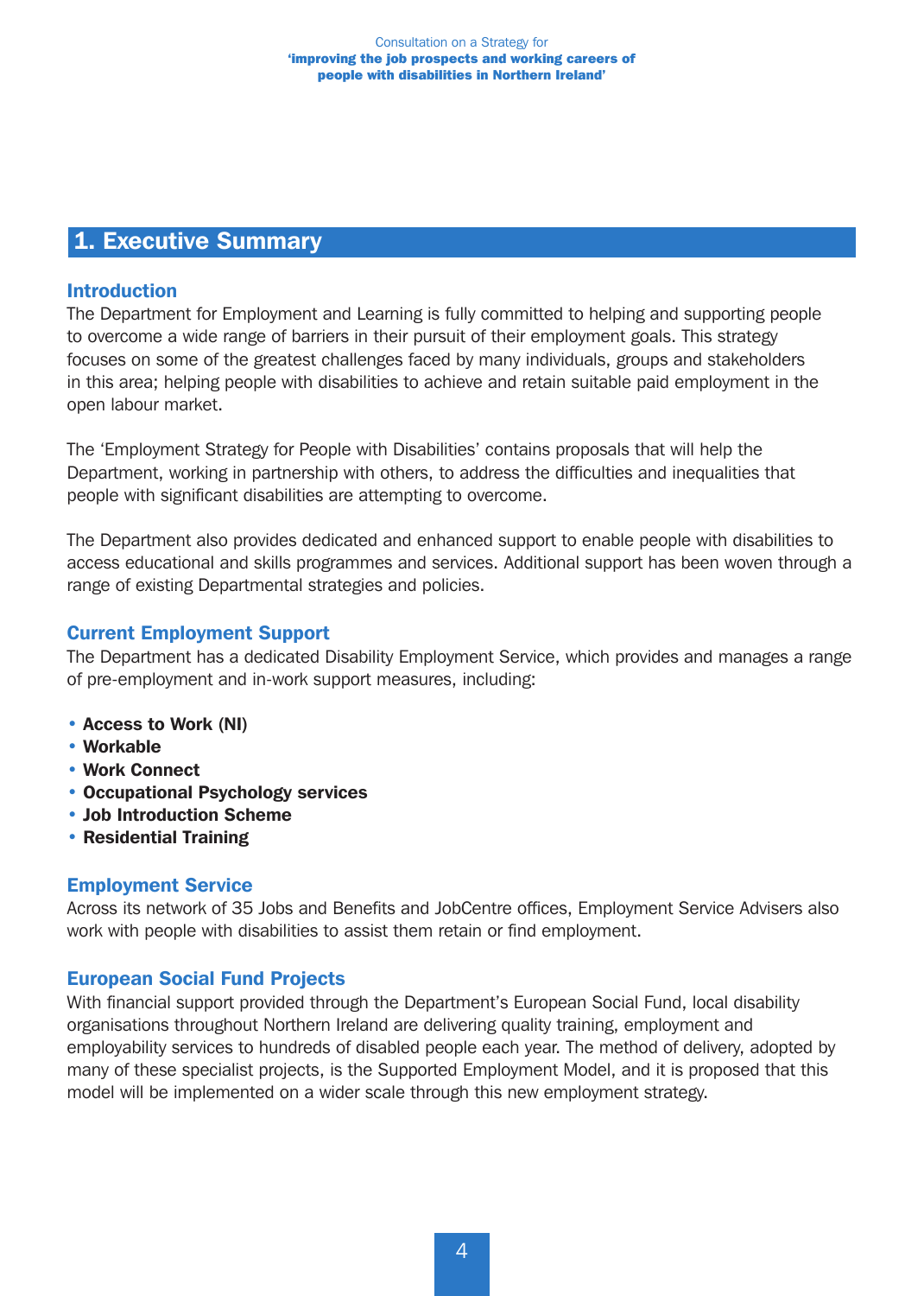## 1. Executive Summary

### Introduction

The Department for Employment and Learning is fully committed to helping and supporting people to overcome a wide range of barriers in their pursuit of their employment goals. This strategy focuses on some of the greatest challenges faced by many individuals, groups and stakeholders in this area; helping people with disabilities to achieve and retain suitable paid employment in the open labour market.

The 'Employment Strategy for People with Disabilities' contains proposals that will help the Department, working in partnership with others, to address the difficulties and inequalities that people with significant disabilities are attempting to overcome.

The Department also provides dedicated and enhanced support to enable people with disabilities to access educational and skills programmes and services. Additional support has been woven through a range of existing Departmental strategies and policies.

### Current Employment Support

The Department has a dedicated Disability Employment Service, which provides and manages a range of pre-employment and in-work support measures, including:

- **Access to Work (NI)**
- **Workable**
- **Work Connect**
- **Occupational Psychology services**
- **Job Introduction Scheme**
- **Residential Training**

### Employment Service

Across its network of 35 Jobs and Benefits and JobCentre offices, Employment Service Advisers also work with people with disabilities to assist them retain or find employment.

### European Social Fund Projects

With financial support provided through the Department's European Social Fund, local disability organisations throughout Northern Ireland are delivering quality training, employment and employability services to hundreds of disabled people each year. The method of delivery, adopted by many of these specialist projects, is the Supported Employment Model, and it is proposed that this model will be implemented on a wider scale through this new employment strategy.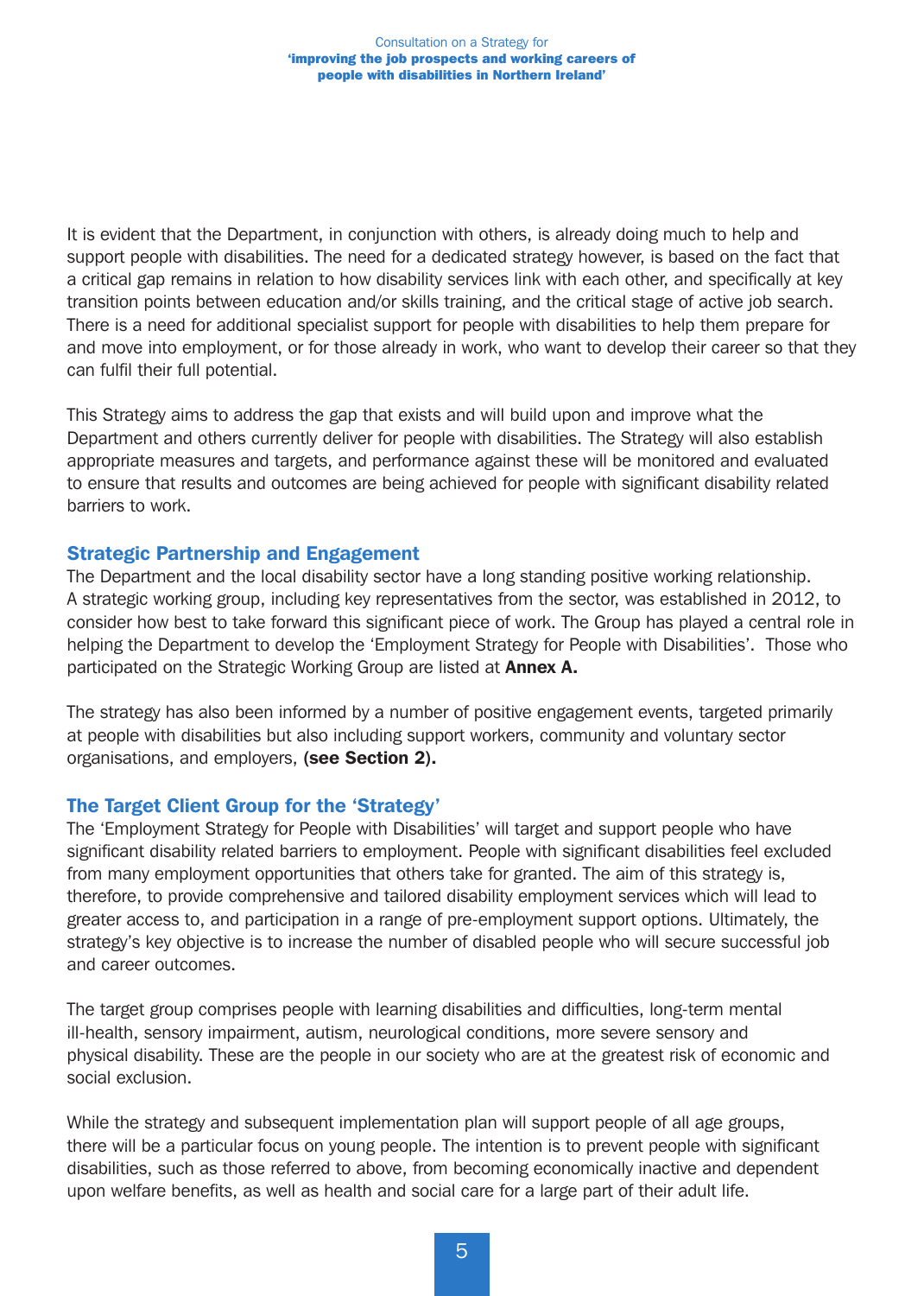It is evident that the Department, in conjunction with others, is already doing much to help and support people with disabilities. The need for a dedicated strategy however, is based on the fact that a critical gap remains in relation to how disability services link with each other, and specifically at key transition points between education and/or skills training, and the critical stage of active job search. There is a need for additional specialist support for people with disabilities to help them prepare for and move into employment, or for those already in work, who want to develop their career so that they can fulfil their full potential.

This Strategy aims to address the gap that exists and will build upon and improve what the Department and others currently deliver for people with disabilities. The Strategy will also establish appropriate measures and targets, and performance against these will be monitored and evaluated to ensure that results and outcomes are being achieved for people with significant disability related barriers to work.

### Strategic Partnership and Engagement

The Department and the local disability sector have a long standing positive working relationship. A strategic working group, including key representatives from the sector, was established in 2012, to consider how best to take forward this significant piece of work. The Group has played a central role in helping the Department to develop the 'Employment Strategy for People with Disabilities'. Those who participated on the Strategic Working Group are listed at **Annex A.**

The strategy has also been informed by a number of positive engagement events, targeted primarily at people with disabilities but also including support workers, community and voluntary sector organisations, and employers, **(see Section 2).**

### The Target Client Group for the 'Strategy'

The 'Employment Strategy for People with Disabilities' will target and support people who have significant disability related barriers to employment. People with significant disabilities feel excluded from many employment opportunities that others take for granted. The aim of this strategy is, therefore, to provide comprehensive and tailored disability employment services which will lead to greater access to, and participation in a range of pre-employment support options. Ultimately, the strategy's key objective is to increase the number of disabled people who will secure successful job and career outcomes.

The target group comprises people with learning disabilities and difficulties, long-term mental ill-health, sensory impairment, autism, neurological conditions, more severe sensory and physical disability. These are the people in our society who are at the greatest risk of economic and social exclusion.

While the strategy and subsequent implementation plan will support people of all age groups, there will be a particular focus on young people. The intention is to prevent people with significant disabilities, such as those referred to above, from becoming economically inactive and dependent upon welfare benefits, as well as health and social care for a large part of their adult life.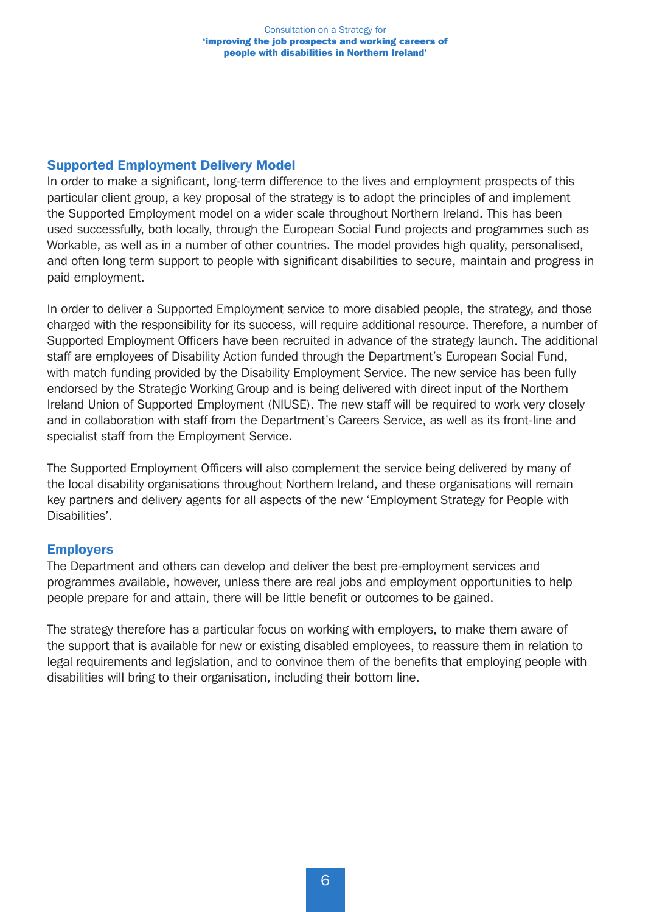## Supported Employment Delivery Model

In order to make a significant, long-term difference to the lives and employment prospects of this particular client group, a key proposal of the strategy is to adopt the principles of and implement the Supported Employment model on a wider scale throughout Northern Ireland. This has been used successfully, both locally, through the European Social Fund projects and programmes such as Workable, as well as in a number of other countries. The model provides high quality, personalised, and often long term support to people with significant disabilities to secure, maintain and progress in paid employment.

In order to deliver a Supported Employment service to more disabled people, the strategy, and those charged with the responsibility for its success, will require additional resource. Therefore, a number of Supported Employment Officers have been recruited in advance of the strategy launch. The additional staff are employees of Disability Action funded through the Department's European Social Fund, with match funding provided by the Disability Employment Service. The new service has been fully endorsed by the Strategic Working Group and is being delivered with direct input of the Northern Ireland Union of Supported Employment (NIUSE). The new staff will be required to work very closely and in collaboration with staff from the Department's Careers Service, as well as its front-line and specialist staff from the Employment Service.

The Supported Employment Officers will also complement the service being delivered by many of the local disability organisations throughout Northern Ireland, and these organisations will remain key partners and delivery agents for all aspects of the new 'Employment Strategy for People with Disabilities'.

## Employers

The Department and others can develop and deliver the best pre-employment services and programmes available, however, unless there are real jobs and employment opportunities to help people prepare for and attain, there will be little benefit or outcomes to be gained.

The strategy therefore has a particular focus on working with employers, to make them aware of the support that is available for new or existing disabled employees, to reassure them in relation to legal requirements and legislation, and to convince them of the benefits that employing people with disabilities will bring to their organisation, including their bottom line.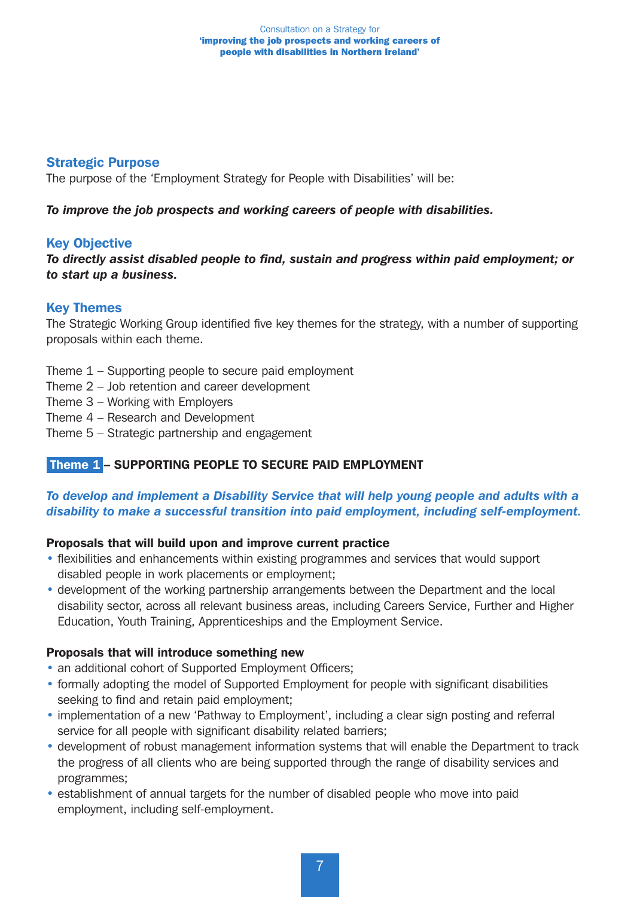## Strategic Purpose

The purpose of the 'Employment Strategy for People with Disabilities' will be:

***To improve the job prospects and working careers of people with disabilities.***

## Key Objective

***To directly assist disabled people to find, sustain and progress within paid employment; or to start up a business.***

## Key Themes

The Strategic Working Group identified five key themes for the strategy, with a number of supporting proposals within each theme.

Theme 1 – Supporting people to secure paid employment
Theme 2 – Job retention and career development
Theme 3 – Working with Employers
Theme 4 – Research and Development
Theme 5 – Strategic partnership and engagement

## Theme 1 – SUPPORTING PEOPLE TO SECURE PAID EMPLOYMENT

***To develop and implement a Disability Service that will help young people and adults with a disability to make a successful transition into paid employment, including self-employment.***

**Proposals that will build upon and improve current practice**

- flexibilities and enhancements within existing programmes and services that would support disabled people in work placements or employment;
- development of the working partnership arrangements between the Department and the local disability sector, across all relevant business areas, including Careers Service, Further and Higher Education, Youth Training, Apprenticeships and the Employment Service.

**Proposals that will introduce something new**

- an additional cohort of Supported Employment Officers;
- formally adopting the model of Supported Employment for people with significant disabilities seeking to find and retain paid employment;
- implementation of a new 'Pathway to Employment', including a clear sign posting and referral service for all people with significant disability related barriers;
- development of robust management information systems that will enable the Department to track the progress of all clients who are being supported through the range of disability services and programmes;
- establishment of annual targets for the number of disabled people who move into paid employment, including self-employment.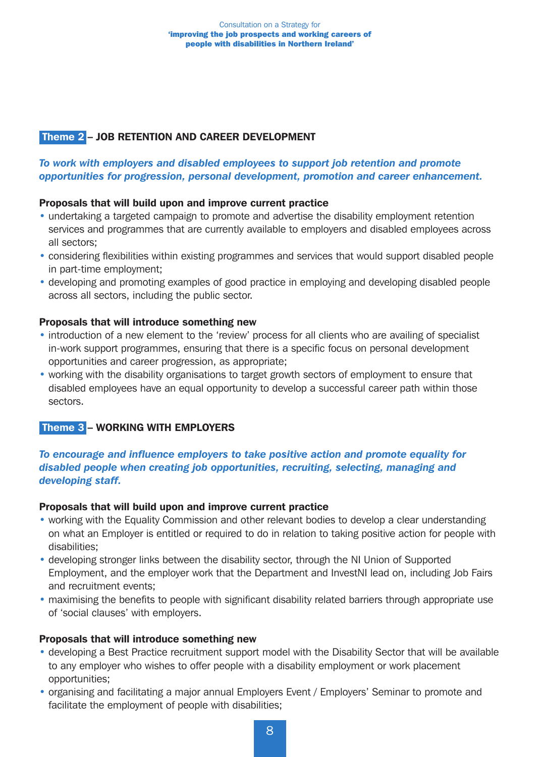## Theme 2 – JOB RETENTION AND CAREER DEVELOPMENT

***To work with employers and disabled employees to support job retention and promote opportunities for progression, personal development, promotion and career enhancement.***

**Proposals that will build upon and improve current practice**

- undertaking a targeted campaign to promote and advertise the disability employment retention services and programmes that are currently available to employers and disabled employees across all sectors;
- considering flexibilities within existing programmes and services that would support disabled people in part-time employment;
- developing and promoting examples of good practice in employing and developing disabled people across all sectors, including the public sector.

**Proposals that will introduce something new**

- introduction of a new element to the 'review' process for all clients who are availing of specialist in-work support programmes, ensuring that there is a specific focus on personal development opportunities and career progression, as appropriate;
- working with the disability organisations to target growth sectors of employment to ensure that disabled employees have an equal opportunity to develop a successful career path within those sectors.

## Theme 3 – WORKING WITH EMPLOYERS

***To encourage and influence employers to take positive action and promote equality for disabled people when creating job opportunities, recruiting, selecting, managing and developing staff.***

**Proposals that will build upon and improve current practice**

- working with the Equality Commission and other relevant bodies to develop a clear understanding on what an Employer is entitled or required to do in relation to taking positive action for people with disabilities;
- developing stronger links between the disability sector, through the NI Union of Supported Employment, and the employer work that the Department and InvestNI lead on, including Job Fairs and recruitment events;
- maximising the benefits to people with significant disability related barriers through appropriate use of 'social clauses' with employers.

**Proposals that will introduce something new**

- developing a Best Practice recruitment support model with the Disability Sector that will be available to any employer who wishes to offer people with a disability employment or work placement opportunities;
- organising and facilitating a major annual Employers Event / Employers' Seminar to promote and facilitate the employment of people with disabilities;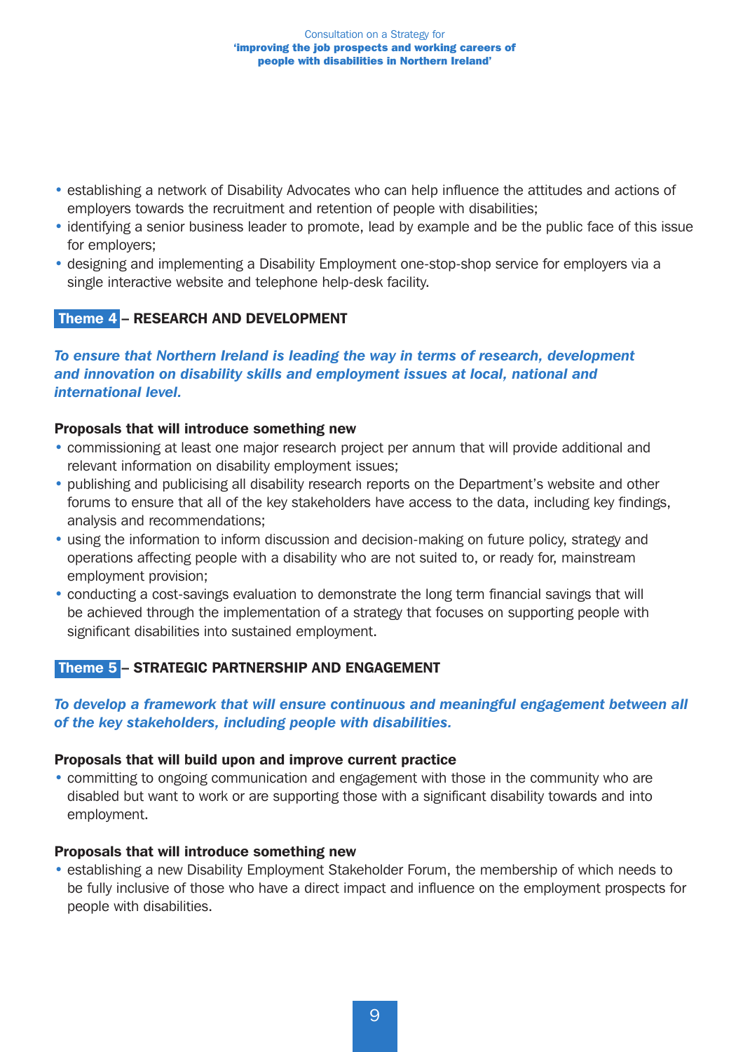- establishing a network of Disability Advocates who can help influence the attitudes and actions of employers towards the recruitment and retention of people with disabilities;
- identifying a senior business leader to promote, lead by example and be the public face of this issue for employers;
- designing and implementing a Disability Employment one-stop-shop service for employers via a single interactive website and telephone help-desk facility.

## Theme 4 – RESEARCH AND DEVELOPMENT

***To ensure that Northern Ireland is leading the way in terms of research, development and innovation on disability skills and employment issues at local, national and international level.***

**Proposals that will introduce something new**

- commissioning at least one major research project per annum that will provide additional and relevant information on disability employment issues;
- publishing and publicising all disability research reports on the Department's website and other forums to ensure that all of the key stakeholders have access to the data, including key findings, analysis and recommendations;
- using the information to inform discussion and decision-making on future policy, strategy and operations affecting people with a disability who are not suited to, or ready for, mainstream employment provision;
- conducting a cost-savings evaluation to demonstrate the long term financial savings that will be achieved through the implementation of a strategy that focuses on supporting people with significant disabilities into sustained employment.

## Theme 5 – STRATEGIC PARTNERSHIP AND ENGAGEMENT

***To develop a framework that will ensure continuous and meaningful engagement between all of the key stakeholders, including people with disabilities.***

**Proposals that will build upon and improve current practice**

- committing to ongoing communication and engagement with those in the community who are disabled but want to work or are supporting those with a significant disability towards and into employment.

**Proposals that will introduce something new**

- establishing a new Disability Employment Stakeholder Forum, the membership of which needs to be fully inclusive of those who have a direct impact and influence on the employment prospects for people with disabilities.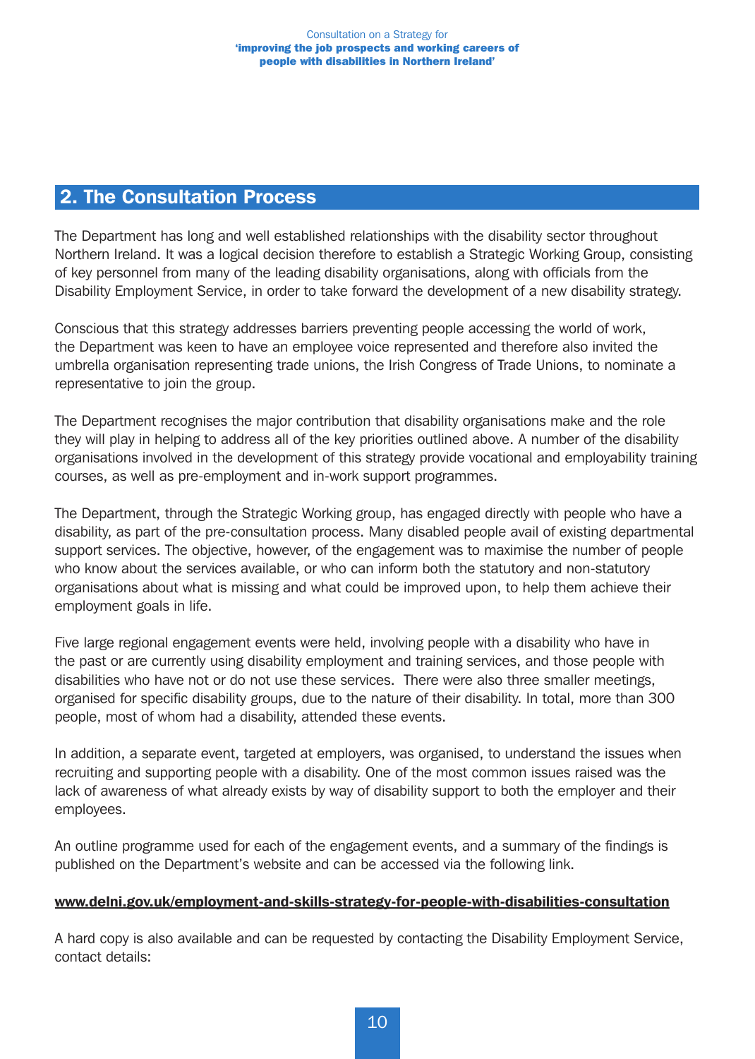## 2. The Consultation Process

The Department has long and well established relationships with the disability sector throughout Northern Ireland. It was a logical decision therefore to establish a Strategic Working Group, consisting of key personnel from many of the leading disability organisations, along with officials from the Disability Employment Service, in order to take forward the development of a new disability strategy.

Conscious that this strategy addresses barriers preventing people accessing the world of work, the Department was keen to have an employee voice represented and therefore also invited the umbrella organisation representing trade unions, the Irish Congress of Trade Unions, to nominate a representative to join the group.

The Department recognises the major contribution that disability organisations make and the role they will play in helping to address all of the key priorities outlined above. A number of the disability organisations involved in the development of this strategy provide vocational and employability training courses, as well as pre-employment and in-work support programmes.

The Department, through the Strategic Working group, has engaged directly with people who have a disability, as part of the pre-consultation process. Many disabled people avail of existing departmental support services. The objective, however, of the engagement was to maximise the number of people who know about the services available, or who can inform both the statutory and non-statutory organisations about what is missing and what could be improved upon, to help them achieve their employment goals in life.

Five large regional engagement events were held, involving people with a disability who have in the past or are currently using disability employment and training services, and those people with disabilities who have not or do not use these services. There were also three smaller meetings, organised for specific disability groups, due to the nature of their disability. In total, more than 300 people, most of whom had a disability, attended these events.

In addition, a separate event, targeted at employers, was organised, to understand the issues when recruiting and supporting people with a disability. One of the most common issues raised was the lack of awareness of what already exists by way of disability support to both the employer and their employees.

An outline programme used for each of the engagement events, and a summary of the findings is published on the Department's website and can be accessed via the following link.

**www.delni.gov.uk/employment-and-skills-strategy-for-people-with-disabilities-consultation**

A hard copy is also available and can be requested by contacting the Disability Employment Service, contact details: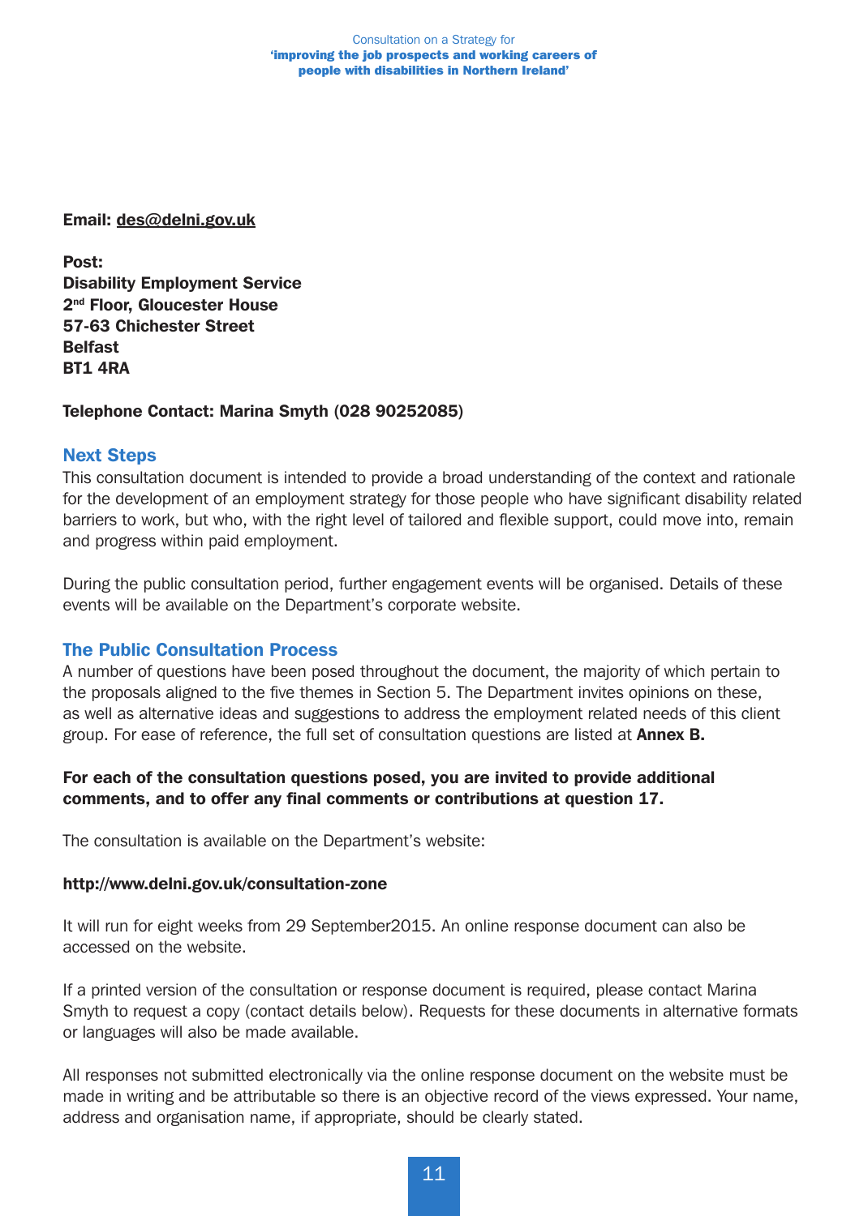**Email: des@delni.gov.uk**

**Post:**
**Disability Employment Service**
**2nd Floor, Gloucester House**
**57-63 Chichester Street**
**Belfast**
**BT1 4RA**

**Telephone Contact: Marina Smyth (028 90252085)**

## Next Steps

This consultation document is intended to provide a broad understanding of the context and rationale for the development of an employment strategy for those people who have significant disability related barriers to work, but who, with the right level of tailored and flexible support, could move into, remain and progress within paid employment.

During the public consultation period, further engagement events will be organised. Details of these events will be available on the Department's corporate website.

## The Public Consultation Process

A number of questions have been posed throughout the document, the majority of which pertain to the proposals aligned to the five themes in Section 5. The Department invites opinions on these, as well as alternative ideas and suggestions to address the employment related needs of this client group. For ease of reference, the full set of consultation questions are listed at **Annex B.**

**For each of the consultation questions posed, you are invited to provide additional comments, and to offer any final comments or contributions at question 17.**

The consultation is available on the Department's website:

**http://www.delni.gov.uk/consultation-zone**

It will run for eight weeks from 29 September2015. An online response document can also be accessed on the website.

If a printed version of the consultation or response document is required, please contact Marina Smyth to request a copy (contact details below). Requests for these documents in alternative formats or languages will also be made available.

All responses not submitted electronically via the online response document on the website must be made in writing and be attributable so there is an objective record of the views expressed. Your name, address and organisation name, if appropriate, should be clearly stated.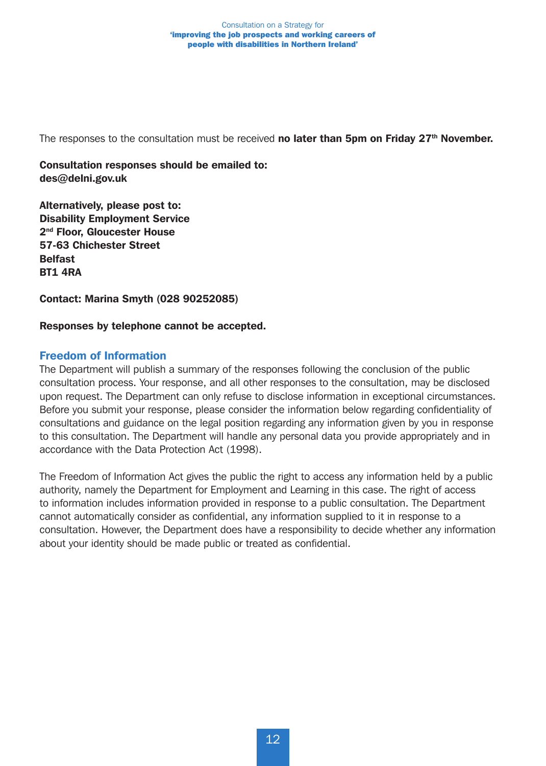The responses to the consultation must be received **no later than 5pm on Friday 27th November.**

**Consultation responses should be emailed to:**
**des@delni.gov.uk**

**Alternatively, please post to:**
**Disability Employment Service**
**2nd Floor, Gloucester House**
**57-63 Chichester Street**
**Belfast**
**BT1 4RA**

**Contact: Marina Smyth (028 90252085)**

**Responses by telephone cannot be accepted.**

## Freedom of Information

The Department will publish a summary of the responses following the conclusion of the public consultation process. Your response, and all other responses to the consultation, may be disclosed upon request. The Department can only refuse to disclose information in exceptional circumstances. Before you submit your response, please consider the information below regarding confidentiality of consultations and guidance on the legal position regarding any information given by you in response to this consultation. The Department will handle any personal data you provide appropriately and in accordance with the Data Protection Act (1998).

The Freedom of Information Act gives the public the right to access any information held by a public authority, namely the Department for Employment and Learning in this case. The right of access to information includes information provided in response to a public consultation. The Department cannot automatically consider as confidential, any information supplied to it in response to a consultation. However, the Department does have a responsibility to decide whether any information about your identity should be made public or treated as confidential.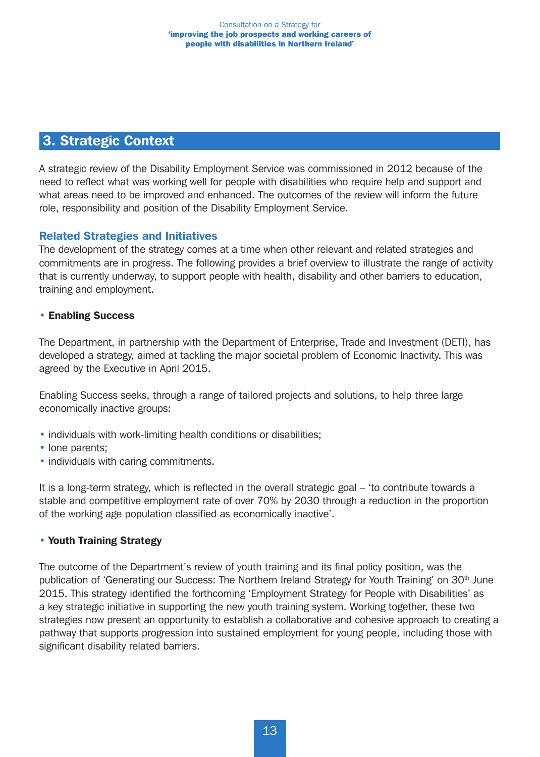## 3. Strategic Context

A strategic review of the Disability Employment Service was commissioned in 2012 because of the need to reflect what was working well for people with disabilities who require help and support and what areas need to be improved and enhanced. The outcomes of the review will inform the future role, responsibility and position of the Disability Employment Service.

### Related Strategies and Initiatives

The development of the strategy comes at a time when other relevant and related strategies and commitments are in progress. The following provides a brief overview to illustrate the range of activity that is currently underway, to support people with health, disability and other barriers to education, training and employment.

- **Enabling Success**

The Department, in partnership with the Department of Enterprise, Trade and Investment (DETI), has developed a strategy, aimed at tackling the major societal problem of Economic Inactivity. This was agreed by the Executive in April 2015.

Enabling Success seeks, through a range of tailored projects and solutions, to help three large economically inactive groups:

- individuals with work-limiting health conditions or disabilities;
- lone parents;
- individuals with caring commitments.

It is a long-term strategy, which is reflected in the overall strategic goal – 'to contribute towards a stable and competitive employment rate of over 70% by 2030 through a reduction in the proportion of the working age population classified as economically inactive'.

- **Youth Training Strategy**

The outcome of the Department's review of youth training and its final policy position, was the publication of 'Generating our Success: The Northern Ireland Strategy for Youth Training' on 30th June 2015. This strategy identified the forthcoming 'Employment Strategy for People with Disabilities' as a key strategic initiative in supporting the new youth training system. Working together, these two strategies now present an opportunity to establish a collaborative and cohesive approach to creating a pathway that supports progression into sustained employment for young people, including those with significant disability related barriers.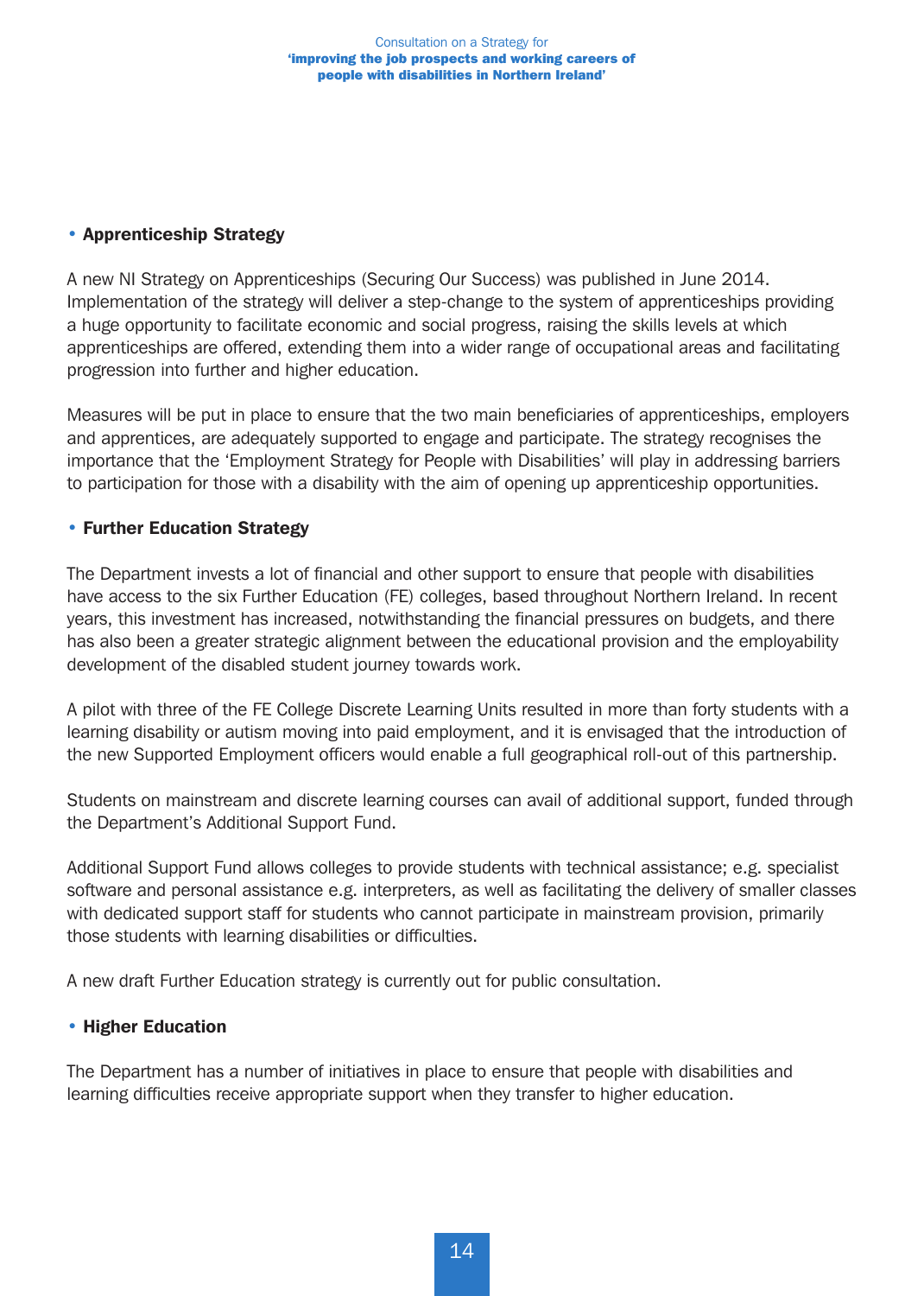- **Apprenticeship Strategy**

A new NI Strategy on Apprenticeships (Securing Our Success) was published in June 2014. Implementation of the strategy will deliver a step-change to the system of apprenticeships providing a huge opportunity to facilitate economic and social progress, raising the skills levels at which apprenticeships are offered, extending them into a wider range of occupational areas and facilitating progression into further and higher education.

Measures will be put in place to ensure that the two main beneficiaries of apprenticeships, employers and apprentices, are adequately supported to engage and participate. The strategy recognises the importance that the 'Employment Strategy for People with Disabilities' will play in addressing barriers to participation for those with a disability with the aim of opening up apprenticeship opportunities.

- **Further Education Strategy**

The Department invests a lot of financial and other support to ensure that people with disabilities have access to the six Further Education (FE) colleges, based throughout Northern Ireland. In recent years, this investment has increased, notwithstanding the financial pressures on budgets, and there has also been a greater strategic alignment between the educational provision and the employability development of the disabled student journey towards work.

A pilot with three of the FE College Discrete Learning Units resulted in more than forty students with a learning disability or autism moving into paid employment, and it is envisaged that the introduction of the new Supported Employment officers would enable a full geographical roll-out of this partnership.

Students on mainstream and discrete learning courses can avail of additional support, funded through the Department's Additional Support Fund.

Additional Support Fund allows colleges to provide students with technical assistance; e.g. specialist software and personal assistance e.g. interpreters, as well as facilitating the delivery of smaller classes with dedicated support staff for students who cannot participate in mainstream provision, primarily those students with learning disabilities or difficulties.

A new draft Further Education strategy is currently out for public consultation.

- **Higher Education**

The Department has a number of initiatives in place to ensure that people with disabilities and learning difficulties receive appropriate support when they transfer to higher education.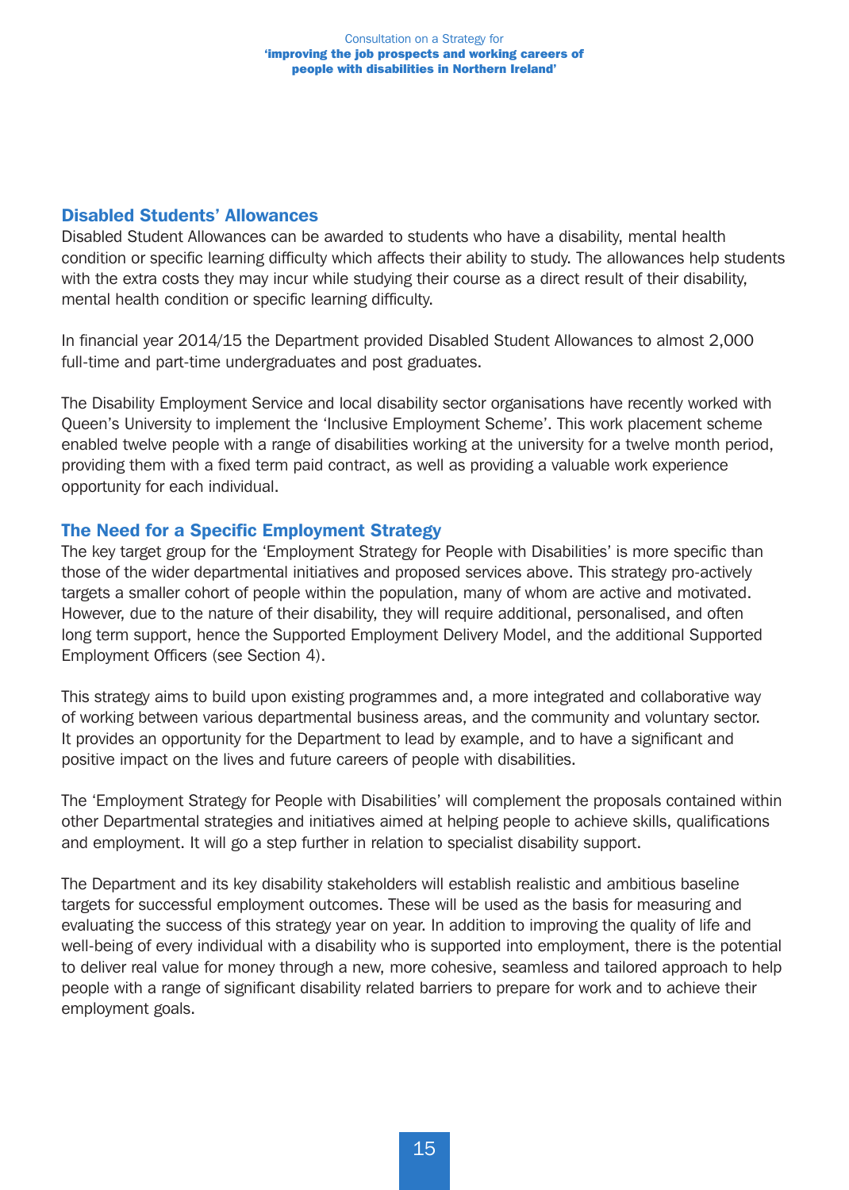## Disabled Students' Allowances

Disabled Student Allowances can be awarded to students who have a disability, mental health condition or specific learning difficulty which affects their ability to study. The allowances help students with the extra costs they may incur while studying their course as a direct result of their disability, mental health condition or specific learning difficulty.

In financial year 2014/15 the Department provided Disabled Student Allowances to almost 2,000 full-time and part-time undergraduates and post graduates.

The Disability Employment Service and local disability sector organisations have recently worked with Queen's University to implement the 'Inclusive Employment Scheme'. This work placement scheme enabled twelve people with a range of disabilities working at the university for a twelve month period, providing them with a fixed term paid contract, as well as providing a valuable work experience opportunity for each individual.

## The Need for a Specific Employment Strategy

The key target group for the 'Employment Strategy for People with Disabilities' is more specific than those of the wider departmental initiatives and proposed services above. This strategy pro-actively targets a smaller cohort of people within the population, many of whom are active and motivated. However, due to the nature of their disability, they will require additional, personalised, and often long term support, hence the Supported Employment Delivery Model, and the additional Supported Employment Officers (see Section 4).

This strategy aims to build upon existing programmes and, a more integrated and collaborative way of working between various departmental business areas, and the community and voluntary sector. It provides an opportunity for the Department to lead by example, and to have a significant and positive impact on the lives and future careers of people with disabilities.

The 'Employment Strategy for People with Disabilities' will complement the proposals contained within other Departmental strategies and initiatives aimed at helping people to achieve skills, qualifications and employment. It will go a step further in relation to specialist disability support.

The Department and its key disability stakeholders will establish realistic and ambitious baseline targets for successful employment outcomes. These will be used as the basis for measuring and evaluating the success of this strategy year on year. In addition to improving the quality of life and well-being of every individual with a disability who is supported into employment, there is the potential to deliver real value for money through a new, more cohesive, seamless and tailored approach to help people with a range of significant disability related barriers to prepare for work and to achieve their employment goals.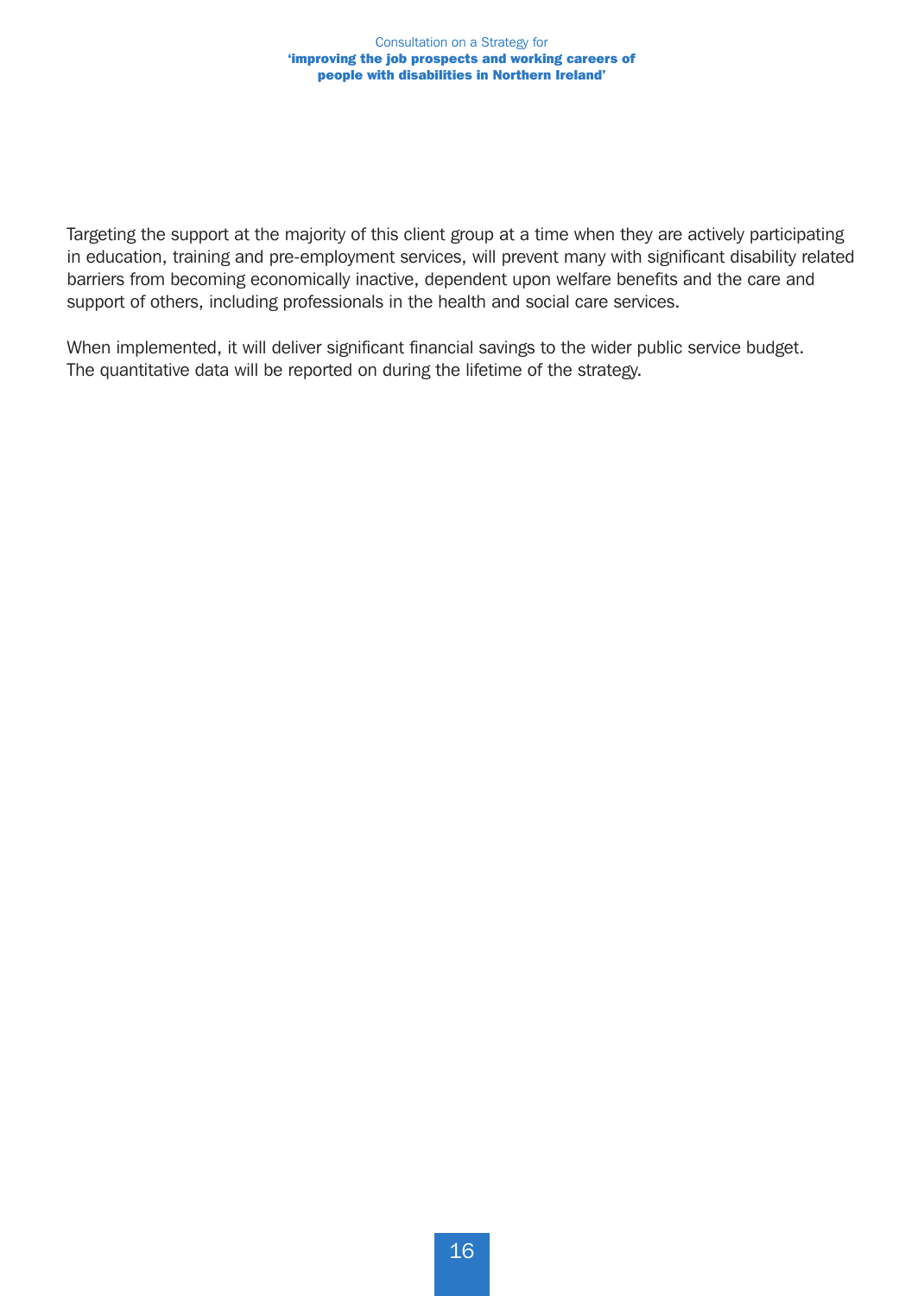Targeting the support at the majority of this client group at a time when they are actively participating in education, training and pre-employment services, will prevent many with significant disability related barriers from becoming economically inactive, dependent upon welfare benefits and the care and support of others, including professionals in the health and social care services.

When implemented, it will deliver significant financial savings to the wider public service budget. The quantitative data will be reported on during the lifetime of the strategy.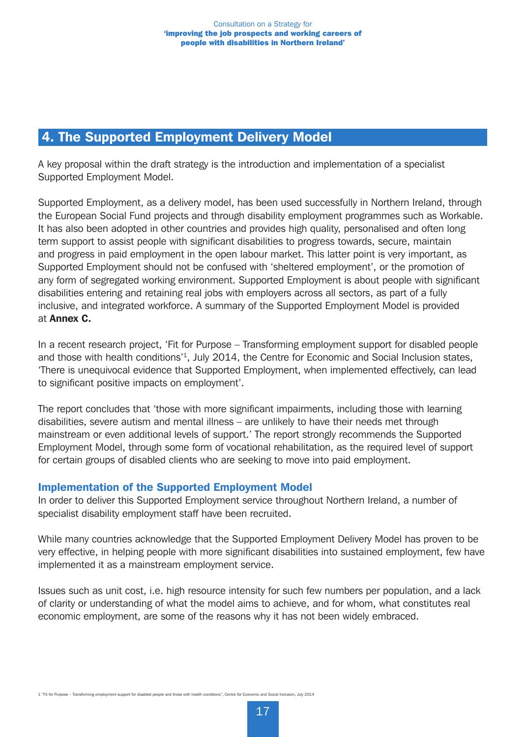## 4. The Supported Employment Delivery Model

A key proposal within the draft strategy is the introduction and implementation of a specialist Supported Employment Model.

Supported Employment, as a delivery model, has been used successfully in Northern Ireland, through the European Social Fund projects and through disability employment programmes such as Workable. It has also been adopted in other countries and provides high quality, personalised and often long term support to assist people with significant disabilities to progress towards, secure, maintain and progress in paid employment in the open labour market. This latter point is very important, as Supported Employment should not be confused with 'sheltered employment', or the promotion of any form of segregated working environment. Supported Employment is about people with significant disabilities entering and retaining real jobs with employers across all sectors, as part of a fully inclusive, and integrated workforce. A summary of the Supported Employment Model is provided at **Annex C.**

In a recent research project, 'Fit for Purpose – Transforming employment support for disabled people and those with health conditions'[1], July 2014, the Centre for Economic and Social Inclusion states, 'There is unequivocal evidence that Supported Employment, when implemented effectively, can lead to significant positive impacts on employment'.

The report concludes that 'those with more significant impairments, including those with learning disabilities, severe autism and mental illness – are unlikely to have their needs met through mainstream or even additional levels of support.' The report strongly recommends the Supported Employment Model, through some form of vocational rehabilitation, as the required level of support for certain groups of disabled clients who are seeking to move into paid employment.

### Implementation of the Supported Employment Model

In order to deliver this Supported Employment service throughout Northern Ireland, a number of specialist disability employment staff have been recruited.

While many countries acknowledge that the Supported Employment Delivery Model has proven to be very effective, in helping people with more significant disabilities into sustained employment, few have implemented it as a mainstream employment service.

Issues such as unit cost, i.e. high resource intensity for such few numbers per population, and a lack of clarity or understanding of what the model aims to achieve, and for whom, what constitutes real economic employment, are some of the reasons why it has not been widely embraced.

[1] "Fit for Purpose – Transforming employment support for disabled people and those with health conditions", Centre for Economic and Social Inclusion, July 2014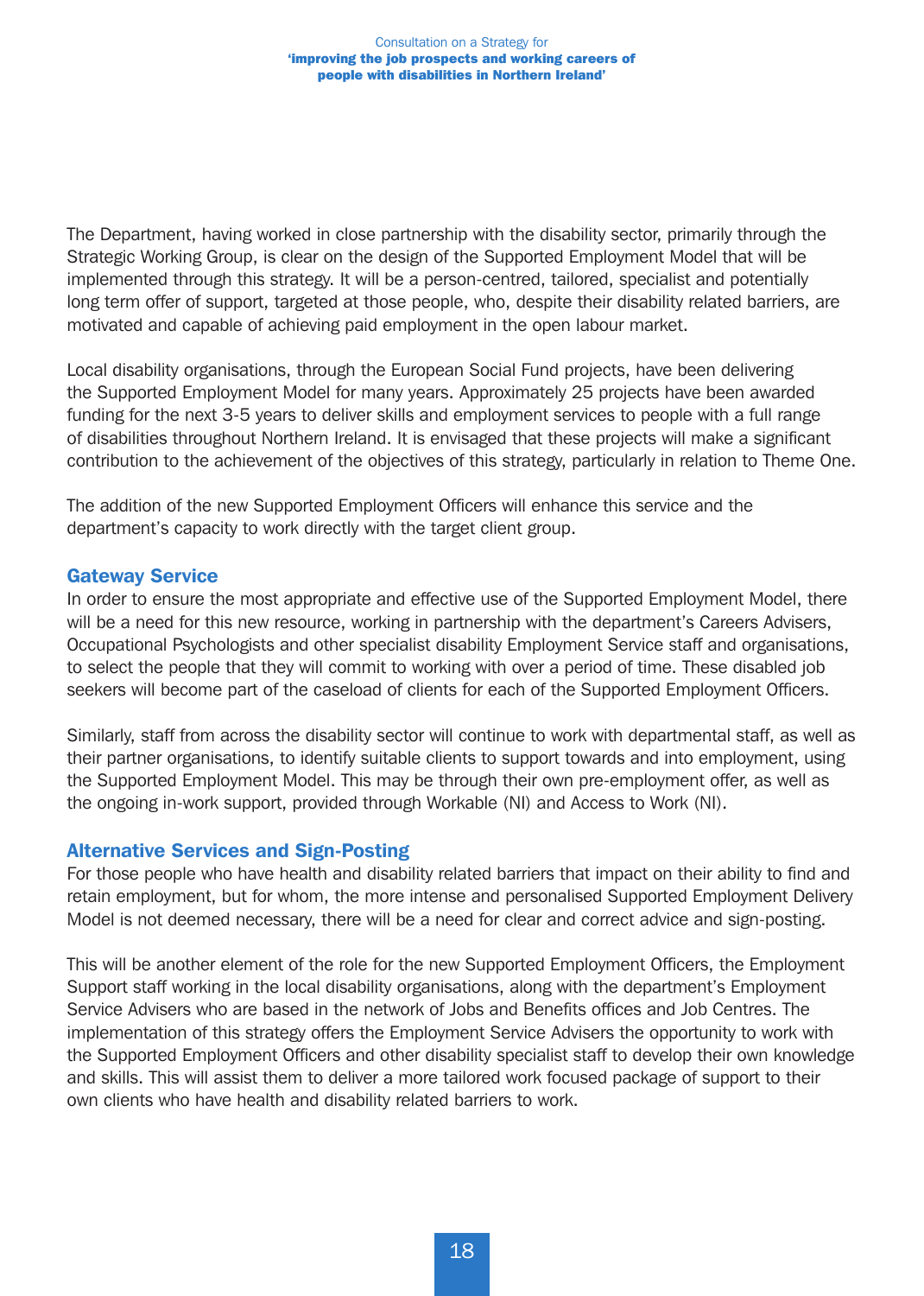The Department, having worked in close partnership with the disability sector, primarily through the Strategic Working Group, is clear on the design of the Supported Employment Model that will be implemented through this strategy. It will be a person-centred, tailored, specialist and potentially long term offer of support, targeted at those people, who, despite their disability related barriers, are motivated and capable of achieving paid employment in the open labour market.

Local disability organisations, through the European Social Fund projects, have been delivering the Supported Employment Model for many years. Approximately 25 projects have been awarded funding for the next 3-5 years to deliver skills and employment services to people with a full range of disabilities throughout Northern Ireland. It is envisaged that these projects will make a significant contribution to the achievement of the objectives of this strategy, particularly in relation to Theme One.

The addition of the new Supported Employment Officers will enhance this service and the department's capacity to work directly with the target client group.

### Gateway Service

In order to ensure the most appropriate and effective use of the Supported Employment Model, there will be a need for this new resource, working in partnership with the department's Careers Advisers, Occupational Psychologists and other specialist disability Employment Service staff and organisations, to select the people that they will commit to working with over a period of time. These disabled job seekers will become part of the caseload of clients for each of the Supported Employment Officers.

Similarly, staff from across the disability sector will continue to work with departmental staff, as well as their partner organisations, to identify suitable clients to support towards and into employment, using the Supported Employment Model. This may be through their own pre-employment offer, as well as the ongoing in-work support, provided through Workable (NI) and Access to Work (NI).

### Alternative Services and Sign-Posting

For those people who have health and disability related barriers that impact on their ability to find and retain employment, but for whom, the more intense and personalised Supported Employment Delivery Model is not deemed necessary, there will be a need for clear and correct advice and sign-posting.

This will be another element of the role for the new Supported Employment Officers, the Employment Support staff working in the local disability organisations, along with the department's Employment Service Advisers who are based in the network of Jobs and Benefits offices and Job Centres. The implementation of this strategy offers the Employment Service Advisers the opportunity to work with the Supported Employment Officers and other disability specialist staff to develop their own knowledge and skills. This will assist them to deliver a more tailored work focused package of support to their own clients who have health and disability related barriers to work.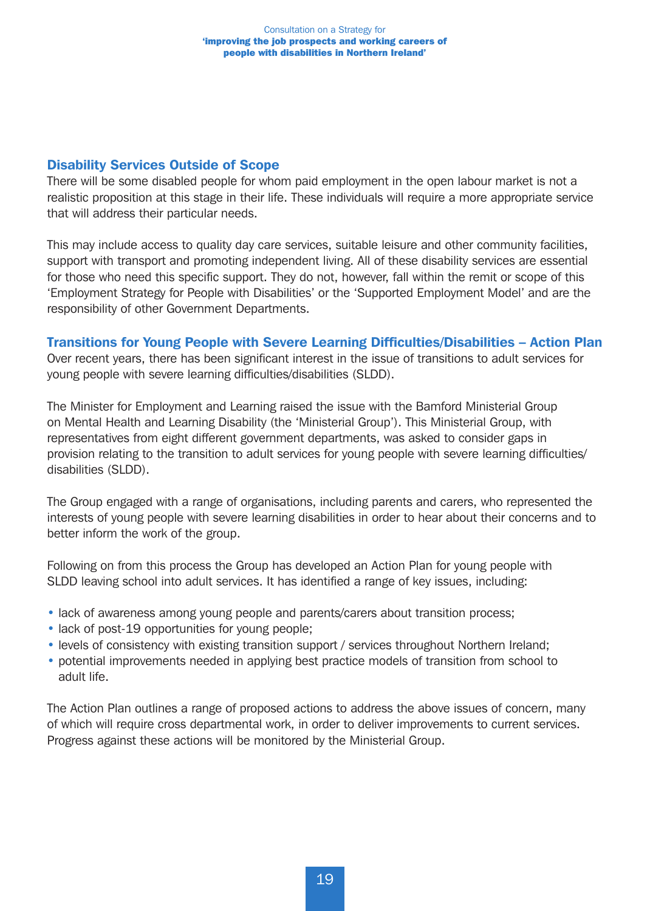## Disability Services Outside of Scope

There will be some disabled people for whom paid employment in the open labour market is not a realistic proposition at this stage in their life. These individuals will require a more appropriate service that will address their particular needs.

This may include access to quality day care services, suitable leisure and other community facilities, support with transport and promoting independent living. All of these disability services are essential for those who need this specific support. They do not, however, fall within the remit or scope of this 'Employment Strategy for People with Disabilities' or the 'Supported Employment Model' and are the responsibility of other Government Departments.

## Transitions for Young People with Severe Learning Difficulties/Disabilities – Action Plan

Over recent years, there has been significant interest in the issue of transitions to adult services for young people with severe learning difficulties/disabilities (SLDD).

The Minister for Employment and Learning raised the issue with the Bamford Ministerial Group on Mental Health and Learning Disability (the 'Ministerial Group'). This Ministerial Group, with representatives from eight different government departments, was asked to consider gaps in provision relating to the transition to adult services for young people with severe learning difficulties/disabilities (SLDD).

The Group engaged with a range of organisations, including parents and carers, who represented the interests of young people with severe learning disabilities in order to hear about their concerns and to better inform the work of the group.

Following on from this process the Group has developed an Action Plan for young people with SLDD leaving school into adult services. It has identified a range of key issues, including:

- lack of awareness among young people and parents/carers about transition process;
- lack of post-19 opportunities for young people;
- levels of consistency with existing transition support / services throughout Northern Ireland;
- potential improvements needed in applying best practice models of transition from school to adult life.

The Action Plan outlines a range of proposed actions to address the above issues of concern, many of which will require cross departmental work, in order to deliver improvements to current services. Progress against these actions will be monitored by the Ministerial Group.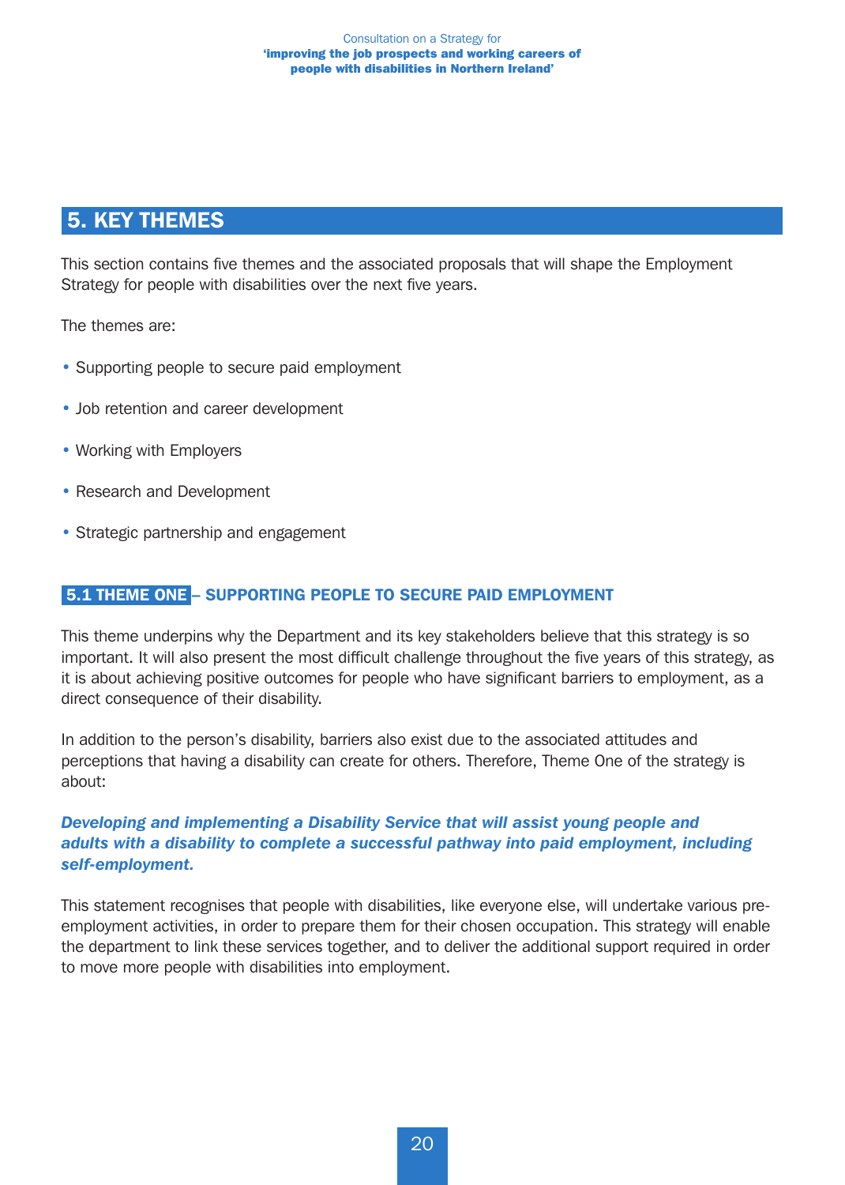## 5. KEY THEMES

This section contains five themes and the associated proposals that will shape the Employment Strategy for people with disabilities over the next five years.

The themes are:

- Supporting people to secure paid employment
- Job retention and career development
- Working with Employers
- Research and Development
- Strategic partnership and engagement

### 5.1 THEME ONE – SUPPORTING PEOPLE TO SECURE PAID EMPLOYMENT

This theme underpins why the Department and its key stakeholders believe that this strategy is so important. It will also present the most difficult challenge throughout the five years of this strategy, as it is about achieving positive outcomes for people who have significant barriers to employment, as a direct consequence of their disability.

In addition to the person's disability, barriers also exist due to the associated attitudes and perceptions that having a disability can create for others. Therefore, Theme One of the strategy is about:

***Developing and implementing a Disability Service that will assist young people and adults with a disability to complete a successful pathway into paid employment, including self-employment.***

This statement recognises that people with disabilities, like everyone else, will undertake various pre-employment activities, in order to prepare them for their chosen occupation. This strategy will enable the department to link these services together, and to deliver the additional support required in order to move more people with disabilities into employment.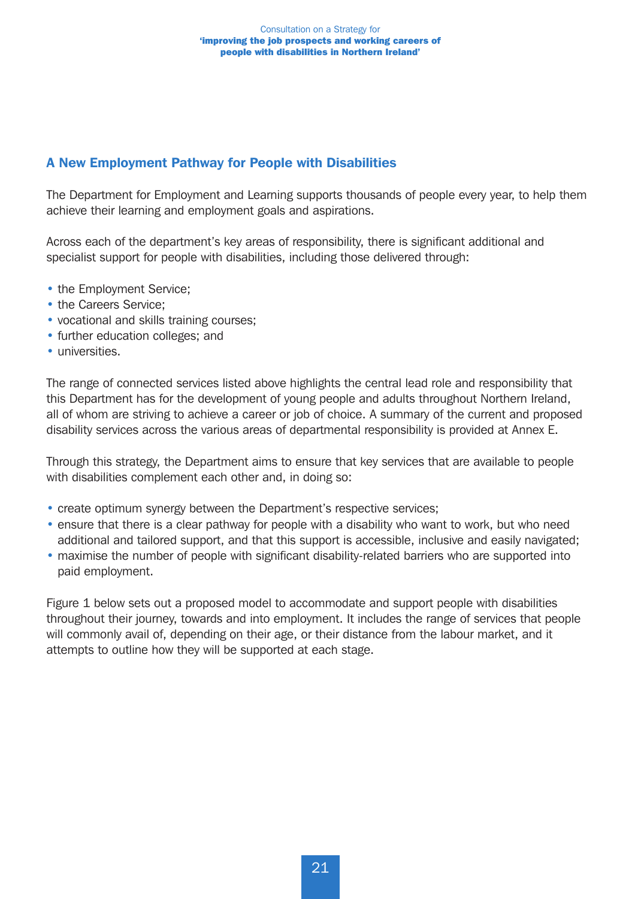## A New Employment Pathway for People with Disabilities

The Department for Employment and Learning supports thousands of people every year, to help them achieve their learning and employment goals and aspirations.

Across each of the department's key areas of responsibility, there is significant additional and specialist support for people with disabilities, including those delivered through:

- the Employment Service;
- the Careers Service;
- vocational and skills training courses;
- further education colleges; and
- universities.

The range of connected services listed above highlights the central lead role and responsibility that this Department has for the development of young people and adults throughout Northern Ireland, all of whom are striving to achieve a career or job of choice. A summary of the current and proposed disability services across the various areas of departmental responsibility is provided at Annex E.

Through this strategy, the Department aims to ensure that key services that are available to people with disabilities complement each other and, in doing so:

- create optimum synergy between the Department's respective services;
- ensure that there is a clear pathway for people with a disability who want to work, but who need additional and tailored support, and that this support is accessible, inclusive and easily navigated;
- maximise the number of people with significant disability-related barriers who are supported into paid employment.

Figure 1 below sets out a proposed model to accommodate and support people with disabilities throughout their journey, towards and into employment. It includes the range of services that people will commonly avail of, depending on their age, or their distance from the labour market, and it attempts to outline how they will be supported at each stage.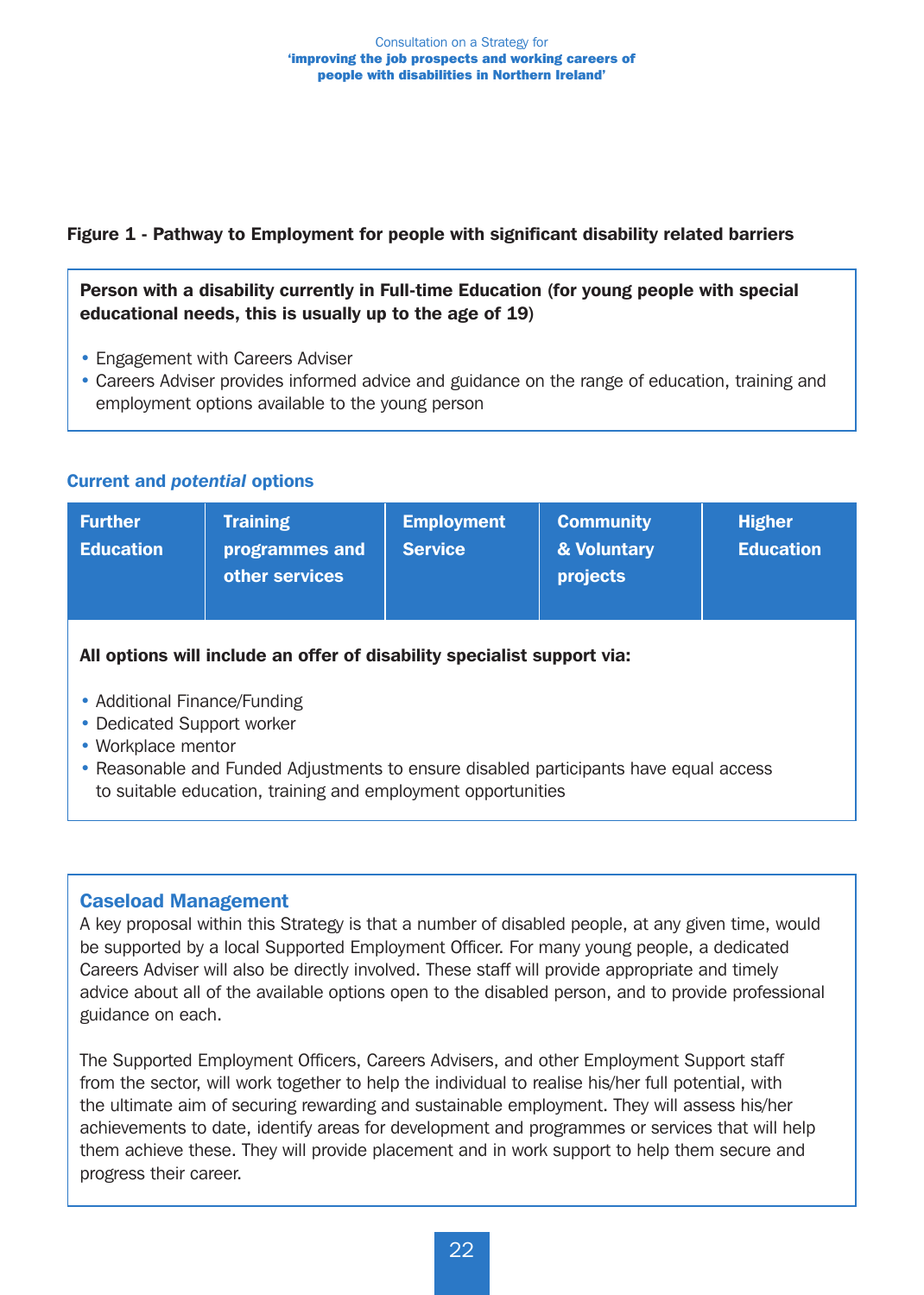**Figure 1 - Pathway to Employment for people with significant disability related barriers**

**Person with a disability currently in Full-time Education (for young people with special educational needs, this is usually up to the age of 19)**

- Engagement with Careers Adviser
- Careers Adviser provides informed advice and guidance on the range of education, training and employment options available to the young person

### Current and *potential* options

| Further Education | Training programmes and other services | Employment Service | Community & Voluntary projects | Higher Education |
|---|---|---|---|---|

**All options will include an offer of disability specialist support via:**

- Additional Finance/Funding
- Dedicated Support worker
- Workplace mentor
- Reasonable and Funded Adjustments to ensure disabled participants have equal access to suitable education, training and employment opportunities

### Caseload Management

A key proposal within this Strategy is that a number of disabled people, at any given time, would be supported by a local Supported Employment Officer. For many young people, a dedicated Careers Adviser will also be directly involved. These staff will provide appropriate and timely advice about all of the available options open to the disabled person, and to provide professional guidance on each.

The Supported Employment Officers, Careers Advisers, and other Employment Support staff from the sector, will work together to help the individual to realise his/her full potential, with the ultimate aim of securing rewarding and sustainable employment. They will assess his/her achievements to date, identify areas for development and programmes or services that will help them achieve these. They will provide placement and in work support to help them secure and progress their career.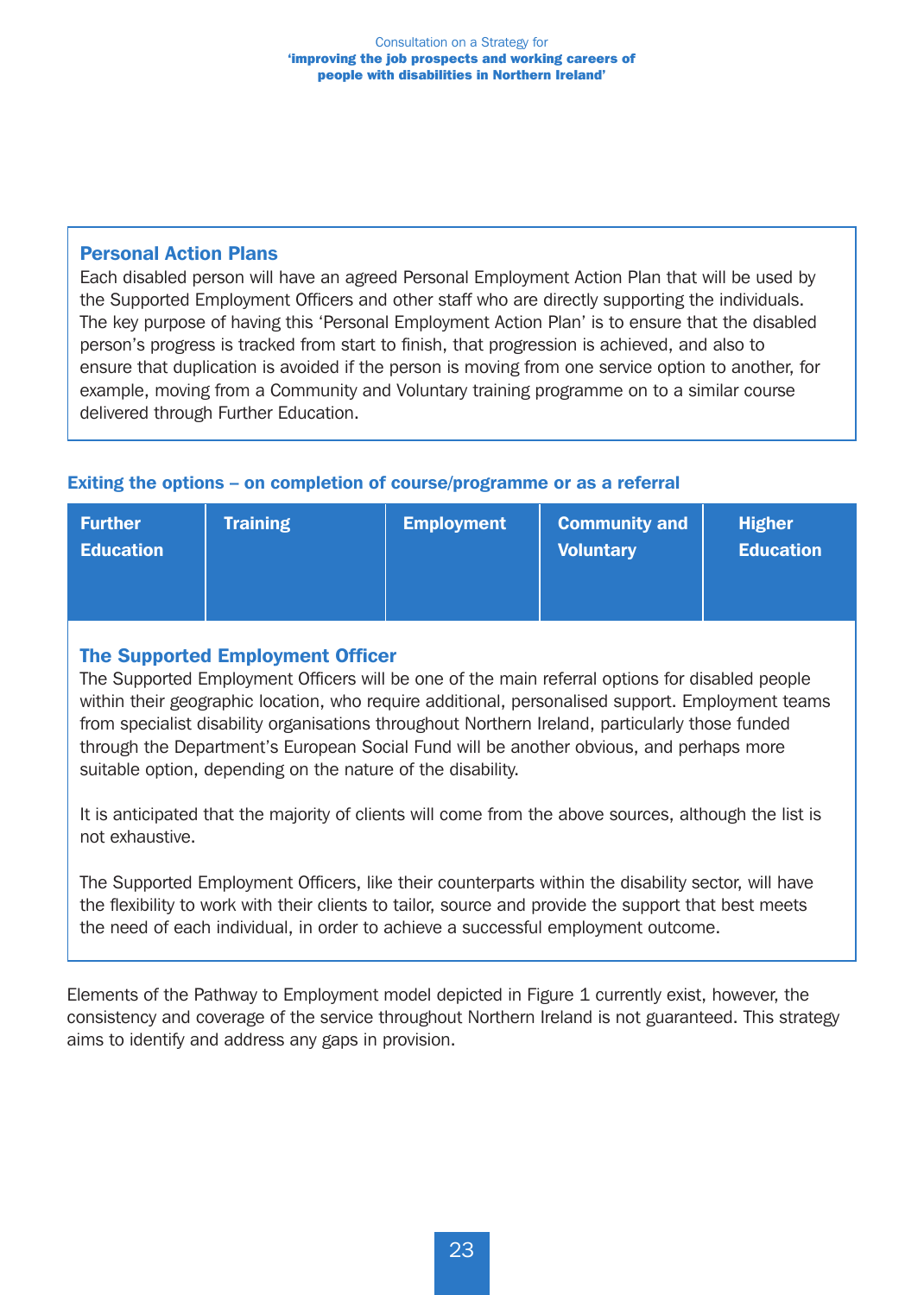### Personal Action Plans

Each disabled person will have an agreed Personal Employment Action Plan that will be used by the Supported Employment Officers and other staff who are directly supporting the individuals. The key purpose of having this 'Personal Employment Action Plan' is to ensure that the disabled person's progress is tracked from start to finish, that progression is achieved, and also to ensure that duplication is avoided if the person is moving from one service option to another, for example, moving from a Community and Voluntary training programme on to a similar course delivered through Further Education.

### Exiting the options – on completion of course/programme or as a referral

| Further Education | Training | Employment | Community and Voluntary | Higher Education |
|---|---|---|---|---|

### The Supported Employment Officer

The Supported Employment Officers will be one of the main referral options for disabled people within their geographic location, who require additional, personalised support. Employment teams from specialist disability organisations throughout Northern Ireland, particularly those funded through the Department's European Social Fund will be another obvious, and perhaps more suitable option, depending on the nature of the disability.

It is anticipated that the majority of clients will come from the above sources, although the list is not exhaustive.

The Supported Employment Officers, like their counterparts within the disability sector, will have the flexibility to work with their clients to tailor, source and provide the support that best meets the need of each individual, in order to achieve a successful employment outcome.

Elements of the Pathway to Employment model depicted in Figure 1 currently exist, however, the consistency and coverage of the service throughout Northern Ireland is not guaranteed. This strategy aims to identify and address any gaps in provision.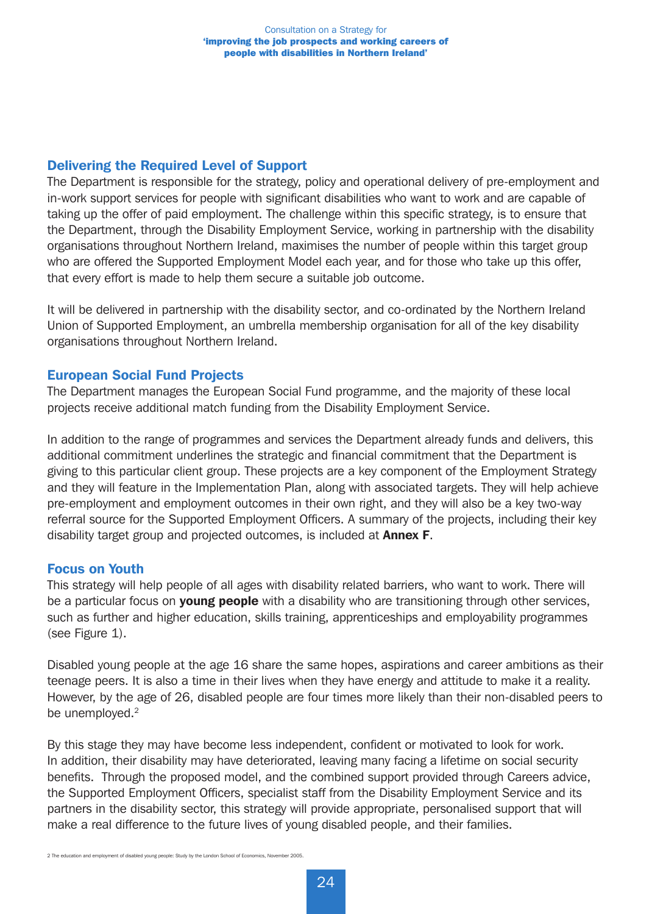## Delivering the Required Level of Support

The Department is responsible for the strategy, policy and operational delivery of pre-employment and in-work support services for people with significant disabilities who want to work and are capable of taking up the offer of paid employment. The challenge within this specific strategy, is to ensure that the Department, through the Disability Employment Service, working in partnership with the disability organisations throughout Northern Ireland, maximises the number of people within this target group who are offered the Supported Employment Model each year, and for those who take up this offer, that every effort is made to help them secure a suitable job outcome.

It will be delivered in partnership with the disability sector, and co-ordinated by the Northern Ireland Union of Supported Employment, an umbrella membership organisation for all of the key disability organisations throughout Northern Ireland.

## European Social Fund Projects

The Department manages the European Social Fund programme, and the majority of these local projects receive additional match funding from the Disability Employment Service.

In addition to the range of programmes and services the Department already funds and delivers, this additional commitment underlines the strategic and financial commitment that the Department is giving to this particular client group. These projects are a key component of the Employment Strategy and they will feature in the Implementation Plan, along with associated targets. They will help achieve pre-employment and employment outcomes in their own right, and they will also be a key two-way referral source for the Supported Employment Officers. A summary of the projects, including their key disability target group and projected outcomes, is included at **Annex F**.

## Focus on Youth

This strategy will help people of all ages with disability related barriers, who want to work. There will be a particular focus on **young people** with a disability who are transitioning through other services, such as further and higher education, skills training, apprenticeships and employability programmes (see Figure 1).

Disabled young people at the age 16 share the same hopes, aspirations and career ambitions as their teenage peers. It is also a time in their lives when they have energy and attitude to make it a reality. However, by the age of 26, disabled people are four times more likely than their non-disabled peers to be unemployed.[2]

By this stage they may have become less independent, confident or motivated to look for work. In addition, their disability may have deteriorated, leaving many facing a lifetime on social security benefits. Through the proposed model, and the combined support provided through Careers advice, the Supported Employment Officers, specialist staff from the Disability Employment Service and its partners in the disability sector, this strategy will provide appropriate, personalised support that will make a real difference to the future lives of young disabled people, and their families.

2 The education and employment of disabled young people: Study by the London School of Economics, November 2005.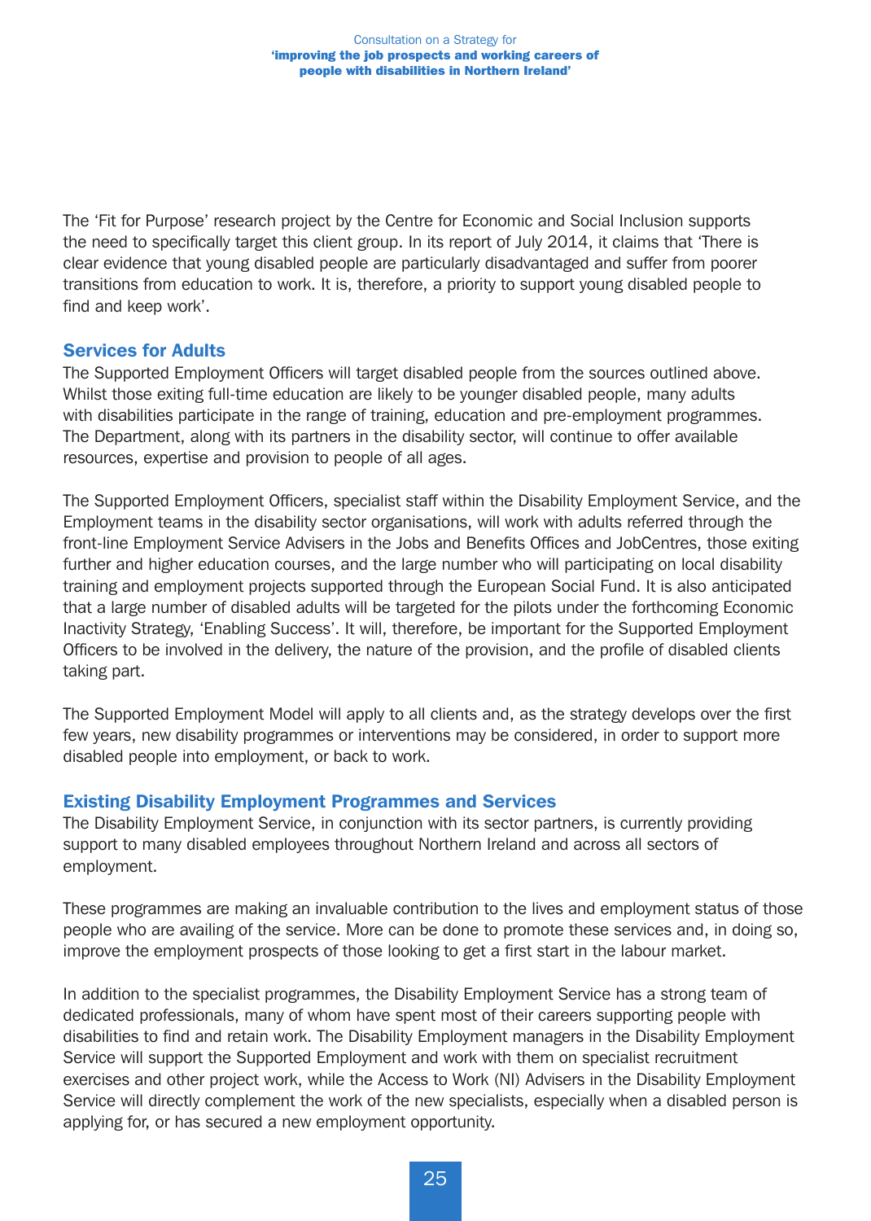The 'Fit for Purpose' research project by the Centre for Economic and Social Inclusion supports the need to specifically target this client group. In its report of July 2014, it claims that 'There is clear evidence that young disabled people are particularly disadvantaged and suffer from poorer transitions from education to work. It is, therefore, a priority to support young disabled people to find and keep work'.

## Services for Adults

The Supported Employment Officers will target disabled people from the sources outlined above. Whilst those exiting full-time education are likely to be younger disabled people, many adults with disabilities participate in the range of training, education and pre-employment programmes. The Department, along with its partners in the disability sector, will continue to offer available resources, expertise and provision to people of all ages.

The Supported Employment Officers, specialist staff within the Disability Employment Service, and the Employment teams in the disability sector organisations, will work with adults referred through the front-line Employment Service Advisers in the Jobs and Benefits Offices and JobCentres, those exiting further and higher education courses, and the large number who will participating on local disability training and employment projects supported through the European Social Fund. It is also anticipated that a large number of disabled adults will be targeted for the pilots under the forthcoming Economic Inactivity Strategy, 'Enabling Success'. It will, therefore, be important for the Supported Employment Officers to be involved in the delivery, the nature of the provision, and the profile of disabled clients taking part.

The Supported Employment Model will apply to all clients and, as the strategy develops over the first few years, new disability programmes or interventions may be considered, in order to support more disabled people into employment, or back to work.

## Existing Disability Employment Programmes and Services

The Disability Employment Service, in conjunction with its sector partners, is currently providing support to many disabled employees throughout Northern Ireland and across all sectors of employment.

These programmes are making an invaluable contribution to the lives and employment status of those people who are availing of the service. More can be done to promote these services and, in doing so, improve the employment prospects of those looking to get a first start in the labour market.

In addition to the specialist programmes, the Disability Employment Service has a strong team of dedicated professionals, many of whom have spent most of their careers supporting people with disabilities to find and retain work. The Disability Employment managers in the Disability Employment Service will support the Supported Employment and work with them on specialist recruitment exercises and other project work, while the Access to Work (NI) Advisers in the Disability Employment Service will directly complement the work of the new specialists, especially when a disabled person is applying for, or has secured a new employment opportunity.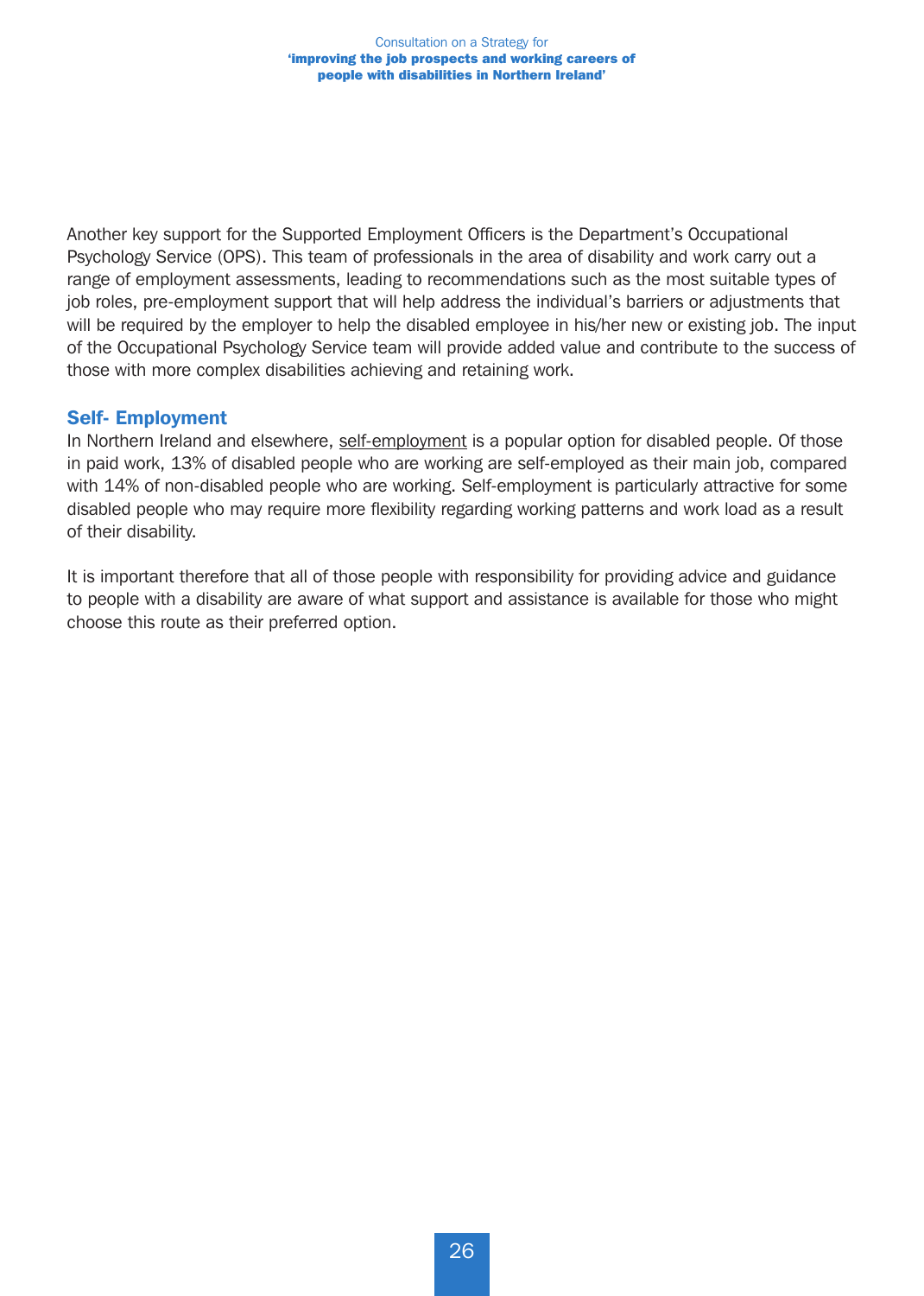Another key support for the Supported Employment Officers is the Department's Occupational Psychology Service (OPS). This team of professionals in the area of disability and work carry out a range of employment assessments, leading to recommendations such as the most suitable types of job roles, pre-employment support that will help address the individual's barriers or adjustments that will be required by the employer to help the disabled employee in his/her new or existing job. The input of the Occupational Psychology Service team will provide added value and contribute to the success of those with more complex disabilities achieving and retaining work.

## Self- Employment

In Northern Ireland and elsewhere, self-employment is a popular option for disabled people. Of those in paid work, 13% of disabled people who are working are self-employed as their main job, compared with 14% of non-disabled people who are working. Self-employment is particularly attractive for some disabled people who may require more flexibility regarding working patterns and work load as a result of their disability.

It is important therefore that all of those people with responsibility for providing advice and guidance to people with a disability are aware of what support and assistance is available for those who might choose this route as their preferred option.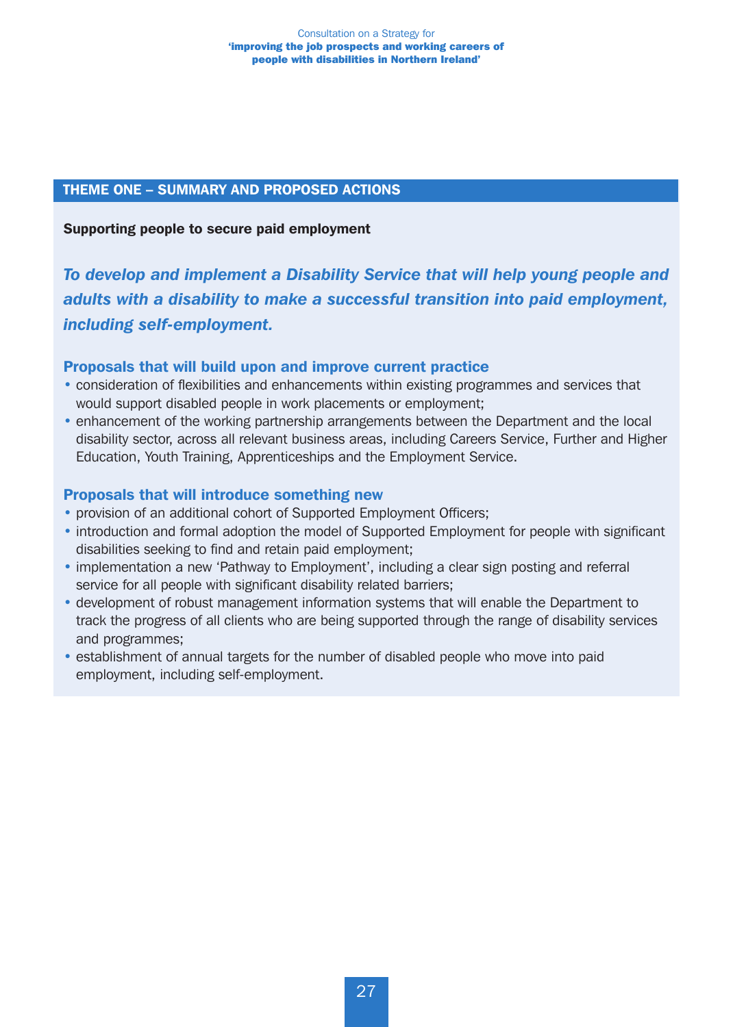## THEME ONE – SUMMARY AND PROPOSED ACTIONS

**Supporting people to secure paid employment**

***To develop and implement a Disability Service that will help young people and adults with a disability to make a successful transition into paid employment, including self-employment.***

### Proposals that will build upon and improve current practice

- consideration of flexibilities and enhancements within existing programmes and services that would support disabled people in work placements or employment;
- enhancement of the working partnership arrangements between the Department and the local disability sector, across all relevant business areas, including Careers Service, Further and Higher Education, Youth Training, Apprenticeships and the Employment Service.

### Proposals that will introduce something new

- provision of an additional cohort of Supported Employment Officers;
- introduction and formal adoption the model of Supported Employment for people with significant disabilities seeking to find and retain paid employment;
- implementation a new 'Pathway to Employment', including a clear sign posting and referral service for all people with significant disability related barriers;
- development of robust management information systems that will enable the Department to track the progress of all clients who are being supported through the range of disability services and programmes;
- establishment of annual targets for the number of disabled people who move into paid employment, including self-employment.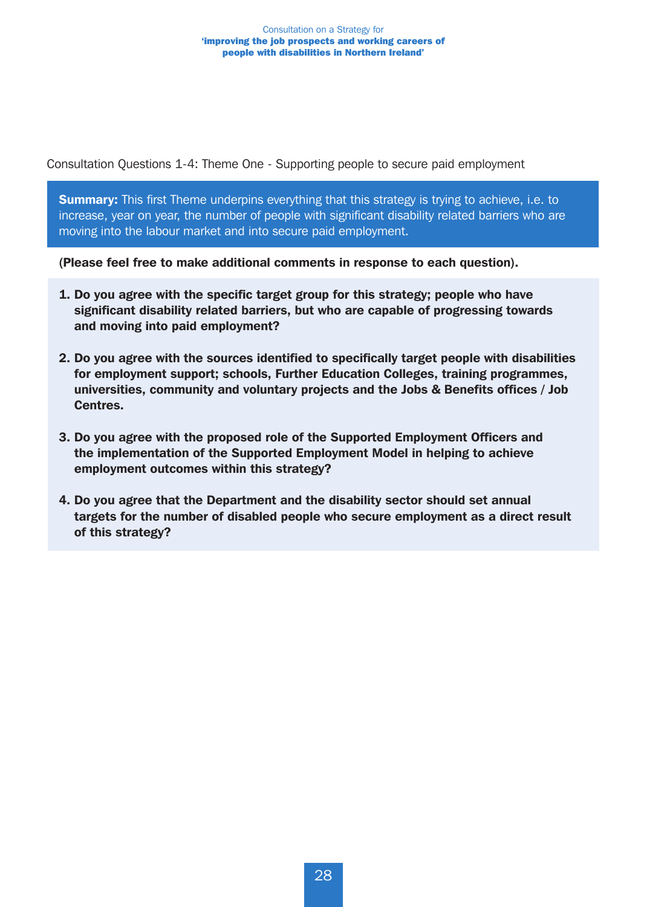Consultation Questions 1-4: Theme One - Supporting people to secure paid employment

**Summary:** This first Theme underpins everything that this strategy is trying to achieve, i.e. to increase, year on year, the number of people with significant disability related barriers who are moving into the labour market and into secure paid employment.

**(Please feel free to make additional comments in response to each question).**

1. **Do you agree with the specific target group for this strategy; people who have significant disability related barriers, but who are capable of progressing towards and moving into paid employment?**

2. **Do you agree with the sources identified to specifically target people with disabilities for employment support; schools, Further Education Colleges, training programmes, universities, community and voluntary projects and the Jobs & Benefits offices / Job Centres.**

3. **Do you agree with the proposed role of the Supported Employment Officers and the implementation of the Supported Employment Model in helping to achieve employment outcomes within this strategy?**

4. **Do you agree that the Department and the disability sector should set annual targets for the number of disabled people who secure employment as a direct result of this strategy?**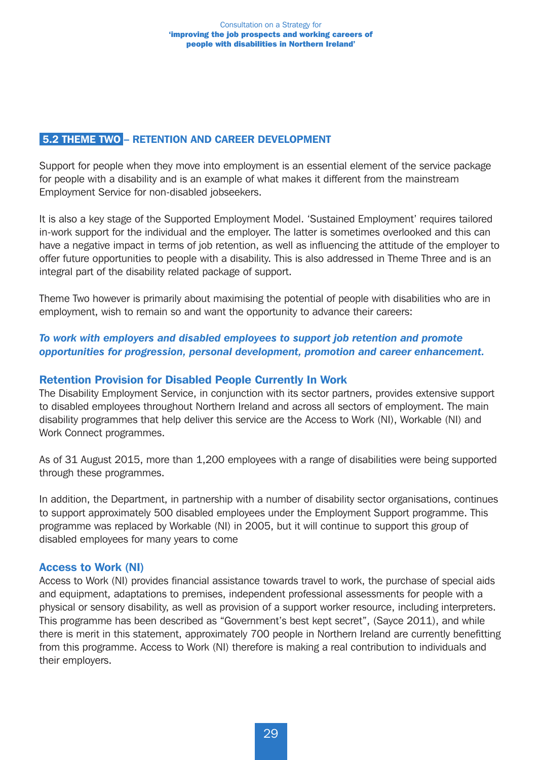## 5.2 THEME TWO – RETENTION AND CAREER DEVELOPMENT

Support for people when they move into employment is an essential element of the service package for people with a disability and is an example of what makes it different from the mainstream Employment Service for non-disabled jobseekers.

It is also a key stage of the Supported Employment Model. 'Sustained Employment' requires tailored in-work support for the individual and the employer. The latter is sometimes overlooked and this can have a negative impact in terms of job retention, as well as influencing the attitude of the employer to offer future opportunities to people with a disability. This is also addressed in Theme Three and is an integral part of the disability related package of support.

Theme Two however is primarily about maximising the potential of people with disabilities who are in employment, wish to remain so and want the opportunity to advance their careers:

***To work with employers and disabled employees to support job retention and promote opportunities for progression, personal development, promotion and career enhancement.***

### Retention Provision for Disabled People Currently In Work

The Disability Employment Service, in conjunction with its sector partners, provides extensive support to disabled employees throughout Northern Ireland and across all sectors of employment. The main disability programmes that help deliver this service are the Access to Work (NI), Workable (NI) and Work Connect programmes.

As of 31 August 2015, more than 1,200 employees with a range of disabilities were being supported through these programmes.

In addition, the Department, in partnership with a number of disability sector organisations, continues to support approximately 500 disabled employees under the Employment Support programme. This programme was replaced by Workable (NI) in 2005, but it will continue to support this group of disabled employees for many years to come

### Access to Work (NI)

Access to Work (NI) provides financial assistance towards travel to work, the purchase of special aids and equipment, adaptations to premises, independent professional assessments for people with a physical or sensory disability, as well as provision of a support worker resource, including interpreters. This programme has been described as "Government's best kept secret", (Sayce 2011), and while there is merit in this statement, approximately 700 people in Northern Ireland are currently benefitting from this programme. Access to Work (NI) therefore is making a real contribution to individuals and their employers.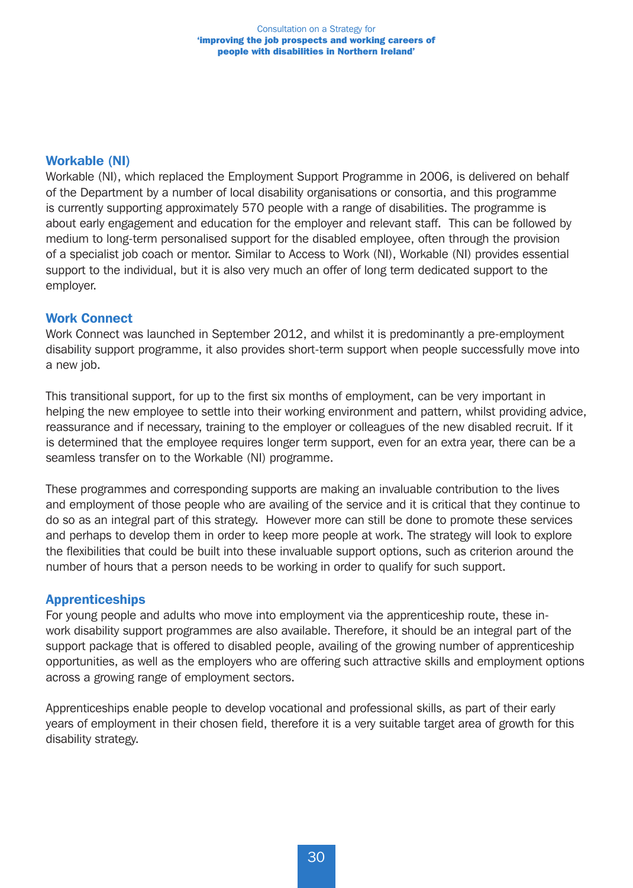### Workable (NI)

Workable (NI), which replaced the Employment Support Programme in 2006, is delivered on behalf of the Department by a number of local disability organisations or consortia, and this programme is currently supporting approximately 570 people with a range of disabilities. The programme is about early engagement and education for the employer and relevant staff. This can be followed by medium to long-term personalised support for the disabled employee, often through the provision of a specialist job coach or mentor. Similar to Access to Work (NI), Workable (NI) provides essential support to the individual, but it is also very much an offer of long term dedicated support to the employer.

### Work Connect

Work Connect was launched in September 2012, and whilst it is predominantly a pre-employment disability support programme, it also provides short-term support when people successfully move into a new job.

This transitional support, for up to the first six months of employment, can be very important in helping the new employee to settle into their working environment and pattern, whilst providing advice, reassurance and if necessary, training to the employer or colleagues of the new disabled recruit. If it is determined that the employee requires longer term support, even for an extra year, there can be a seamless transfer on to the Workable (NI) programme.

These programmes and corresponding supports are making an invaluable contribution to the lives and employment of those people who are availing of the service and it is critical that they continue to do so as an integral part of this strategy. However more can still be done to promote these services and perhaps to develop them in order to keep more people at work. The strategy will look to explore the flexibilities that could be built into these invaluable support options, such as criterion around the number of hours that a person needs to be working in order to qualify for such support.

### Apprenticeships

For young people and adults who move into employment via the apprenticeship route, these in-work disability support programmes are also available. Therefore, it should be an integral part of the support package that is offered to disabled people, availing of the growing number of apprenticeship opportunities, as well as the employers who are offering such attractive skills and employment options across a growing range of employment sectors.

Apprenticeships enable people to develop vocational and professional skills, as part of their early years of employment in their chosen field, therefore it is a very suitable target area of growth for this disability strategy.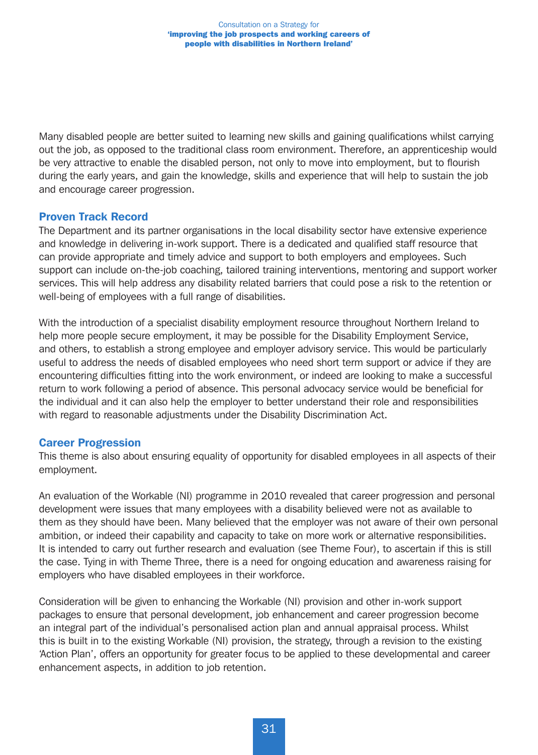Many disabled people are better suited to learning new skills and gaining qualifications whilst carrying out the job, as opposed to the traditional class room environment. Therefore, an apprenticeship would be very attractive to enable the disabled person, not only to move into employment, but to flourish during the early years, and gain the knowledge, skills and experience that will help to sustain the job and encourage career progression.

## Proven Track Record

The Department and its partner organisations in the local disability sector have extensive experience and knowledge in delivering in-work support. There is a dedicated and qualified staff resource that can provide appropriate and timely advice and support to both employers and employees. Such support can include on-the-job coaching, tailored training interventions, mentoring and support worker services. This will help address any disability related barriers that could pose a risk to the retention or well-being of employees with a full range of disabilities.

With the introduction of a specialist disability employment resource throughout Northern Ireland to help more people secure employment, it may be possible for the Disability Employment Service, and others, to establish a strong employee and employer advisory service. This would be particularly useful to address the needs of disabled employees who need short term support or advice if they are encountering difficulties fitting into the work environment, or indeed are looking to make a successful return to work following a period of absence. This personal advocacy service would be beneficial for the individual and it can also help the employer to better understand their role and responsibilities with regard to reasonable adjustments under the Disability Discrimination Act.

## Career Progression

This theme is also about ensuring equality of opportunity for disabled employees in all aspects of their employment.

An evaluation of the Workable (NI) programme in 2010 revealed that career progression and personal development were issues that many employees with a disability believed were not as available to them as they should have been. Many believed that the employer was not aware of their own personal ambition, or indeed their capability and capacity to take on more work or alternative responsibilities. It is intended to carry out further research and evaluation (see Theme Four), to ascertain if this is still the case. Tying in with Theme Three, there is a need for ongoing education and awareness raising for employers who have disabled employees in their workforce.

Consideration will be given to enhancing the Workable (NI) provision and other in-work support packages to ensure that personal development, job enhancement and career progression become an integral part of the individual's personalised action plan and annual appraisal process. Whilst this is built in to the existing Workable (NI) provision, the strategy, through a revision to the existing 'Action Plan', offers an opportunity for greater focus to be applied to these developmental and career enhancement aspects, in addition to job retention.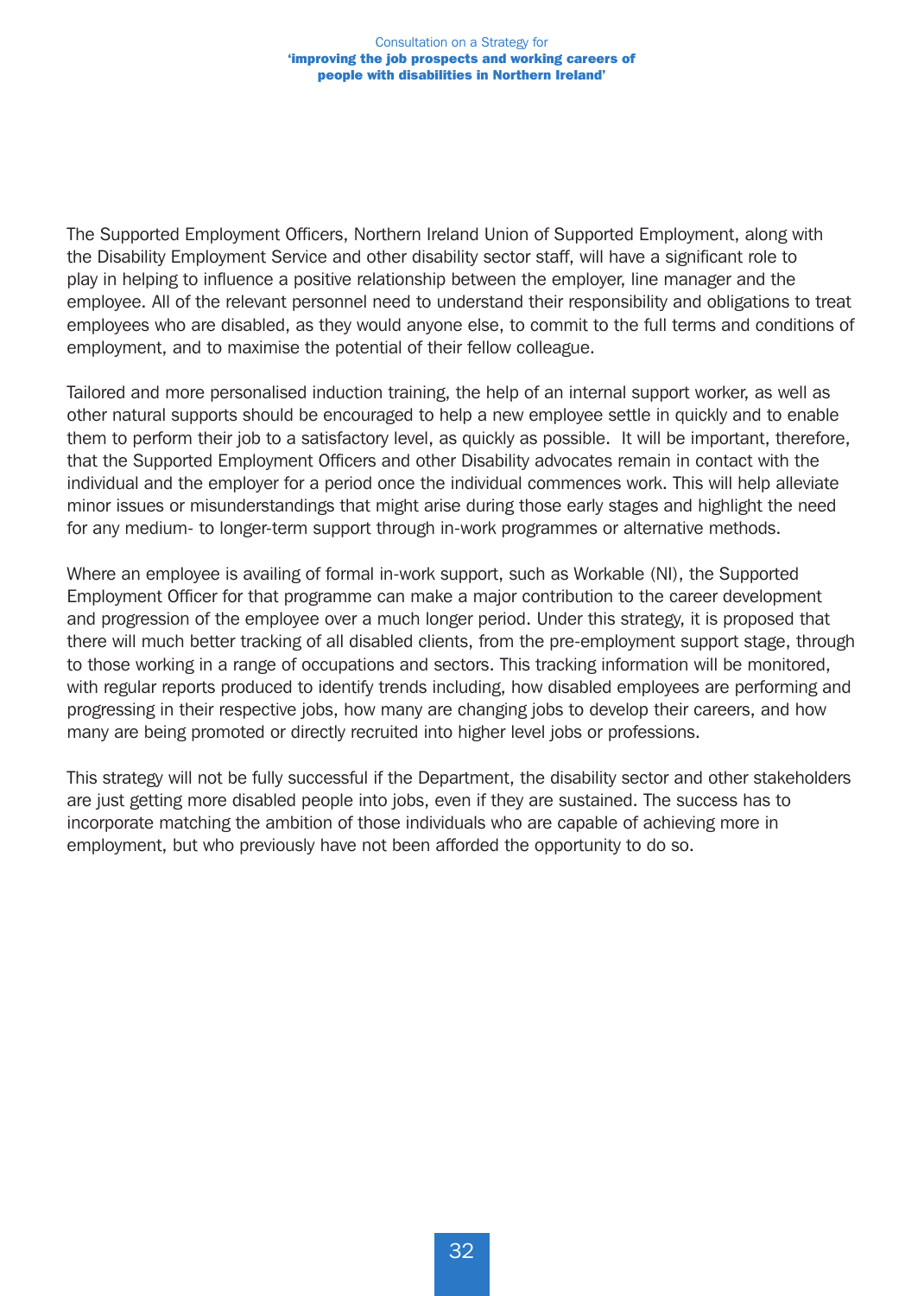The Supported Employment Officers, Northern Ireland Union of Supported Employment, along with the Disability Employment Service and other disability sector staff, will have a significant role to play in helping to influence a positive relationship between the employer, line manager and the employee. All of the relevant personnel need to understand their responsibility and obligations to treat employees who are disabled, as they would anyone else, to commit to the full terms and conditions of employment, and to maximise the potential of their fellow colleague.

Tailored and more personalised induction training, the help of an internal support worker, as well as other natural supports should be encouraged to help a new employee settle in quickly and to enable them to perform their job to a satisfactory level, as quickly as possible. It will be important, therefore, that the Supported Employment Officers and other Disability advocates remain in contact with the individual and the employer for a period once the individual commences work. This will help alleviate minor issues or misunderstandings that might arise during those early stages and highlight the need for any medium- to longer-term support through in-work programmes or alternative methods.

Where an employee is availing of formal in-work support, such as Workable (NI), the Supported Employment Officer for that programme can make a major contribution to the career development and progression of the employee over a much longer period. Under this strategy, it is proposed that there will much better tracking of all disabled clients, from the pre-employment support stage, through to those working in a range of occupations and sectors. This tracking information will be monitored, with regular reports produced to identify trends including, how disabled employees are performing and progressing in their respective jobs, how many are changing jobs to develop their careers, and how many are being promoted or directly recruited into higher level jobs or professions.

This strategy will not be fully successful if the Department, the disability sector and other stakeholders are just getting more disabled people into jobs, even if they are sustained. The success has to incorporate matching the ambition of those individuals who are capable of achieving more in employment, but who previously have not been afforded the opportunity to do so.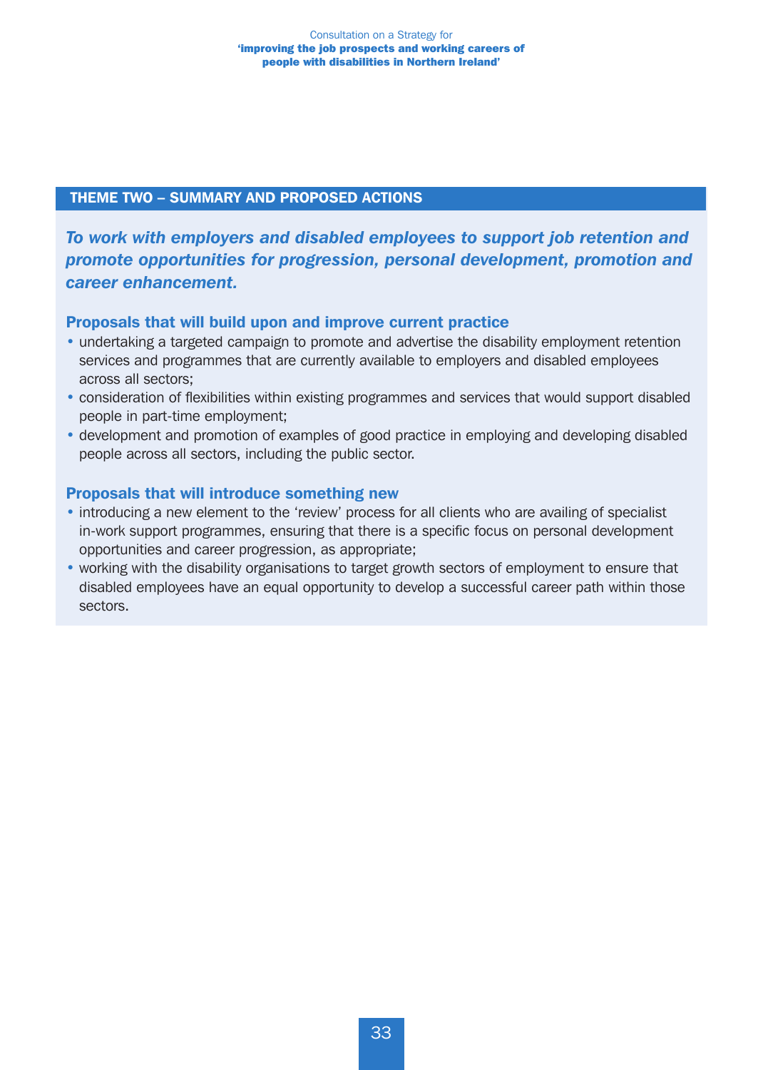## THEME TWO – SUMMARY AND PROPOSED ACTIONS

***To work with employers and disabled employees to support job retention and promote opportunities for progression, personal development, promotion and career enhancement.***

### Proposals that will build upon and improve current practice

- undertaking a targeted campaign to promote and advertise the disability employment retention services and programmes that are currently available to employers and disabled employees across all sectors;
- consideration of flexibilities within existing programmes and services that would support disabled people in part-time employment;
- development and promotion of examples of good practice in employing and developing disabled people across all sectors, including the public sector.

### Proposals that will introduce something new

- introducing a new element to the 'review' process for all clients who are availing of specialist in-work support programmes, ensuring that there is a specific focus on personal development opportunities and career progression, as appropriate;
- working with the disability organisations to target growth sectors of employment to ensure that disabled employees have an equal opportunity to develop a successful career path within those sectors.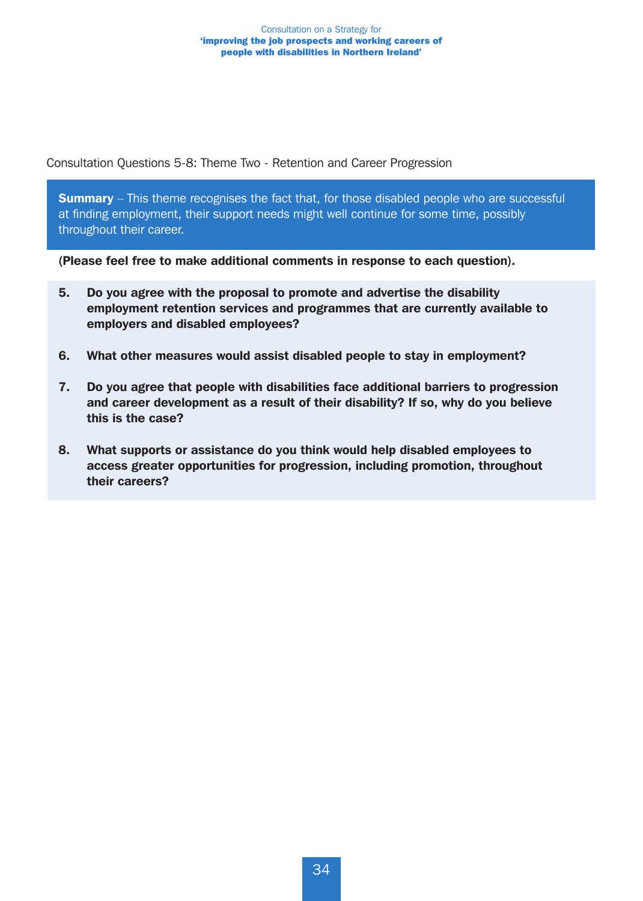Consultation Questions 5-8: Theme Two - Retention and Career Progression

**Summary** – This theme recognises the fact that, for those disabled people who are successful at finding employment, their support needs might well continue for some time, possibly throughout their career.

**(Please feel free to make additional comments in response to each question).**

5. **Do you agree with the proposal to promote and advertise the disability employment retention services and programmes that are currently available to employers and disabled employees?**

6. **What other measures would assist disabled people to stay in employment?**

7. **Do you agree that people with disabilities face additional barriers to progression and career development as a result of their disability? If so, why do you believe this is the case?**

8. **What supports or assistance do you think would help disabled employees to access greater opportunities for progression, including promotion, throughout their careers?**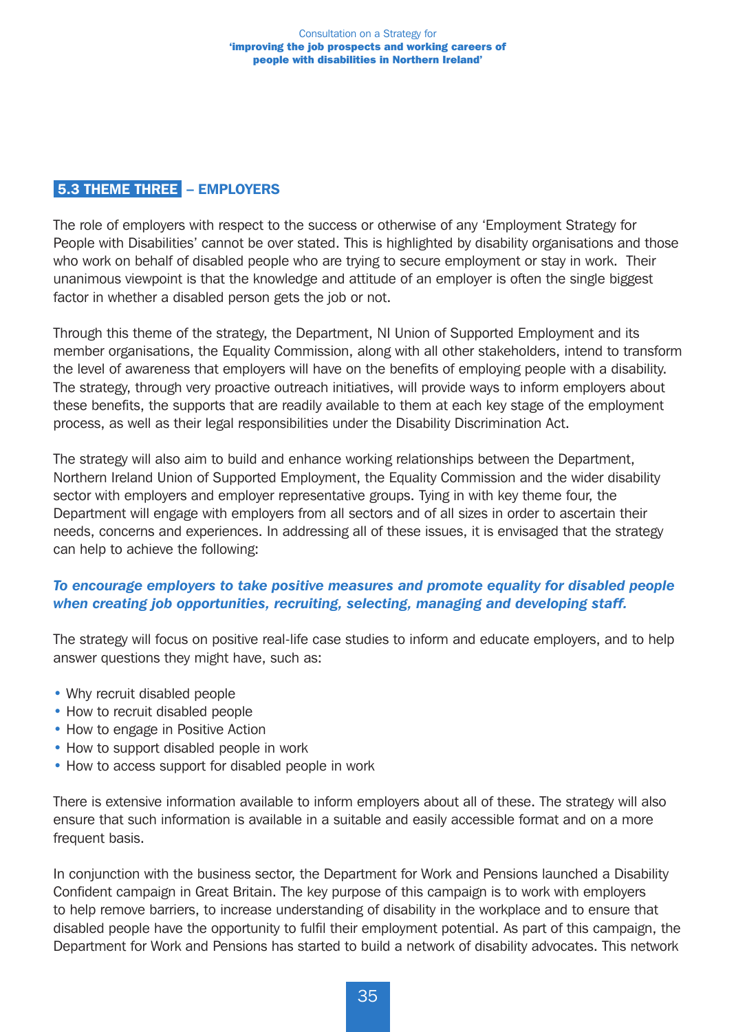## 5.3 THEME THREE – EMPLOYERS

The role of employers with respect to the success or otherwise of any 'Employment Strategy for People with Disabilities' cannot be over stated. This is highlighted by disability organisations and those who work on behalf of disabled people who are trying to secure employment or stay in work. Their unanimous viewpoint is that the knowledge and attitude of an employer is often the single biggest factor in whether a disabled person gets the job or not.

Through this theme of the strategy, the Department, NI Union of Supported Employment and its member organisations, the Equality Commission, along with all other stakeholders, intend to transform the level of awareness that employers will have on the benefits of employing people with a disability. The strategy, through very proactive outreach initiatives, will provide ways to inform employers about these benefits, the supports that are readily available to them at each key stage of the employment process, as well as their legal responsibilities under the Disability Discrimination Act.

The strategy will also aim to build and enhance working relationships between the Department, Northern Ireland Union of Supported Employment, the Equality Commission and the wider disability sector with employers and employer representative groups. Tying in with key theme four, the Department will engage with employers from all sectors and of all sizes in order to ascertain their needs, concerns and experiences. In addressing all of these issues, it is envisaged that the strategy can help to achieve the following:

***To encourage employers to take positive measures and promote equality for disabled people when creating job opportunities, recruiting, selecting, managing and developing staff.***

The strategy will focus on positive real-life case studies to inform and educate employers, and to help answer questions they might have, such as:

- Why recruit disabled people
- How to recruit disabled people
- How to engage in Positive Action
- How to support disabled people in work
- How to access support for disabled people in work

There is extensive information available to inform employers about all of these. The strategy will also ensure that such information is available in a suitable and easily accessible format and on a more frequent basis.

In conjunction with the business sector, the Department for Work and Pensions launched a Disability Confident campaign in Great Britain. The key purpose of this campaign is to work with employers to help remove barriers, to increase understanding of disability in the workplace and to ensure that disabled people have the opportunity to fulfil their employment potential. As part of this campaign, the Department for Work and Pensions has started to build a network of disability advocates. This network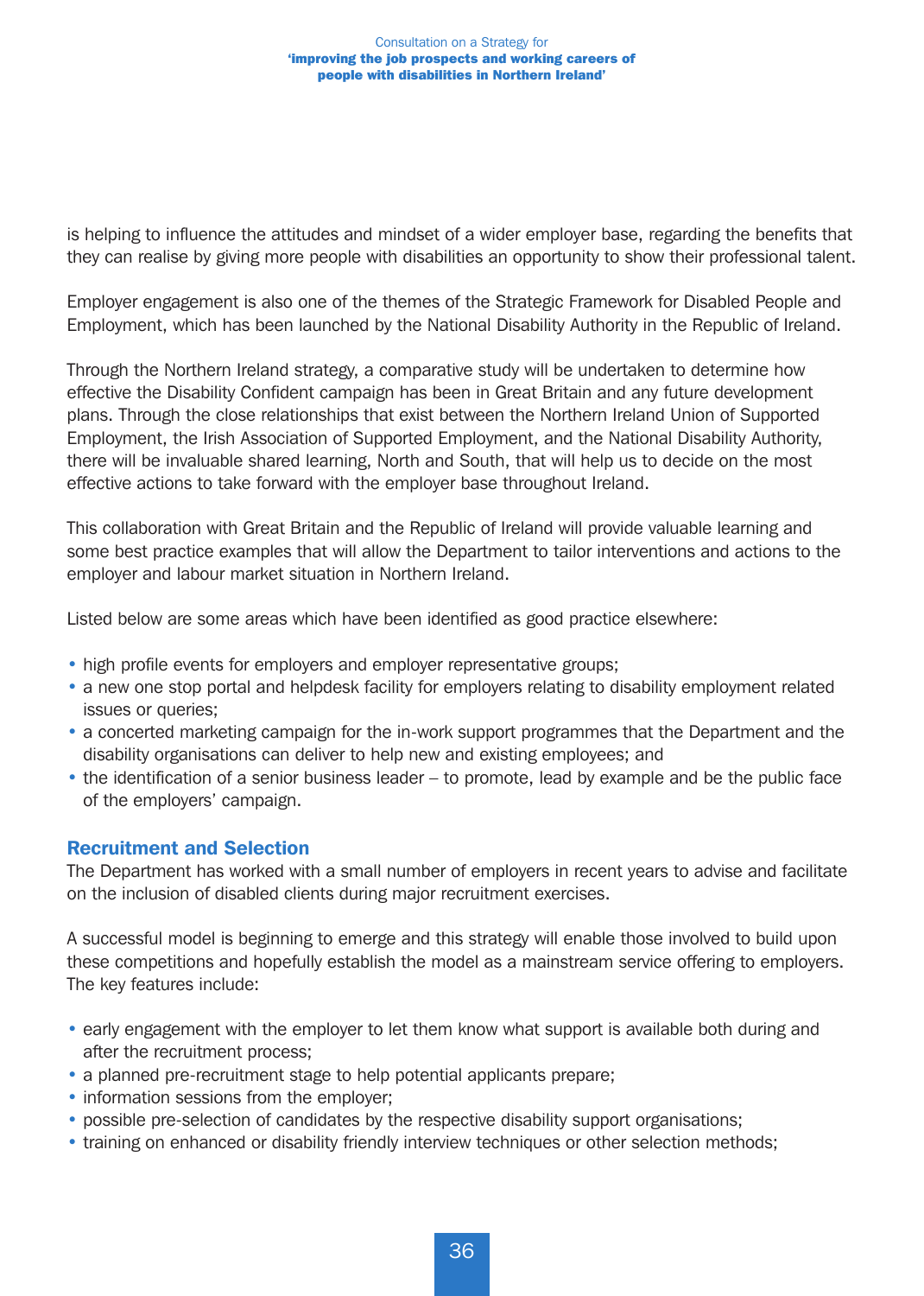is helping to influence the attitudes and mindset of a wider employer base, regarding the benefits that they can realise by giving more people with disabilities an opportunity to show their professional talent.

Employer engagement is also one of the themes of the Strategic Framework for Disabled People and Employment, which has been launched by the National Disability Authority in the Republic of Ireland.

Through the Northern Ireland strategy, a comparative study will be undertaken to determine how effective the Disability Confident campaign has been in Great Britain and any future development plans. Through the close relationships that exist between the Northern Ireland Union of Supported Employment, the Irish Association of Supported Employment, and the National Disability Authority, there will be invaluable shared learning, North and South, that will help us to decide on the most effective actions to take forward with the employer base throughout Ireland.

This collaboration with Great Britain and the Republic of Ireland will provide valuable learning and some best practice examples that will allow the Department to tailor interventions and actions to the employer and labour market situation in Northern Ireland.

Listed below are some areas which have been identified as good practice elsewhere:

- high profile events for employers and employer representative groups;
- a new one stop portal and helpdesk facility for employers relating to disability employment related issues or queries;
- a concerted marketing campaign for the in-work support programmes that the Department and the disability organisations can deliver to help new and existing employees; and
- the identification of a senior business leader – to promote, lead by example and be the public face of the employers' campaign.

### Recruitment and Selection

The Department has worked with a small number of employers in recent years to advise and facilitate on the inclusion of disabled clients during major recruitment exercises.

A successful model is beginning to emerge and this strategy will enable those involved to build upon these competitions and hopefully establish the model as a mainstream service offering to employers. The key features include:

- early engagement with the employer to let them know what support is available both during and after the recruitment process;
- a planned pre-recruitment stage to help potential applicants prepare;
- information sessions from the employer;
- possible pre-selection of candidates by the respective disability support organisations;
- training on enhanced or disability friendly interview techniques or other selection methods;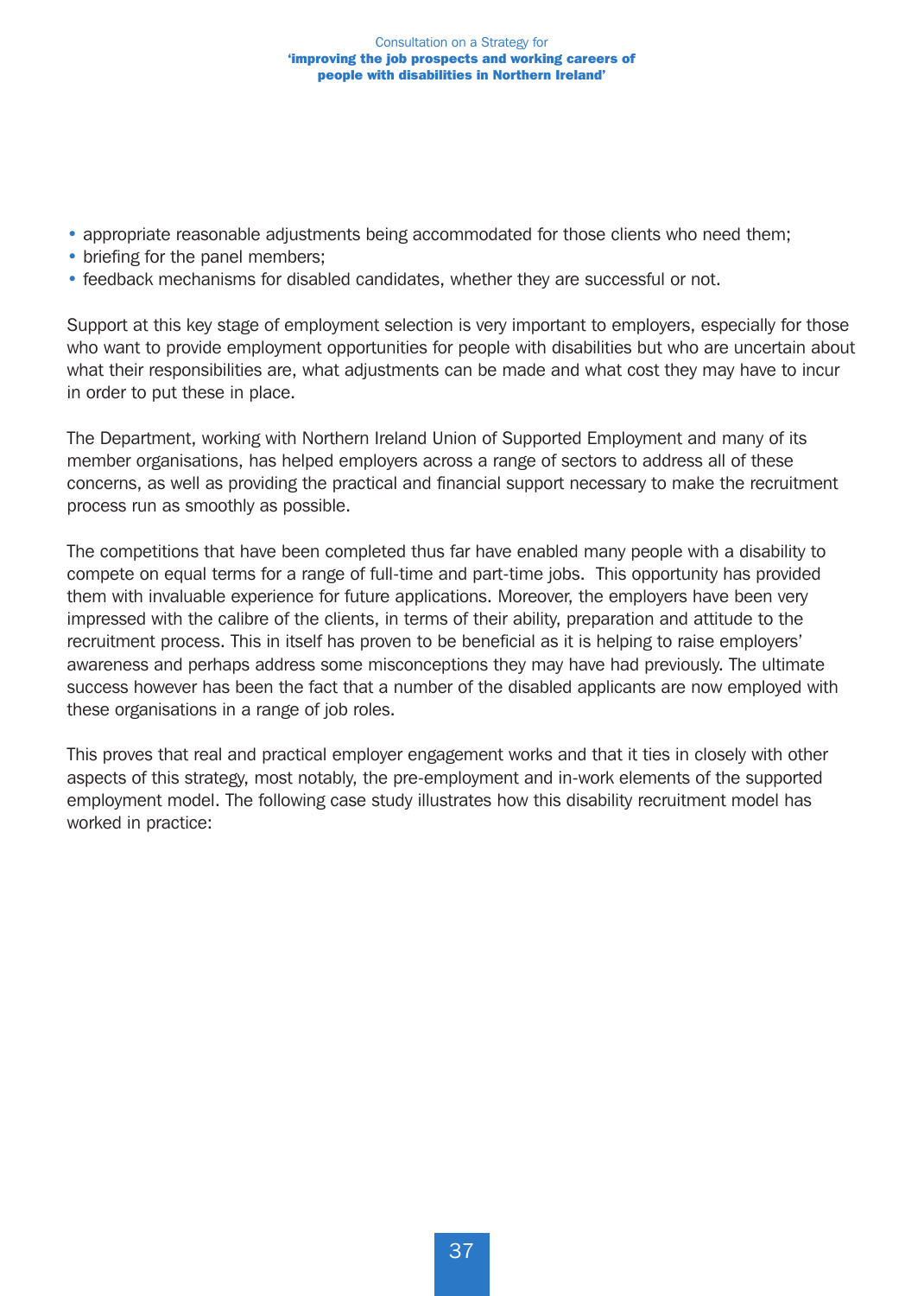- appropriate reasonable adjustments being accommodated for those clients who need them;
- briefing for the panel members;
- feedback mechanisms for disabled candidates, whether they are successful or not.

Support at this key stage of employment selection is very important to employers, especially for those who want to provide employment opportunities for people with disabilities but who are uncertain about what their responsibilities are, what adjustments can be made and what cost they may have to incur in order to put these in place.

The Department, working with Northern Ireland Union of Supported Employment and many of its member organisations, has helped employers across a range of sectors to address all of these concerns, as well as providing the practical and financial support necessary to make the recruitment process run as smoothly as possible.

The competitions that have been completed thus far have enabled many people with a disability to compete on equal terms for a range of full-time and part-time jobs. This opportunity has provided them with invaluable experience for future applications. Moreover, the employers have been very impressed with the calibre of the clients, in terms of their ability, preparation and attitude to the recruitment process. This in itself has proven to be beneficial as it is helping to raise employers' awareness and perhaps address some misconceptions they may have had previously. The ultimate success however has been the fact that a number of the disabled applicants are now employed with these organisations in a range of job roles.

This proves that real and practical employer engagement works and that it ties in closely with other aspects of this strategy, most notably, the pre-employment and in-work elements of the supported employment model. The following case study illustrates how this disability recruitment model has worked in practice: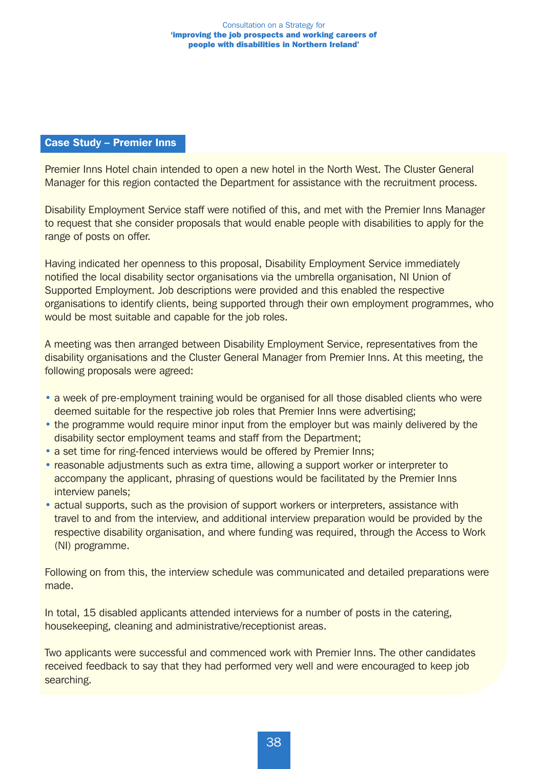## Case Study – Premier Inns

Premier Inns Hotel chain intended to open a new hotel in the North West. The Cluster General Manager for this region contacted the Department for assistance with the recruitment process.

Disability Employment Service staff were notified of this, and met with the Premier Inns Manager to request that she consider proposals that would enable people with disabilities to apply for the range of posts on offer.

Having indicated her openness to this proposal, Disability Employment Service immediately notified the local disability sector organisations via the umbrella organisation, NI Union of Supported Employment. Job descriptions were provided and this enabled the respective organisations to identify clients, being supported through their own employment programmes, who would be most suitable and capable for the job roles.

A meeting was then arranged between Disability Employment Service, representatives from the disability organisations and the Cluster General Manager from Premier Inns. At this meeting, the following proposals were agreed:

- a week of pre-employment training would be organised for all those disabled clients who were deemed suitable for the respective job roles that Premier Inns were advertising;
- the programme would require minor input from the employer but was mainly delivered by the disability sector employment teams and staff from the Department;
- a set time for ring-fenced interviews would be offered by Premier Inns;
- reasonable adjustments such as extra time, allowing a support worker or interpreter to accompany the applicant, phrasing of questions would be facilitated by the Premier Inns interview panels;
- actual supports, such as the provision of support workers or interpreters, assistance with travel to and from the interview, and additional interview preparation would be provided by the respective disability organisation, and where funding was required, through the Access to Work (NI) programme.

Following on from this, the interview schedule was communicated and detailed preparations were made.

In total, 15 disabled applicants attended interviews for a number of posts in the catering, housekeeping, cleaning and administrative/receptionist areas.

Two applicants were successful and commenced work with Premier Inns. The other candidates received feedback to say that they had performed very well and were encouraged to keep job searching.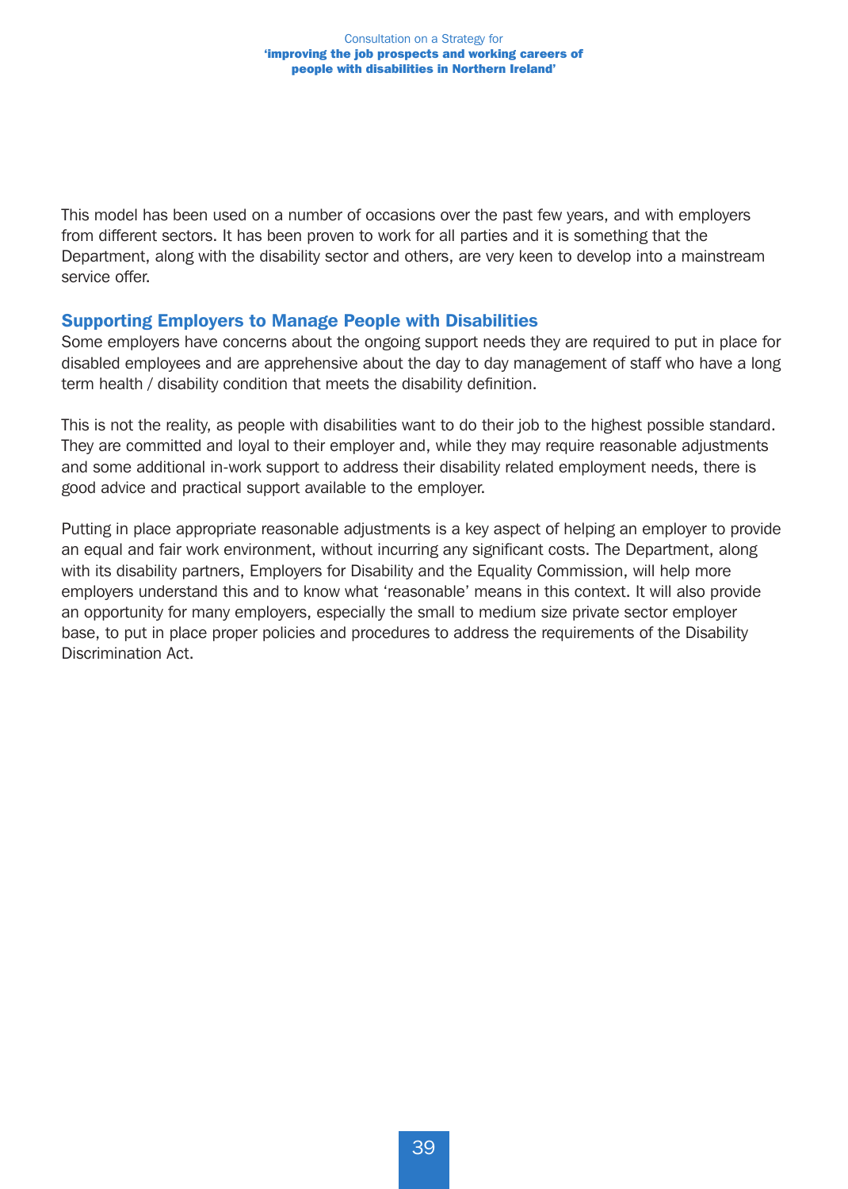This model has been used on a number of occasions over the past few years, and with employers from different sectors. It has been proven to work for all parties and it is something that the Department, along with the disability sector and others, are very keen to develop into a mainstream service offer.

### Supporting Employers to Manage People with Disabilities

Some employers have concerns about the ongoing support needs they are required to put in place for disabled employees and are apprehensive about the day to day management of staff who have a long term health / disability condition that meets the disability definition.

This is not the reality, as people with disabilities want to do their job to the highest possible standard. They are committed and loyal to their employer and, while they may require reasonable adjustments and some additional in-work support to address their disability related employment needs, there is good advice and practical support available to the employer.

Putting in place appropriate reasonable adjustments is a key aspect of helping an employer to provide an equal and fair work environment, without incurring any significant costs. The Department, along with its disability partners, Employers for Disability and the Equality Commission, will help more employers understand this and to know what 'reasonable' means in this context. It will also provide an opportunity for many employers, especially the small to medium size private sector employer base, to put in place proper policies and procedures to address the requirements of the Disability Discrimination Act.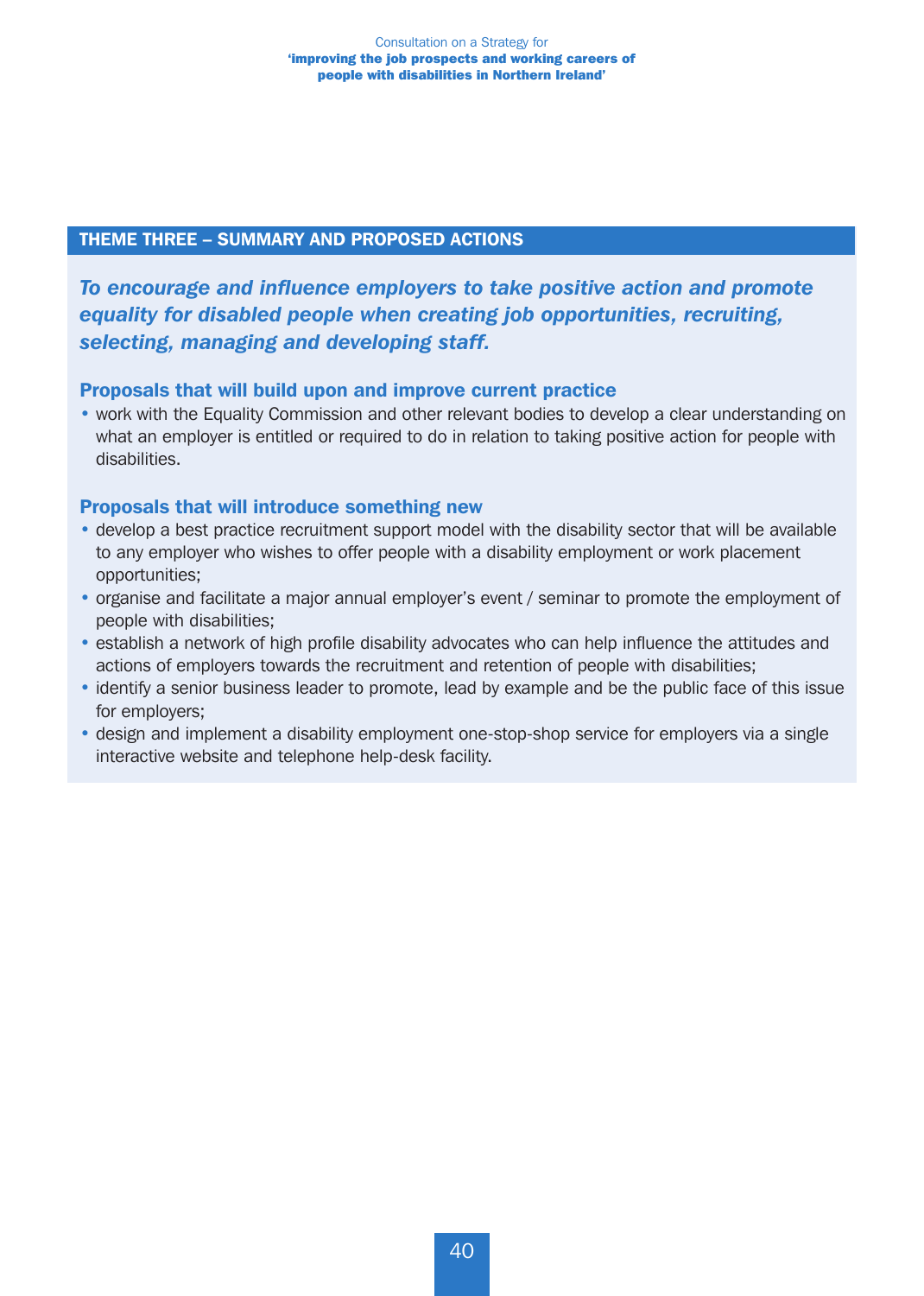## THEME THREE – SUMMARY AND PROPOSED ACTIONS

***To encourage and influence employers to take positive action and promote equality for disabled people when creating job opportunities, recruiting, selecting, managing and developing staff.***

### Proposals that will build upon and improve current practice

- work with the Equality Commission and other relevant bodies to develop a clear understanding on what an employer is entitled or required to do in relation to taking positive action for people with disabilities.

### Proposals that will introduce something new

- develop a best practice recruitment support model with the disability sector that will be available to any employer who wishes to offer people with a disability employment or work placement opportunities;
- organise and facilitate a major annual employer's event / seminar to promote the employment of people with disabilities;
- establish a network of high profile disability advocates who can help influence the attitudes and actions of employers towards the recruitment and retention of people with disabilities;
- identify a senior business leader to promote, lead by example and be the public face of this issue for employers;
- design and implement a disability employment one-stop-shop service for employers via a single interactive website and telephone help-desk facility.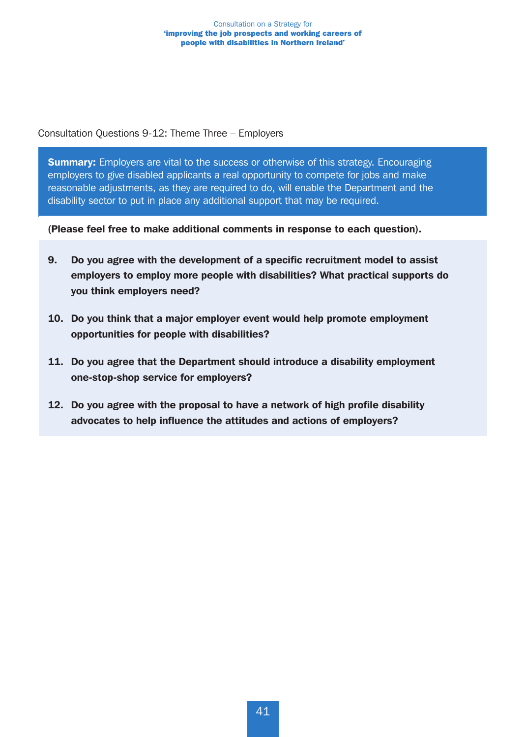Consultation Questions 9-12: Theme Three – Employers

**Summary:** Employers are vital to the success or otherwise of this strategy. Encouraging employers to give disabled applicants a real opportunity to compete for jobs and make reasonable adjustments, as they are required to do, will enable the Department and the disability sector to put in place any additional support that may be required.

**(Please feel free to make additional comments in response to each question).**

**9. Do you agree with the development of a specific recruitment model to assist employers to employ more people with disabilities? What practical supports do you think employers need?**

**10. Do you think that a major employer event would help promote employment opportunities for people with disabilities?**

**11. Do you agree that the Department should introduce a disability employment one-stop-shop service for employers?**

**12. Do you agree with the proposal to have a network of high profile disability advocates to help influence the attitudes and actions of employers?**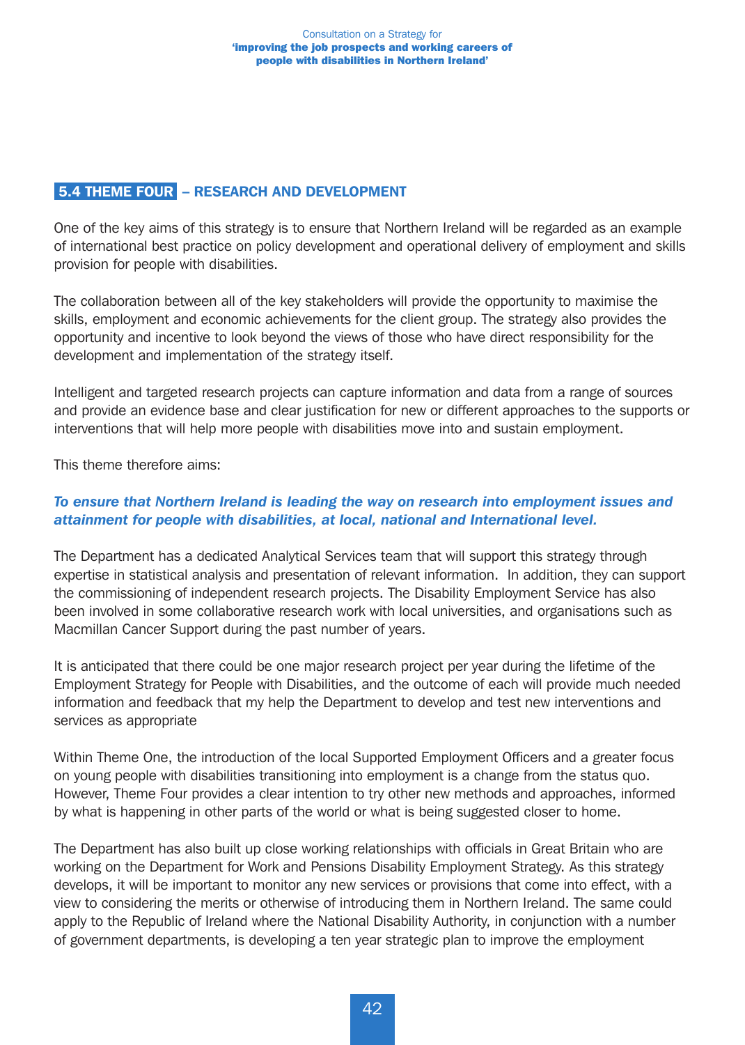## 5.4 THEME FOUR – RESEARCH AND DEVELOPMENT

One of the key aims of this strategy is to ensure that Northern Ireland will be regarded as an example of international best practice on policy development and operational delivery of employment and skills provision for people with disabilities.

The collaboration between all of the key stakeholders will provide the opportunity to maximise the skills, employment and economic achievements for the client group. The strategy also provides the opportunity and incentive to look beyond the views of those who have direct responsibility for the development and implementation of the strategy itself.

Intelligent and targeted research projects can capture information and data from a range of sources and provide an evidence base and clear justification for new or different approaches to the supports or interventions that will help more people with disabilities move into and sustain employment.

This theme therefore aims:

***To ensure that Northern Ireland is leading the way on research into employment issues and attainment for people with disabilities, at local, national and International level.***

The Department has a dedicated Analytical Services team that will support this strategy through expertise in statistical analysis and presentation of relevant information. In addition, they can support the commissioning of independent research projects. The Disability Employment Service has also been involved in some collaborative research work with local universities, and organisations such as Macmillan Cancer Support during the past number of years.

It is anticipated that there could be one major research project per year during the lifetime of the Employment Strategy for People with Disabilities, and the outcome of each will provide much needed information and feedback that my help the Department to develop and test new interventions and services as appropriate

Within Theme One, the introduction of the local Supported Employment Officers and a greater focus on young people with disabilities transitioning into employment is a change from the status quo. However, Theme Four provides a clear intention to try other new methods and approaches, informed by what is happening in other parts of the world or what is being suggested closer to home.

The Department has also built up close working relationships with officials in Great Britain who are working on the Department for Work and Pensions Disability Employment Strategy. As this strategy develops, it will be important to monitor any new services or provisions that come into effect, with a view to considering the merits or otherwise of introducing them in Northern Ireland. The same could apply to the Republic of Ireland where the National Disability Authority, in conjunction with a number of government departments, is developing a ten year strategic plan to improve the employment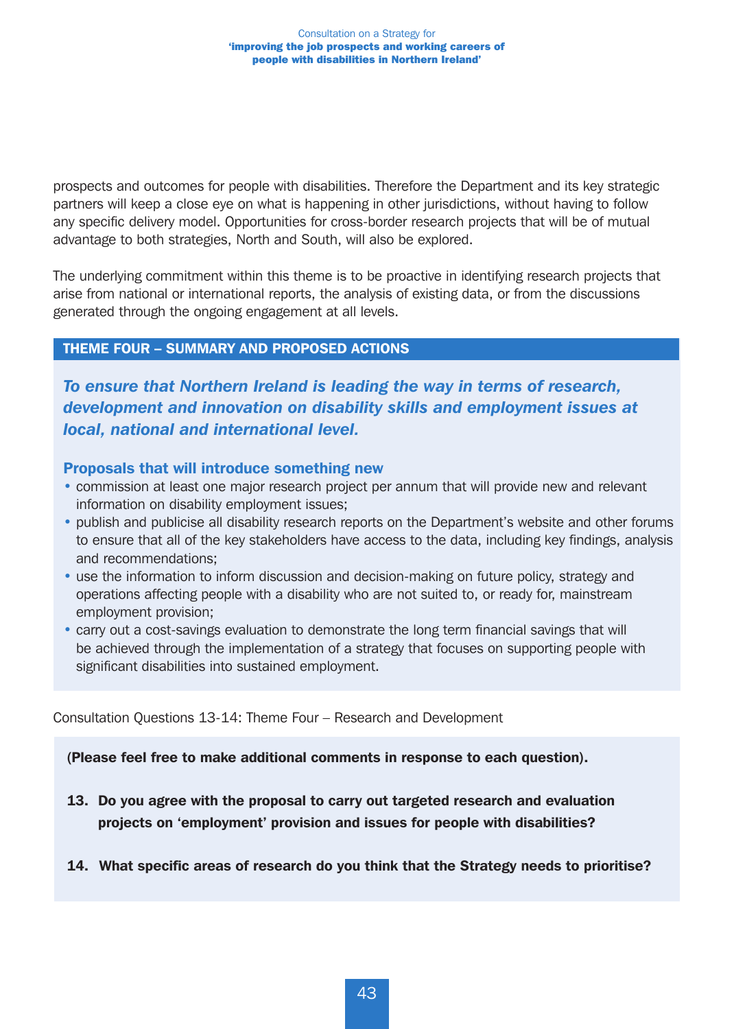prospects and outcomes for people with disabilities. Therefore the Department and its key strategic partners will keep a close eye on what is happening in other jurisdictions, without having to follow any specific delivery model. Opportunities for cross-border research projects that will be of mutual advantage to both strategies, North and South, will also be explored.

The underlying commitment within this theme is to be proactive in identifying research projects that arise from national or international reports, the analysis of existing data, or from the discussions generated through the ongoing engagement at all levels.

### THEME FOUR – SUMMARY AND PROPOSED ACTIONS

***To ensure that Northern Ireland is leading the way in terms of research, development and innovation on disability skills and employment issues at local, national and international level.***

**Proposals that will introduce something new**

- commission at least one major research project per annum that will provide new and relevant information on disability employment issues;
- publish and publicise all disability research reports on the Department's website and other forums to ensure that all of the key stakeholders have access to the data, including key findings, analysis and recommendations;
- use the information to inform discussion and decision-making on future policy, strategy and operations affecting people with a disability who are not suited to, or ready for, mainstream employment provision;
- carry out a cost-savings evaluation to demonstrate the long term financial savings that will be achieved through the implementation of a strategy that focuses on supporting people with significant disabilities into sustained employment.

Consultation Questions 13-14: Theme Four – Research and Development

**(Please feel free to make additional comments in response to each question).**

**13. Do you agree with the proposal to carry out targeted research and evaluation projects on 'employment' provision and issues for people with disabilities?**

**14. What specific areas of research do you think that the Strategy needs to prioritise?**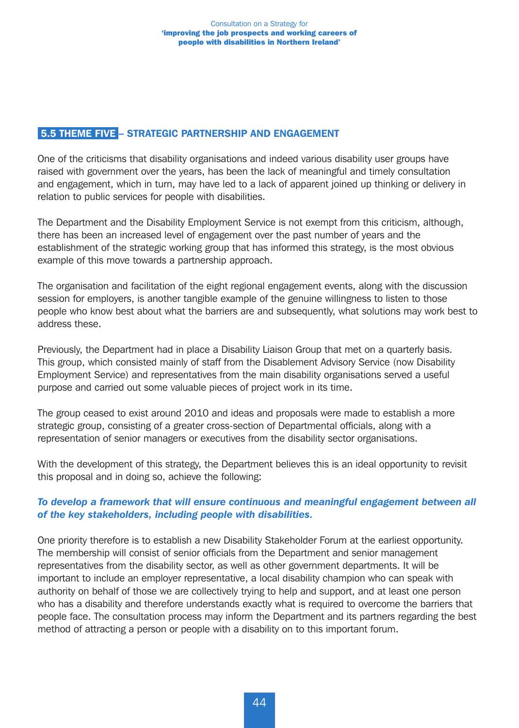## 5.5 THEME FIVE – STRATEGIC PARTNERSHIP AND ENGAGEMENT

One of the criticisms that disability organisations and indeed various disability user groups have raised with government over the years, has been the lack of meaningful and timely consultation and engagement, which in turn, may have led to a lack of apparent joined up thinking or delivery in relation to public services for people with disabilities.

The Department and the Disability Employment Service is not exempt from this criticism, although, there has been an increased level of engagement over the past number of years and the establishment of the strategic working group that has informed this strategy, is the most obvious example of this move towards a partnership approach.

The organisation and facilitation of the eight regional engagement events, along with the discussion session for employers, is another tangible example of the genuine willingness to listen to those people who know best about what the barriers are and subsequently, what solutions may work best to address these.

Previously, the Department had in place a Disability Liaison Group that met on a quarterly basis. This group, which consisted mainly of staff from the Disablement Advisory Service (now Disability Employment Service) and representatives from the main disability organisations served a useful purpose and carried out some valuable pieces of project work in its time.

The group ceased to exist around 2010 and ideas and proposals were made to establish a more strategic group, consisting of a greater cross-section of Departmental officials, along with a representation of senior managers or executives from the disability sector organisations.

With the development of this strategy, the Department believes this is an ideal opportunity to revisit this proposal and in doing so, achieve the following:

***To develop a framework that will ensure continuous and meaningful engagement between all of the key stakeholders, including people with disabilities.***

One priority therefore is to establish a new Disability Stakeholder Forum at the earliest opportunity. The membership will consist of senior officials from the Department and senior management representatives from the disability sector, as well as other government departments. It will be important to include an employer representative, a local disability champion who can speak with authority on behalf of those we are collectively trying to help and support, and at least one person who has a disability and therefore understands exactly what is required to overcome the barriers that people face. The consultation process may inform the Department and its partners regarding the best method of attracting a person or people with a disability on to this important forum.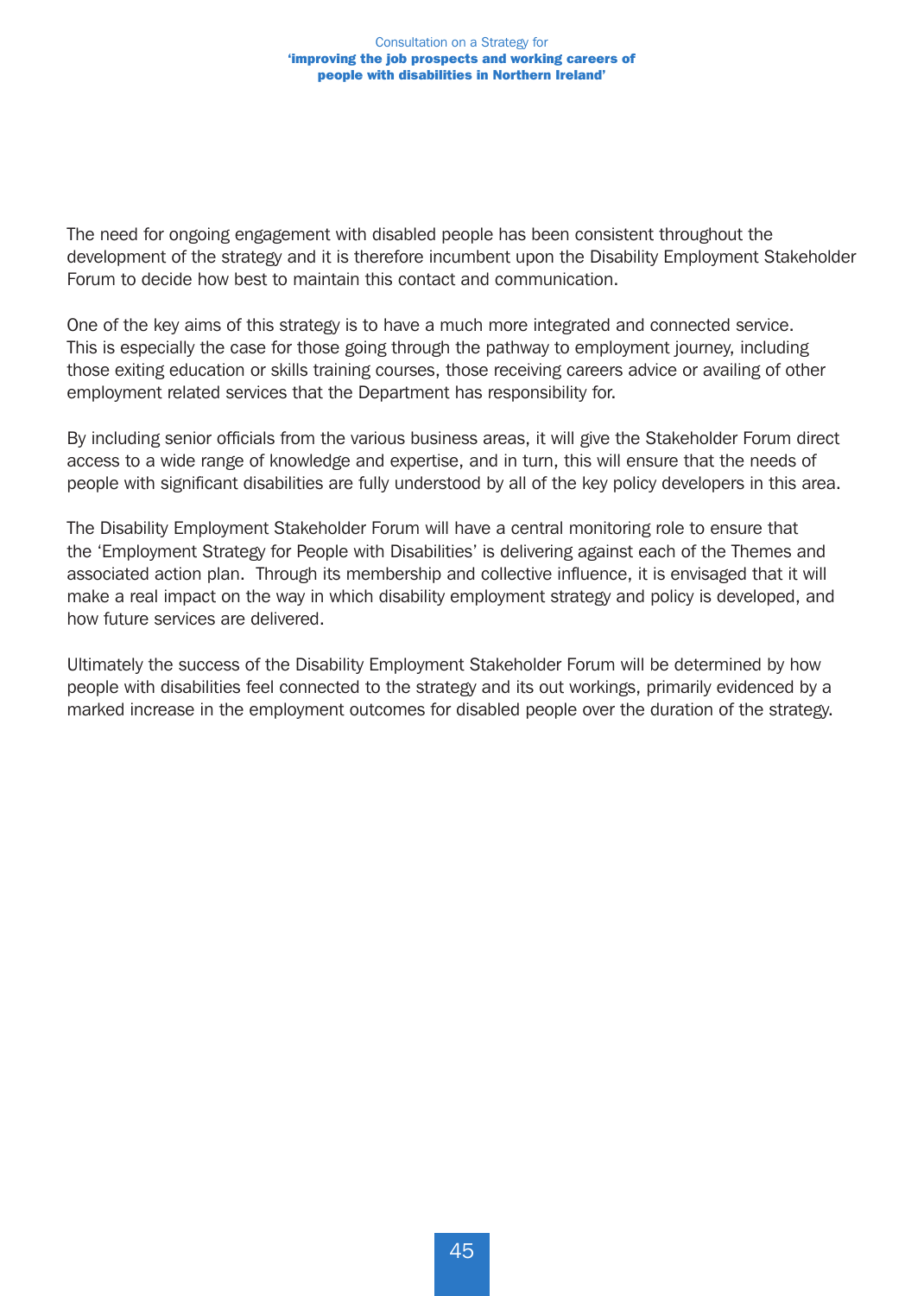The need for ongoing engagement with disabled people has been consistent throughout the development of the strategy and it is therefore incumbent upon the Disability Employment Stakeholder Forum to decide how best to maintain this contact and communication.

One of the key aims of this strategy is to have a much more integrated and connected service. This is especially the case for those going through the pathway to employment journey, including those exiting education or skills training courses, those receiving careers advice or availing of other employment related services that the Department has responsibility for.

By including senior officials from the various business areas, it will give the Stakeholder Forum direct access to a wide range of knowledge and expertise, and in turn, this will ensure that the needs of people with significant disabilities are fully understood by all of the key policy developers in this area.

The Disability Employment Stakeholder Forum will have a central monitoring role to ensure that the 'Employment Strategy for People with Disabilities' is delivering against each of the Themes and associated action plan. Through its membership and collective influence, it is envisaged that it will make a real impact on the way in which disability employment strategy and policy is developed, and how future services are delivered.

Ultimately the success of the Disability Employment Stakeholder Forum will be determined by how people with disabilities feel connected to the strategy and its out workings, primarily evidenced by a marked increase in the employment outcomes for disabled people over the duration of the strategy.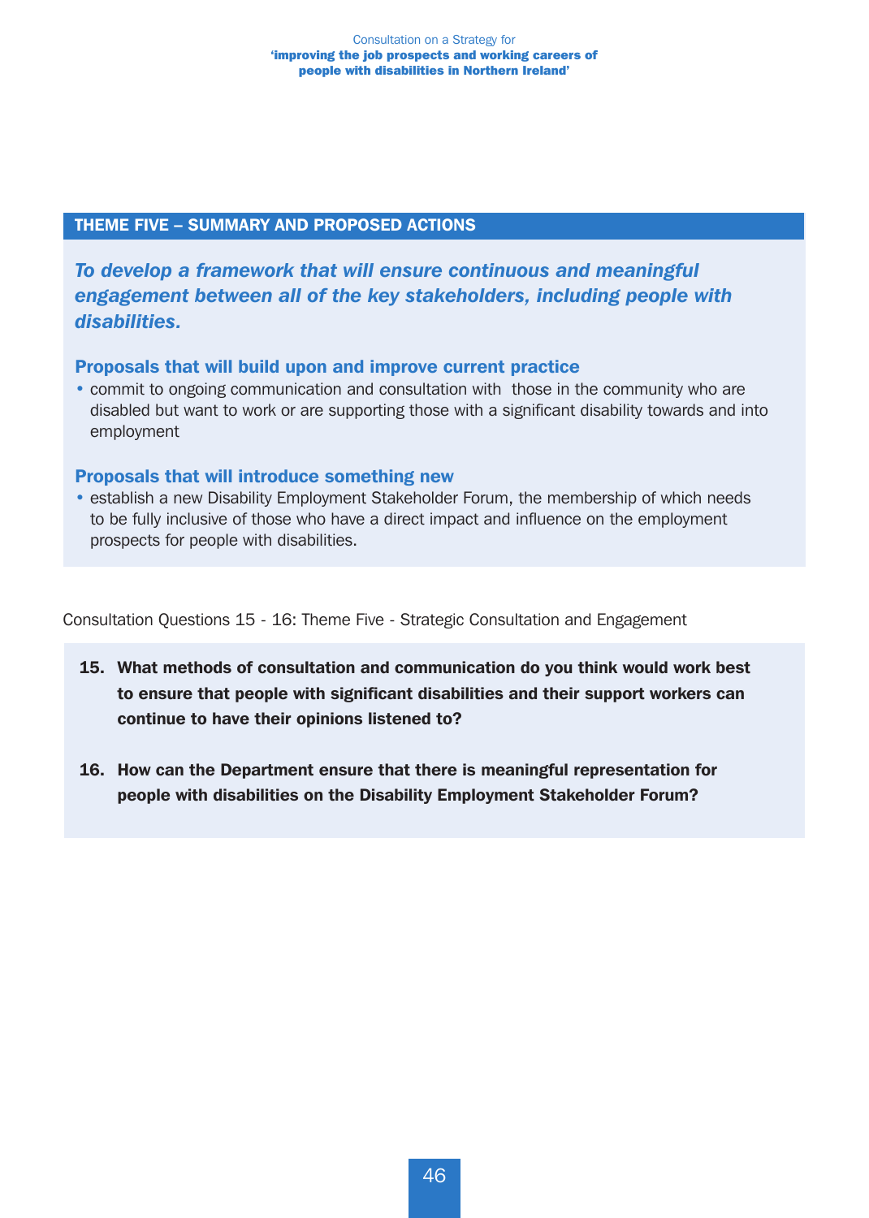## THEME FIVE – SUMMARY AND PROPOSED ACTIONS

***To develop a framework that will ensure continuous and meaningful engagement between all of the key stakeholders, including people with disabilities.***

### Proposals that will build upon and improve current practice

- commit to ongoing communication and consultation with those in the community who are disabled but want to work or are supporting those with a significant disability towards and into employment

### Proposals that will introduce something new

- establish a new Disability Employment Stakeholder Forum, the membership of which needs to be fully inclusive of those who have a direct impact and influence on the employment prospects for people with disabilities.

Consultation Questions 15 - 16: Theme Five - Strategic Consultation and Engagement

**15. What methods of consultation and communication do you think would work best to ensure that people with significant disabilities and their support workers can continue to have their opinions listened to?**

**16. How can the Department ensure that there is meaningful representation for people with disabilities on the Disability Employment Stakeholder Forum?**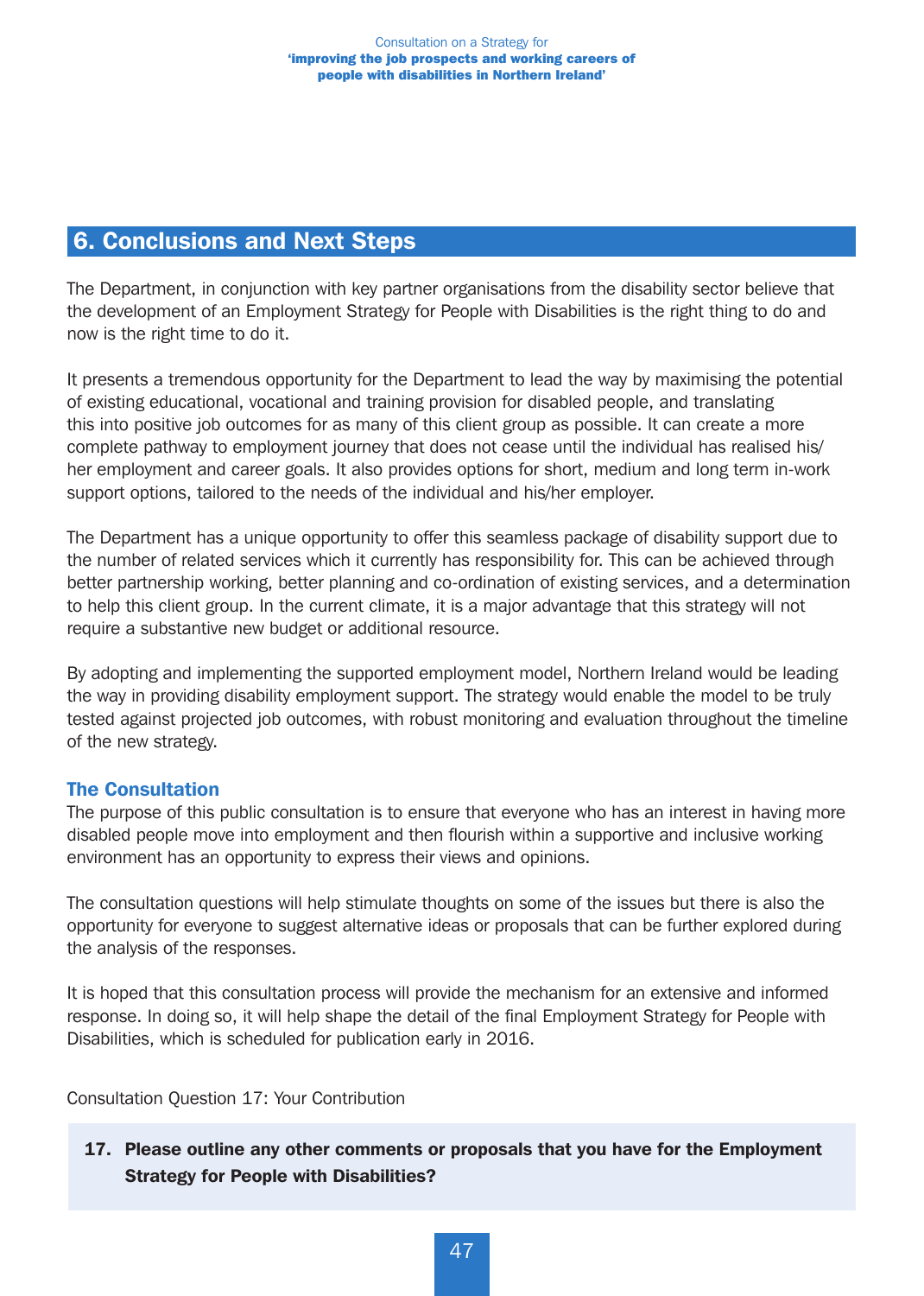## 6. Conclusions and Next Steps

The Department, in conjunction with key partner organisations from the disability sector believe that the development of an Employment Strategy for People with Disabilities is the right thing to do and now is the right time to do it.

It presents a tremendous opportunity for the Department to lead the way by maximising the potential of existing educational, vocational and training provision for disabled people, and translating this into positive job outcomes for as many of this client group as possible. It can create a more complete pathway to employment journey that does not cease until the individual has realised his/her employment and career goals. It also provides options for short, medium and long term in-work support options, tailored to the needs of the individual and his/her employer.

The Department has a unique opportunity to offer this seamless package of disability support due to the number of related services which it currently has responsibility for. This can be achieved through better partnership working, better planning and co-ordination of existing services, and a determination to help this client group. In the current climate, it is a major advantage that this strategy will not require a substantive new budget or additional resource.

By adopting and implementing the supported employment model, Northern Ireland would be leading the way in providing disability employment support. The strategy would enable the model to be truly tested against projected job outcomes, with robust monitoring and evaluation throughout the timeline of the new strategy.

### The Consultation

The purpose of this public consultation is to ensure that everyone who has an interest in having more disabled people move into employment and then flourish within a supportive and inclusive working environment has an opportunity to express their views and opinions.

The consultation questions will help stimulate thoughts on some of the issues but there is also the opportunity for everyone to suggest alternative ideas or proposals that can be further explored during the analysis of the responses.

It is hoped that this consultation process will provide the mechanism for an extensive and informed response. In doing so, it will help shape the detail of the final Employment Strategy for People with Disabilities, which is scheduled for publication early in 2016.

Consultation Question 17: Your Contribution

**17. Please outline any other comments or proposals that you have for the Employment Strategy for People with Disabilities?**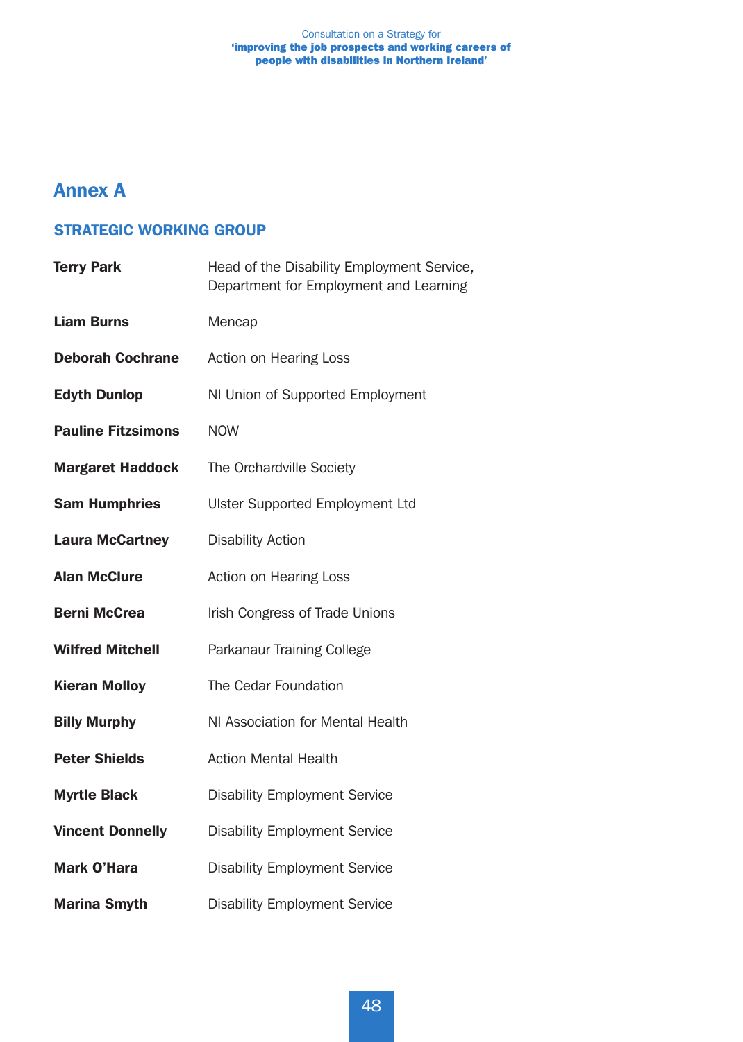# Annex A

## STRATEGIC WORKING GROUP

| | |
|---|---|
| **Terry Park** | Head of the Disability Employment Service, Department for Employment and Learning |
| **Liam Burns** | Mencap |
| **Deborah Cochrane** | Action on Hearing Loss |
| **Edyth Dunlop** | NI Union of Supported Employment |
| **Pauline Fitzsimons** | NOW |
| **Margaret Haddock** | The Orchardville Society |
| **Sam Humphries** | Ulster Supported Employment Ltd |
| **Laura McCartney** | Disability Action |
| **Alan McClure** | Action on Hearing Loss |
| **Berni McCrea** | Irish Congress of Trade Unions |
| **Wilfred Mitchell** | Parkanaur Training College |
| **Kieran Molloy** | The Cedar Foundation |
| **Billy Murphy** | NI Association for Mental Health |
| **Peter Shields** | Action Mental Health |
| **Myrtle Black** | Disability Employment Service |
| **Vincent Donnelly** | Disability Employment Service |
| **Mark O'Hara** | Disability Employment Service |
| **Marina Smyth** | Disability Employment Service |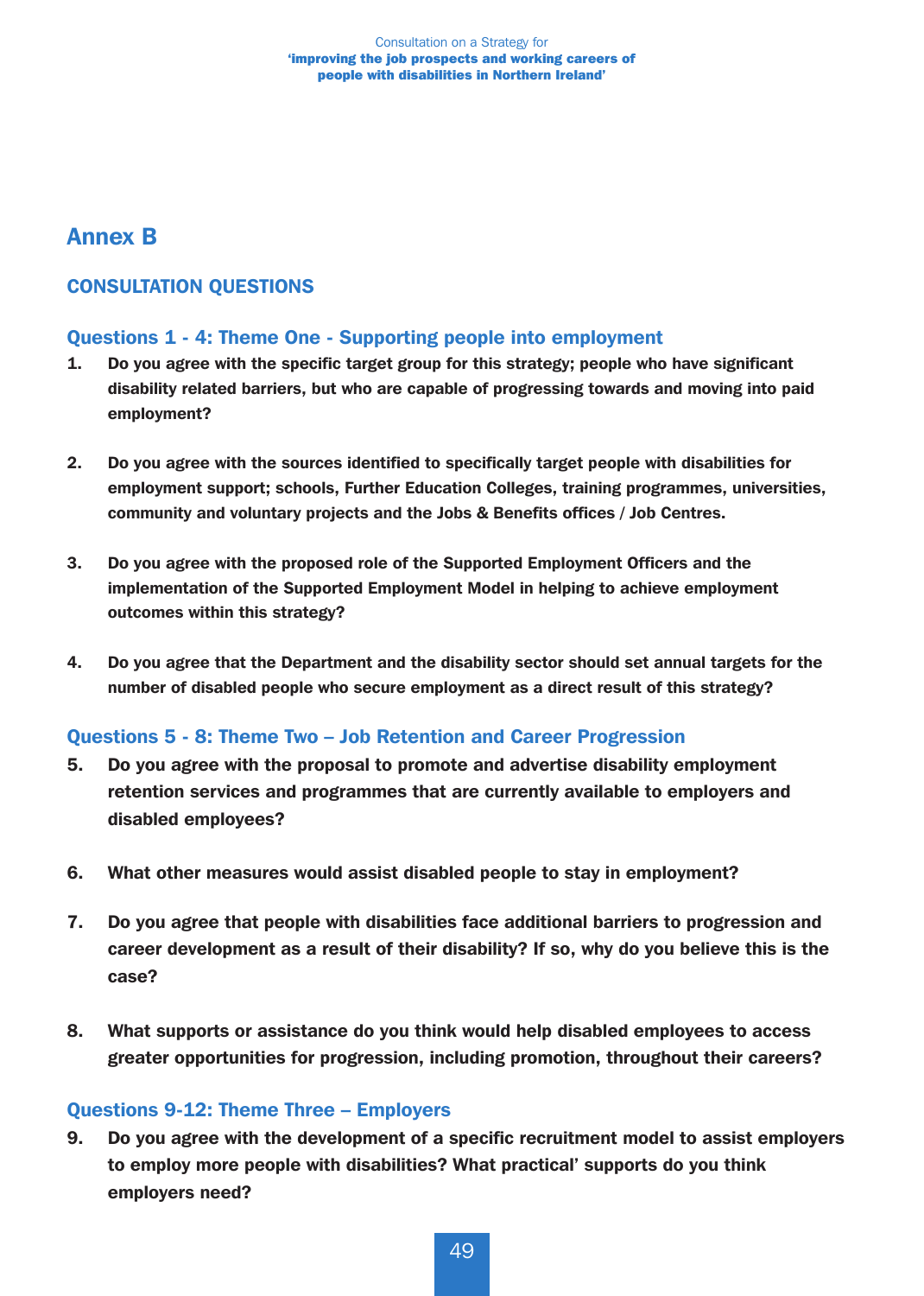# Annex B

## CONSULTATION QUESTIONS

### Questions 1 - 4: Theme One - Supporting people into employment

1. **Do you agree with the specific target group for this strategy; people who have significant disability related barriers, but who are capable of progressing towards and moving into paid employment?**

2. **Do you agree with the sources identified to specifically target people with disabilities for employment support; schools, Further Education Colleges, training programmes, universities, community and voluntary projects and the Jobs & Benefits offices / Job Centres.**

3. **Do you agree with the proposed role of the Supported Employment Officers and the implementation of the Supported Employment Model in helping to achieve employment outcomes within this strategy?**

4. **Do you agree that the Department and the disability sector should set annual targets for the number of disabled people who secure employment as a direct result of this strategy?**

### Questions 5 - 8: Theme Two – Job Retention and Career Progression

5. **Do you agree with the proposal to promote and advertise disability employment retention services and programmes that are currently available to employers and disabled employees?**

6. **What other measures would assist disabled people to stay in employment?**

7. **Do you agree that people with disabilities face additional barriers to progression and career development as a result of their disability? If so, why do you believe this is the case?**

8. **What supports or assistance do you think would help disabled employees to access greater opportunities for progression, including promotion, throughout their careers?**

### Questions 9-12: Theme Three – Employers

9. **Do you agree with the development of a specific recruitment model to assist employers to employ more people with disabilities? What practical' supports do you think employers need?**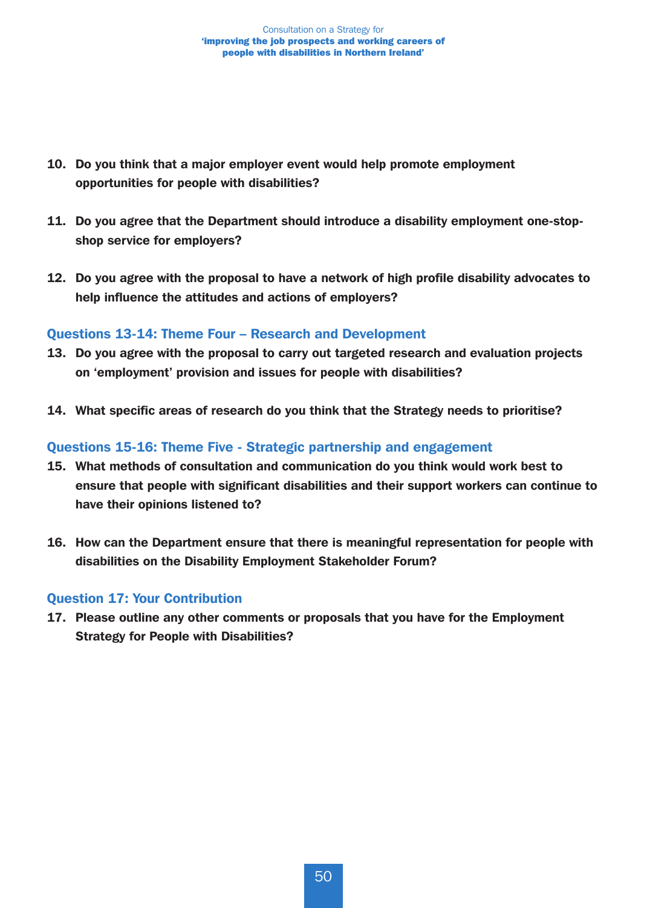**10. Do you think that a major employer event would help promote employment opportunities for people with disabilities?**

**11. Do you agree that the Department should introduce a disability employment one-stop-shop service for employers?**

**12. Do you agree with the proposal to have a network of high profile disability advocates to help influence the attitudes and actions of employers?**

### Questions 13-14: Theme Four – Research and Development

**13. Do you agree with the proposal to carry out targeted research and evaluation projects on 'employment' provision and issues for people with disabilities?**

**14. What specific areas of research do you think that the Strategy needs to prioritise?**

### Questions 15-16: Theme Five - Strategic partnership and engagement

**15. What methods of consultation and communication do you think would work best to ensure that people with significant disabilities and their support workers can continue to have their opinions listened to?**

**16. How can the Department ensure that there is meaningful representation for people with disabilities on the Disability Employment Stakeholder Forum?**

### Question 17: Your Contribution

**17. Please outline any other comments or proposals that you have for the Employment Strategy for People with Disabilities?**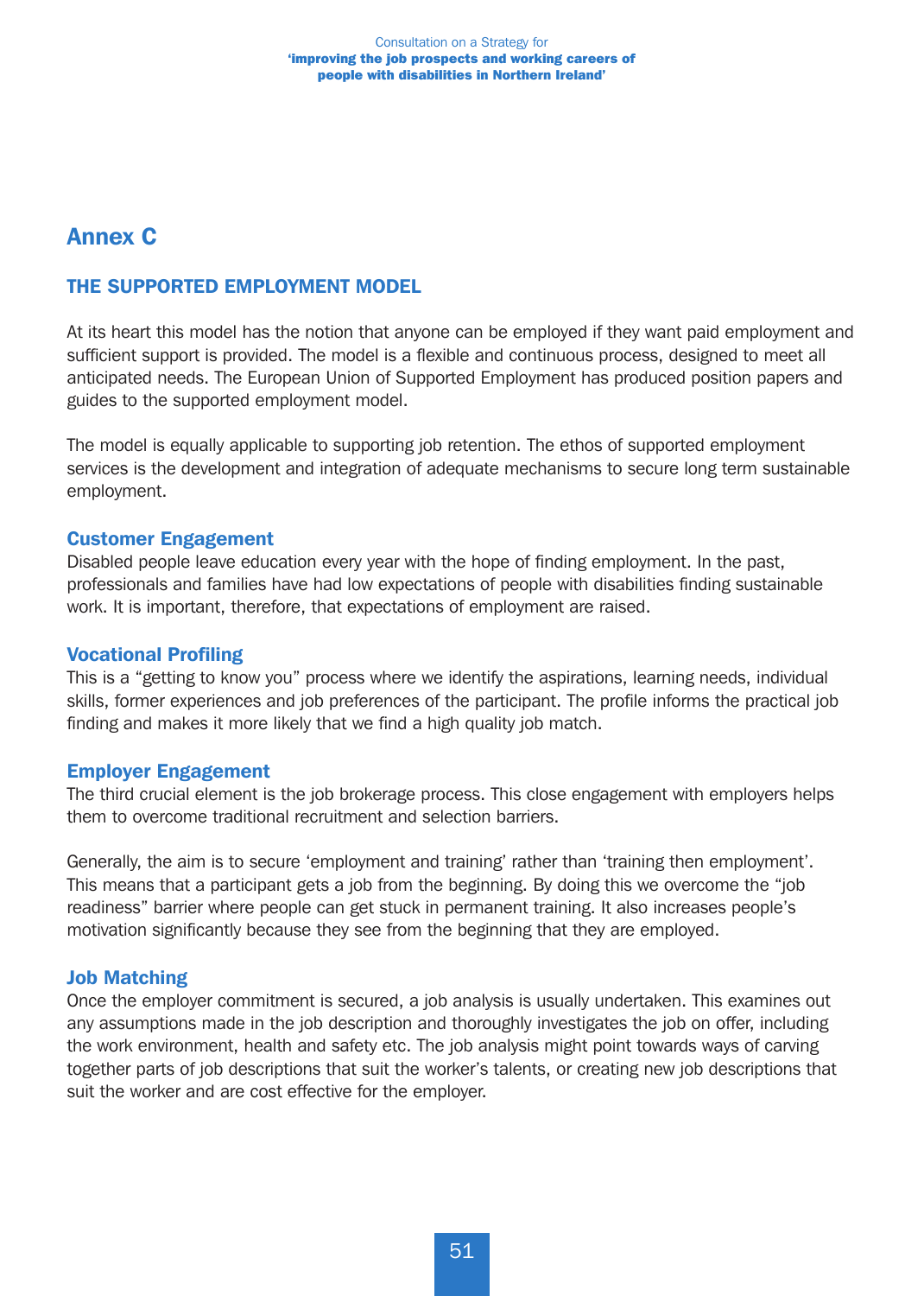## Annex C

### THE SUPPORTED EMPLOYMENT MODEL

At its heart this model has the notion that anyone can be employed if they want paid employment and sufficient support is provided. The model is a flexible and continuous process, designed to meet all anticipated needs. The European Union of Supported Employment has produced position papers and guides to the supported employment model.

The model is equally applicable to supporting job retention. The ethos of supported employment services is the development and integration of adequate mechanisms to secure long term sustainable employment.

#### Customer Engagement

Disabled people leave education every year with the hope of finding employment. In the past, professionals and families have had low expectations of people with disabilities finding sustainable work. It is important, therefore, that expectations of employment are raised.

#### Vocational Profiling

This is a "getting to know you" process where we identify the aspirations, learning needs, individual skills, former experiences and job preferences of the participant. The profile informs the practical job finding and makes it more likely that we find a high quality job match.

#### Employer Engagement

The third crucial element is the job brokerage process. This close engagement with employers helps them to overcome traditional recruitment and selection barriers.

Generally, the aim is to secure 'employment and training' rather than 'training then employment'. This means that a participant gets a job from the beginning. By doing this we overcome the "job readiness" barrier where people can get stuck in permanent training. It also increases people's motivation significantly because they see from the beginning that they are employed.

#### Job Matching

Once the employer commitment is secured, a job analysis is usually undertaken. This examines out any assumptions made in the job description and thoroughly investigates the job on offer, including the work environment, health and safety etc. The job analysis might point towards ways of carving together parts of job descriptions that suit the worker's talents, or creating new job descriptions that suit the worker and are cost effective for the employer.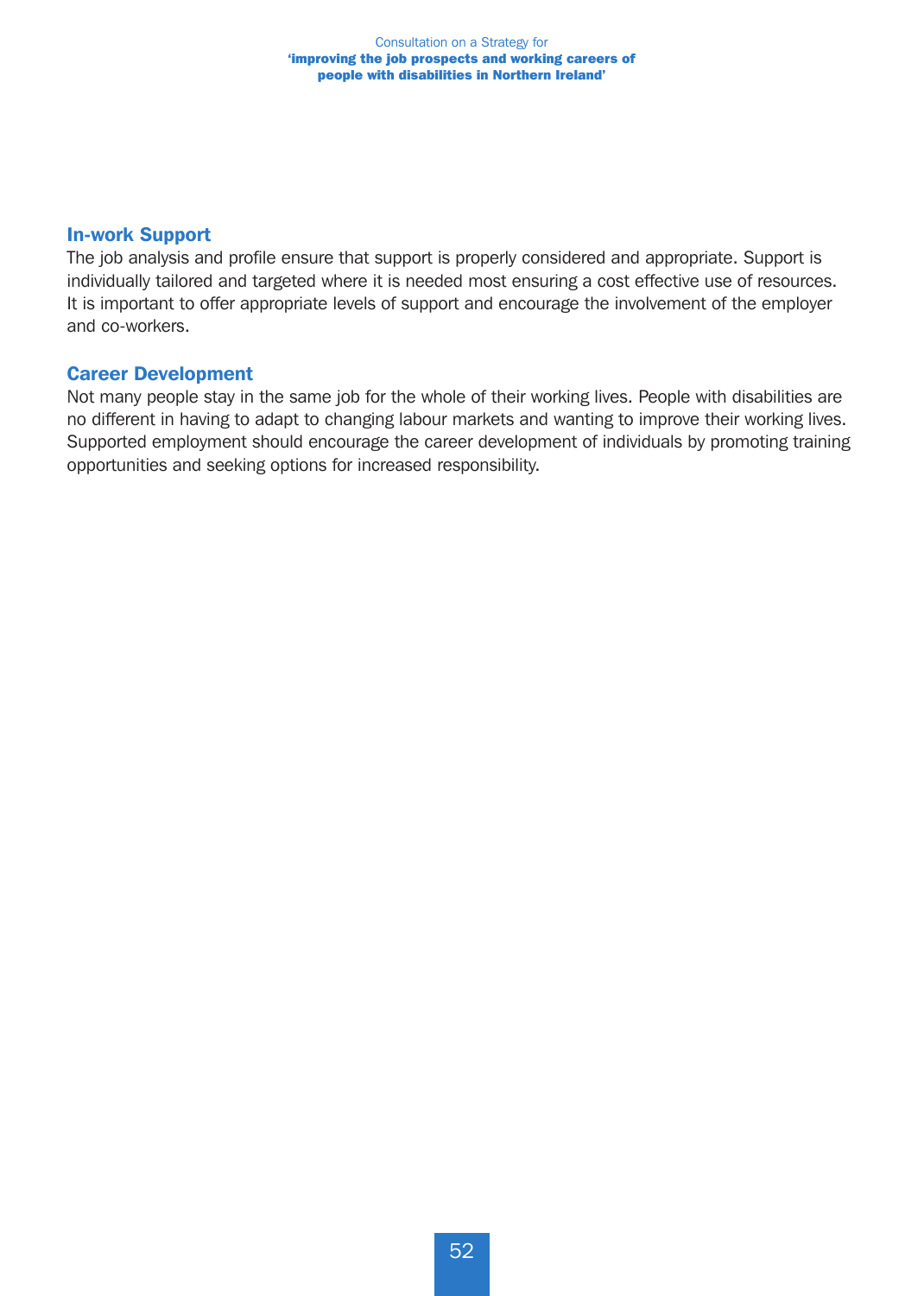### In-work Support

The job analysis and profile ensure that support is properly considered and appropriate. Support is individually tailored and targeted where it is needed most ensuring a cost effective use of resources. It is important to offer appropriate levels of support and encourage the involvement of the employer and co-workers.

### Career Development

Not many people stay in the same job for the whole of their working lives. People with disabilities are no different in having to adapt to changing labour markets and wanting to improve their working lives. Supported employment should encourage the career development of individuals by promoting training opportunities and seeking options for increased responsibility.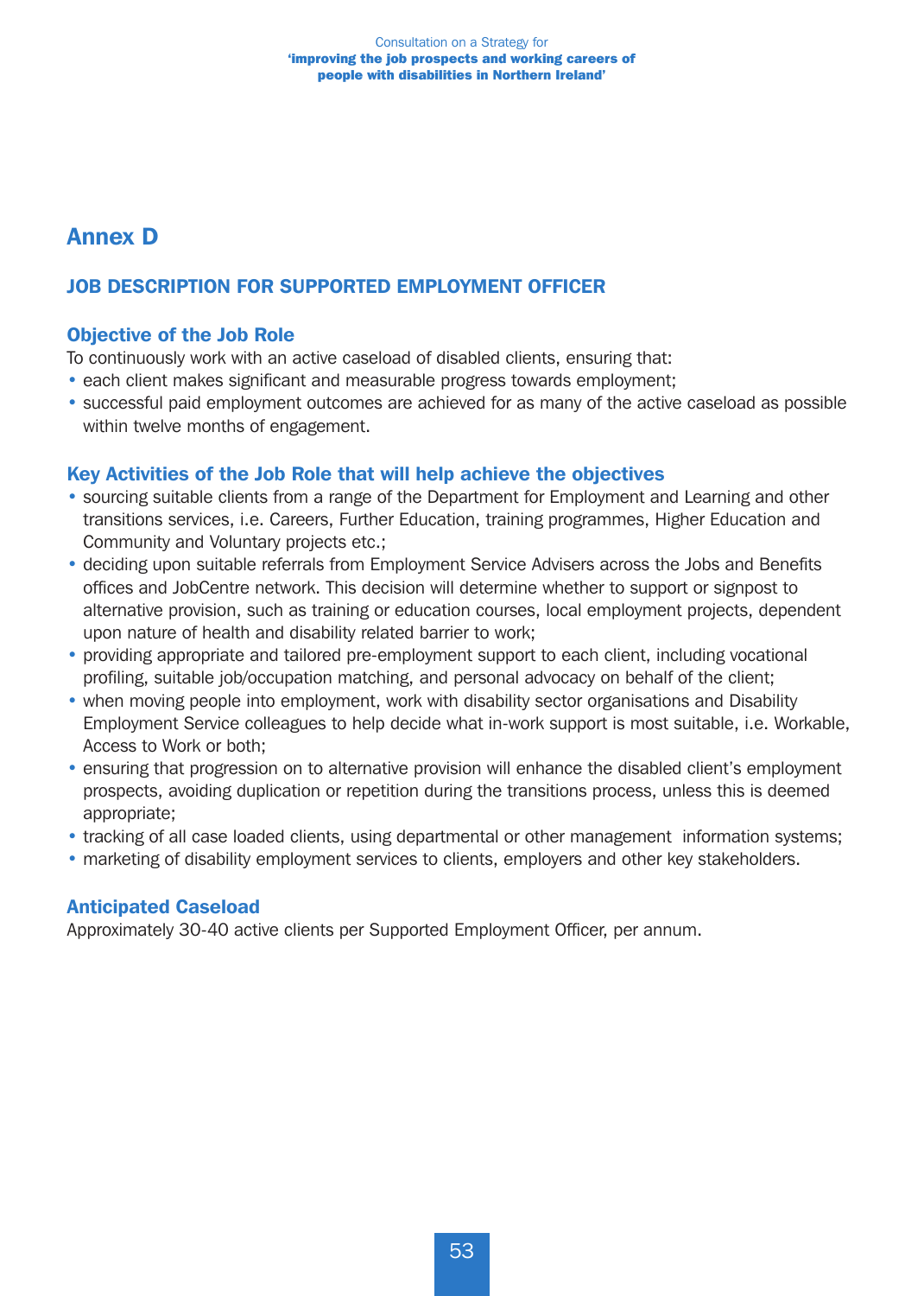# Annex D

## JOB DESCRIPTION FOR SUPPORTED EMPLOYMENT OFFICER

### Objective of the Job Role

To continuously work with an active caseload of disabled clients, ensuring that:

- each client makes significant and measurable progress towards employment;
- successful paid employment outcomes are achieved for as many of the active caseload as possible within twelve months of engagement.

### Key Activities of the Job Role that will help achieve the objectives

- sourcing suitable clients from a range of the Department for Employment and Learning and other transitions services, i.e. Careers, Further Education, training programmes, Higher Education and Community and Voluntary projects etc.;
- deciding upon suitable referrals from Employment Service Advisers across the Jobs and Benefits offices and JobCentre network. This decision will determine whether to support or signpost to alternative provision, such as training or education courses, local employment projects, dependent upon nature of health and disability related barrier to work;
- providing appropriate and tailored pre-employment support to each client, including vocational profiling, suitable job/occupation matching, and personal advocacy on behalf of the client;
- when moving people into employment, work with disability sector organisations and Disability Employment Service colleagues to help decide what in-work support is most suitable, i.e. Workable, Access to Work or both;
- ensuring that progression on to alternative provision will enhance the disabled client's employment prospects, avoiding duplication or repetition during the transitions process, unless this is deemed appropriate;
- tracking of all case loaded clients, using departmental or other management information systems;
- marketing of disability employment services to clients, employers and other key stakeholders.

### Anticipated Caseload

Approximately 30-40 active clients per Supported Employment Officer, per annum.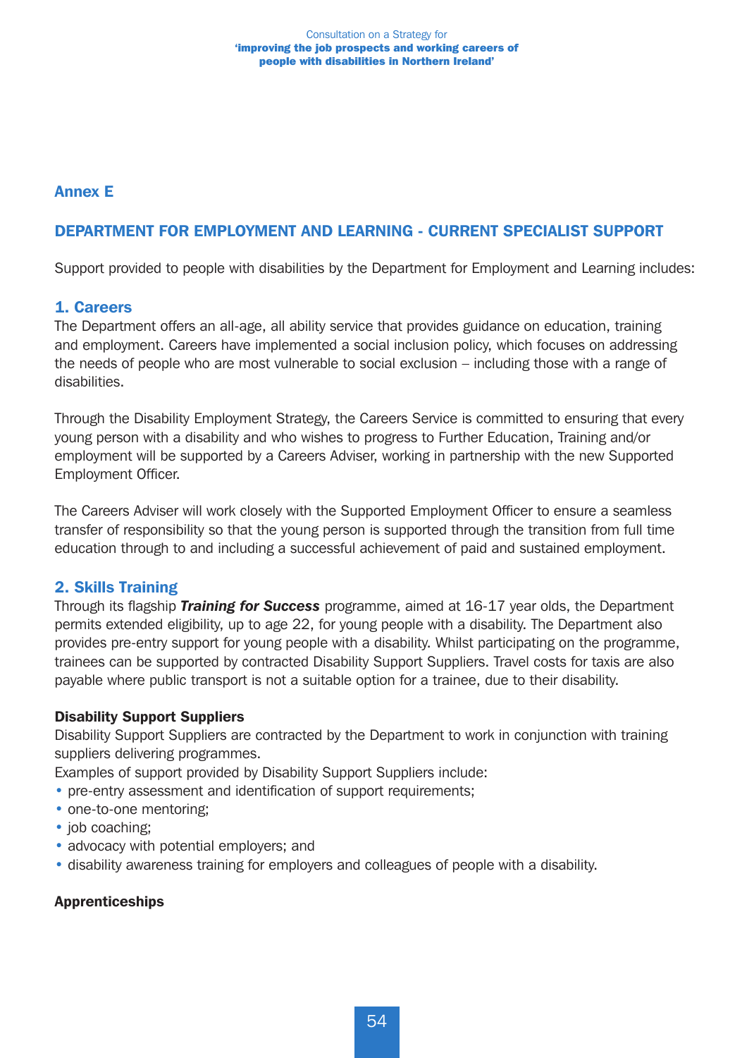## Annex E

## DEPARTMENT FOR EMPLOYMENT AND LEARNING - CURRENT SPECIALIST SUPPORT

Support provided to people with disabilities by the Department for Employment and Learning includes:

### 1. Careers

The Department offers an all-age, all ability service that provides guidance on education, training and employment. Careers have implemented a social inclusion policy, which focuses on addressing the needs of people who are most vulnerable to social exclusion – including those with a range of disabilities.

Through the Disability Employment Strategy, the Careers Service is committed to ensuring that every young person with a disability and who wishes to progress to Further Education, Training and/or employment will be supported by a Careers Adviser, working in partnership with the new Supported Employment Officer.

The Careers Adviser will work closely with the Supported Employment Officer to ensure a seamless transfer of responsibility so that the young person is supported through the transition from full time education through to and including a successful achievement of paid and sustained employment.

### 2. Skills Training

Through its flagship ***Training for Success*** programme, aimed at 16-17 year olds, the Department permits extended eligibility, up to age 22, for young people with a disability. The Department also provides pre-entry support for young people with a disability. Whilst participating on the programme, trainees can be supported by contracted Disability Support Suppliers. Travel costs for taxis are also payable where public transport is not a suitable option for a trainee, due to their disability.

#### Disability Support Suppliers

Disability Support Suppliers are contracted by the Department to work in conjunction with training suppliers delivering programmes.

Examples of support provided by Disability Support Suppliers include:

- pre-entry assessment and identification of support requirements;
- one-to-one mentoring;
- job coaching;
- advocacy with potential employers; and
- disability awareness training for employers and colleagues of people with a disability.

#### Apprenticeships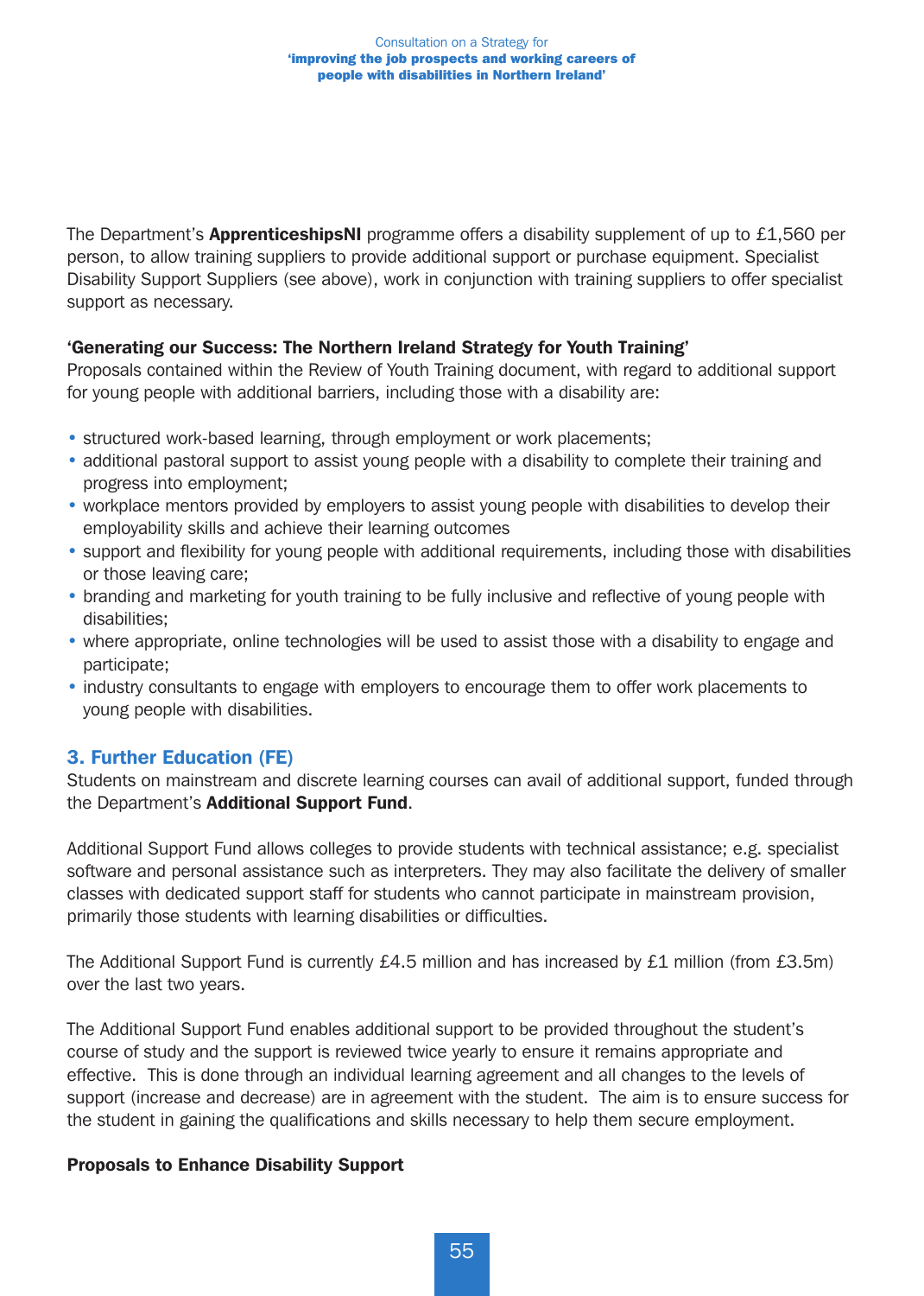The Department's **ApprenticeshipsNI** programme offers a disability supplement of up to £1,560 per person, to allow training suppliers to provide additional support or purchase equipment. Specialist Disability Support Suppliers (see above), work in conjunction with training suppliers to offer specialist support as necessary.

**'Generating our Success: The Northern Ireland Strategy for Youth Training'**
Proposals contained within the Review of Youth Training document, with regard to additional support for young people with additional barriers, including those with a disability are:

- structured work-based learning, through employment or work placements;
- additional pastoral support to assist young people with a disability to complete their training and progress into employment;
- workplace mentors provided by employers to assist young people with disabilities to develop their employability skills and achieve their learning outcomes
- support and flexibility for young people with additional requirements, including those with disabilities or those leaving care;
- branding and marketing for youth training to be fully inclusive and reflective of young people with disabilities;
- where appropriate, online technologies will be used to assist those with a disability to engage and participate;
- industry consultants to engage with employers to encourage them to offer work placements to young people with disabilities.

## 3. Further Education (FE)

Students on mainstream and discrete learning courses can avail of additional support, funded through the Department's **Additional Support Fund**.

Additional Support Fund allows colleges to provide students with technical assistance; e.g. specialist software and personal assistance such as interpreters. They may also facilitate the delivery of smaller classes with dedicated support staff for students who cannot participate in mainstream provision, primarily those students with learning disabilities or difficulties.

The Additional Support Fund is currently £4.5 million and has increased by £1 million (from £3.5m) over the last two years.

The Additional Support Fund enables additional support to be provided throughout the student's course of study and the support is reviewed twice yearly to ensure it remains appropriate and effective. This is done through an individual learning agreement and all changes to the levels of support (increase and decrease) are in agreement with the student. The aim is to ensure success for the student in gaining the qualifications and skills necessary to help them secure employment.

**Proposals to Enhance Disability Support**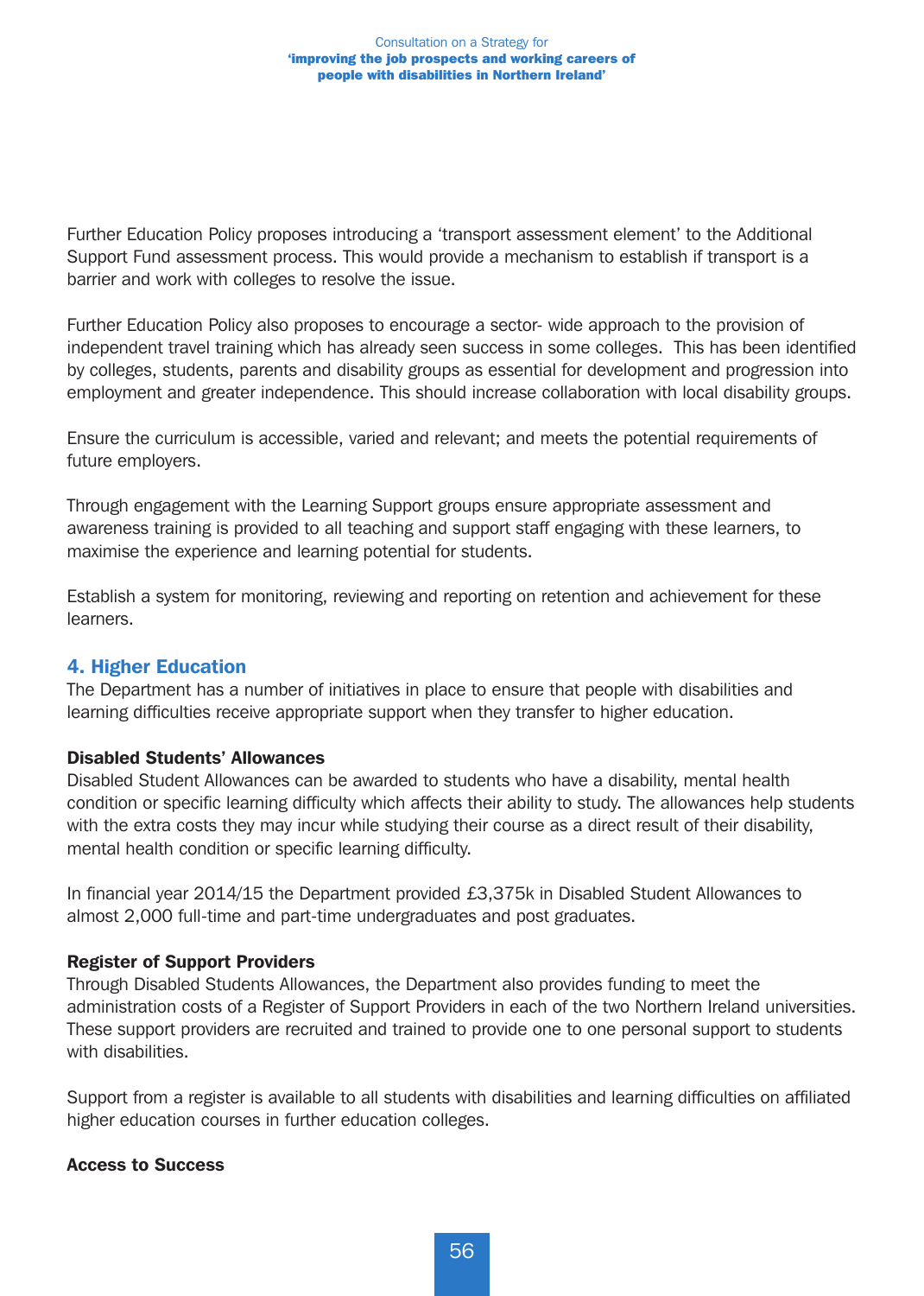Further Education Policy proposes introducing a 'transport assessment element' to the Additional Support Fund assessment process. This would provide a mechanism to establish if transport is a barrier and work with colleges to resolve the issue.

Further Education Policy also proposes to encourage a sector- wide approach to the provision of independent travel training which has already seen success in some colleges. This has been identified by colleges, students, parents and disability groups as essential for development and progression into employment and greater independence. This should increase collaboration with local disability groups.

Ensure the curriculum is accessible, varied and relevant; and meets the potential requirements of future employers.

Through engagement with the Learning Support groups ensure appropriate assessment and awareness training is provided to all teaching and support staff engaging with these learners, to maximise the experience and learning potential for students.

Establish a system for monitoring, reviewing and reporting on retention and achievement for these learners.

## 4. Higher Education

The Department has a number of initiatives in place to ensure that people with disabilities and learning difficulties receive appropriate support when they transfer to higher education.

**Disabled Students' Allowances**

Disabled Student Allowances can be awarded to students who have a disability, mental health condition or specific learning difficulty which affects their ability to study. The allowances help students with the extra costs they may incur while studying their course as a direct result of their disability, mental health condition or specific learning difficulty.

In financial year 2014/15 the Department provided £3,375k in Disabled Student Allowances to almost 2,000 full-time and part-time undergraduates and post graduates.

**Register of Support Providers**

Through Disabled Students Allowances, the Department also provides funding to meet the administration costs of a Register of Support Providers in each of the two Northern Ireland universities. These support providers are recruited and trained to provide one to one personal support to students with disabilities.

Support from a register is available to all students with disabilities and learning difficulties on affiliated higher education courses in further education colleges.

**Access to Success**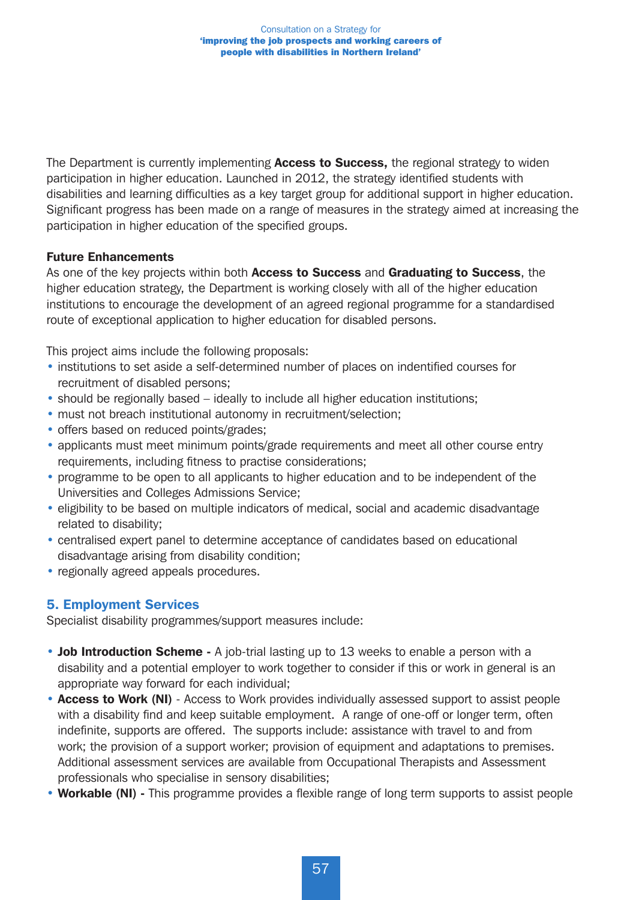The Department is currently implementing **Access to Success,** the regional strategy to widen participation in higher education. Launched in 2012, the strategy identified students with disabilities and learning difficulties as a key target group for additional support in higher education. Significant progress has been made on a range of measures in the strategy aimed at increasing the participation in higher education of the specified groups.

**Future Enhancements**
As one of the key projects within both **Access to Success** and **Graduating to Success**, the higher education strategy, the Department is working closely with all of the higher education institutions to encourage the development of an agreed regional programme for a standardised route of exceptional application to higher education for disabled persons.

This project aims include the following proposals:

- institutions to set aside a self-determined number of places on indentified courses for recruitment of disabled persons;
- should be regionally based – ideally to include all higher education institutions;
- must not breach institutional autonomy in recruitment/selection;
- offers based on reduced points/grades;
- applicants must meet minimum points/grade requirements and meet all other course entry requirements, including fitness to practise considerations;
- programme to be open to all applicants to higher education and to be independent of the Universities and Colleges Admissions Service;
- eligibility to be based on multiple indicators of medical, social and academic disadvantage related to disability;
- centralised expert panel to determine acceptance of candidates based on educational disadvantage arising from disability condition;
- regionally agreed appeals procedures.

## 5. Employment Services

Specialist disability programmes/support measures include:

- **Job Introduction Scheme -** A job-trial lasting up to 13 weeks to enable a person with a disability and a potential employer to work together to consider if this or work in general is an appropriate way forward for each individual;
- **Access to Work (NI)** - Access to Work provides individually assessed support to assist people with a disability find and keep suitable employment. A range of one-off or longer term, often indefinite, supports are offered. The supports include: assistance with travel to and from work; the provision of a support worker; provision of equipment and adaptations to premises. Additional assessment services are available from Occupational Therapists and Assessment professionals who specialise in sensory disabilities;
- **Workable (NI) -** This programme provides a flexible range of long term supports to assist people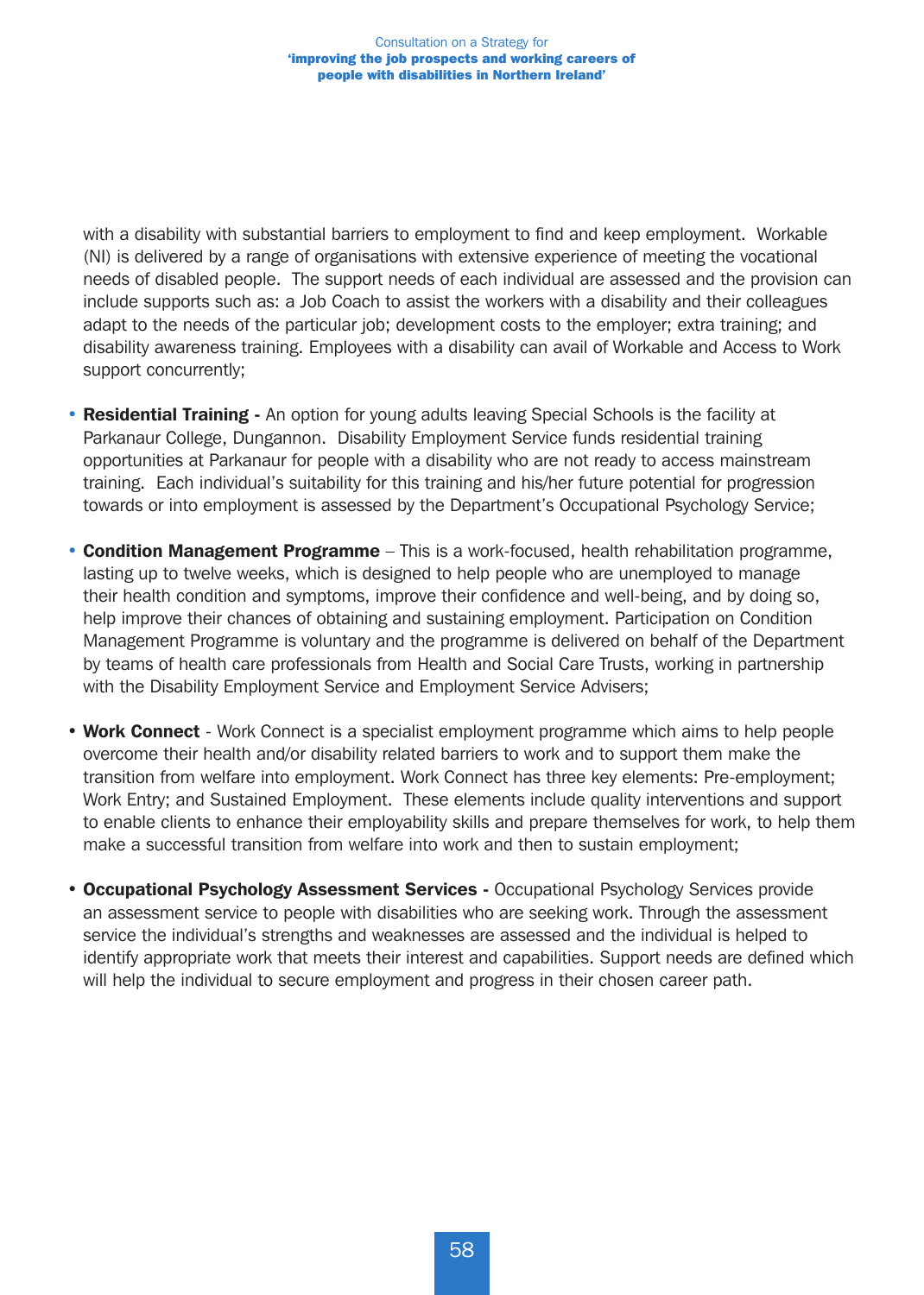with a disability with substantial barriers to employment to find and keep employment. Workable (NI) is delivered by a range of organisations with extensive experience of meeting the vocational needs of disabled people. The support needs of each individual are assessed and the provision can include supports such as: a Job Coach to assist the workers with a disability and their colleagues adapt to the needs of the particular job; development costs to the employer; extra training; and disability awareness training. Employees with a disability can avail of Workable and Access to Work support concurrently;

- **Residential Training -** An option for young adults leaving Special Schools is the facility at Parkanaur College, Dungannon. Disability Employment Service funds residential training opportunities at Parkanaur for people with a disability who are not ready to access mainstream training. Each individual's suitability for this training and his/her future potential for progression towards or into employment is assessed by the Department's Occupational Psychology Service;

- **Condition Management Programme** – This is a work-focused, health rehabilitation programme, lasting up to twelve weeks, which is designed to help people who are unemployed to manage their health condition and symptoms, improve their confidence and well-being, and by doing so, help improve their chances of obtaining and sustaining employment. Participation on Condition Management Programme is voluntary and the programme is delivered on behalf of the Department by teams of health care professionals from Health and Social Care Trusts, working in partnership with the Disability Employment Service and Employment Service Advisers;

- **Work Connect** - Work Connect is a specialist employment programme which aims to help people overcome their health and/or disability related barriers to work and to support them make the transition from welfare into employment. Work Connect has three key elements: Pre-employment; Work Entry; and Sustained Employment. These elements include quality interventions and support to enable clients to enhance their employability skills and prepare themselves for work, to help them make a successful transition from welfare into work and then to sustain employment;

- **Occupational Psychology Assessment Services -** Occupational Psychology Services provide an assessment service to people with disabilities who are seeking work. Through the assessment service the individual's strengths and weaknesses are assessed and the individual is helped to identify appropriate work that meets their interest and capabilities. Support needs are defined which will help the individual to secure employment and progress in their chosen career path.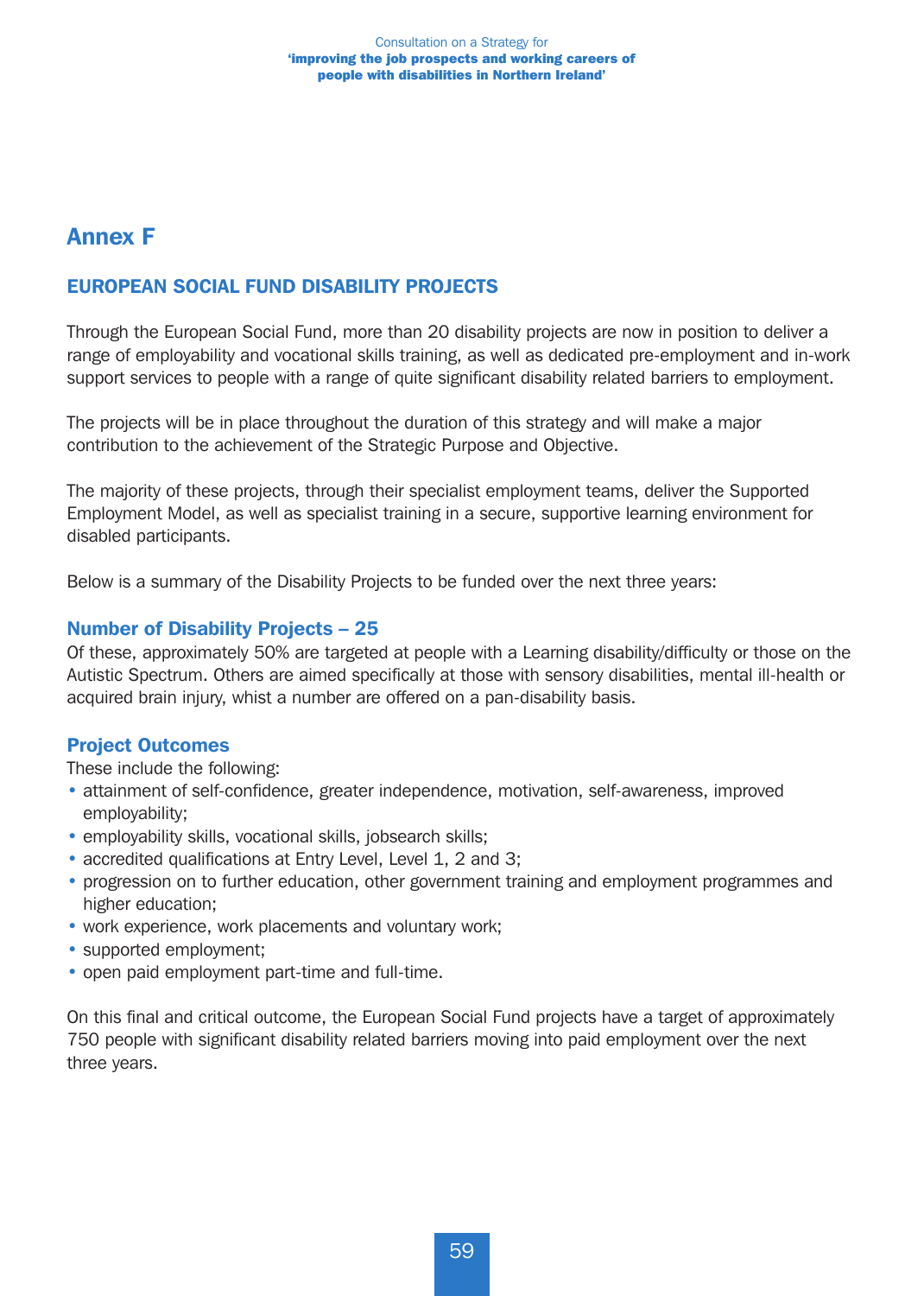# Annex F

## EUROPEAN SOCIAL FUND DISABILITY PROJECTS

Through the European Social Fund, more than 20 disability projects are now in position to deliver a range of employability and vocational skills training, as well as dedicated pre-employment and in-work support services to people with a range of quite significant disability related barriers to employment.

The projects will be in place throughout the duration of this strategy and will make a major contribution to the achievement of the Strategic Purpose and Objective.

The majority of these projects, through their specialist employment teams, deliver the Supported Employment Model, as well as specialist training in a secure, supportive learning environment for disabled participants.

Below is a summary of the Disability Projects to be funded over the next three years:

### Number of Disability Projects – 25

Of these, approximately 50% are targeted at people with a Learning disability/difficulty or those on the Autistic Spectrum. Others are aimed specifically at those with sensory disabilities, mental ill-health or acquired brain injury, whist a number are offered on a pan-disability basis.

### Project Outcomes

These include the following:

- attainment of self-confidence, greater independence, motivation, self-awareness, improved employability;
- employability skills, vocational skills, jobsearch skills;
- accredited qualifications at Entry Level, Level 1, 2 and 3;
- progression on to further education, other government training and employment programmes and higher education;
- work experience, work placements and voluntary work;
- supported employment;
- open paid employment part-time and full-time.

On this final and critical outcome, the European Social Fund projects have a target of approximately 750 people with significant disability related barriers moving into paid employment over the next three years.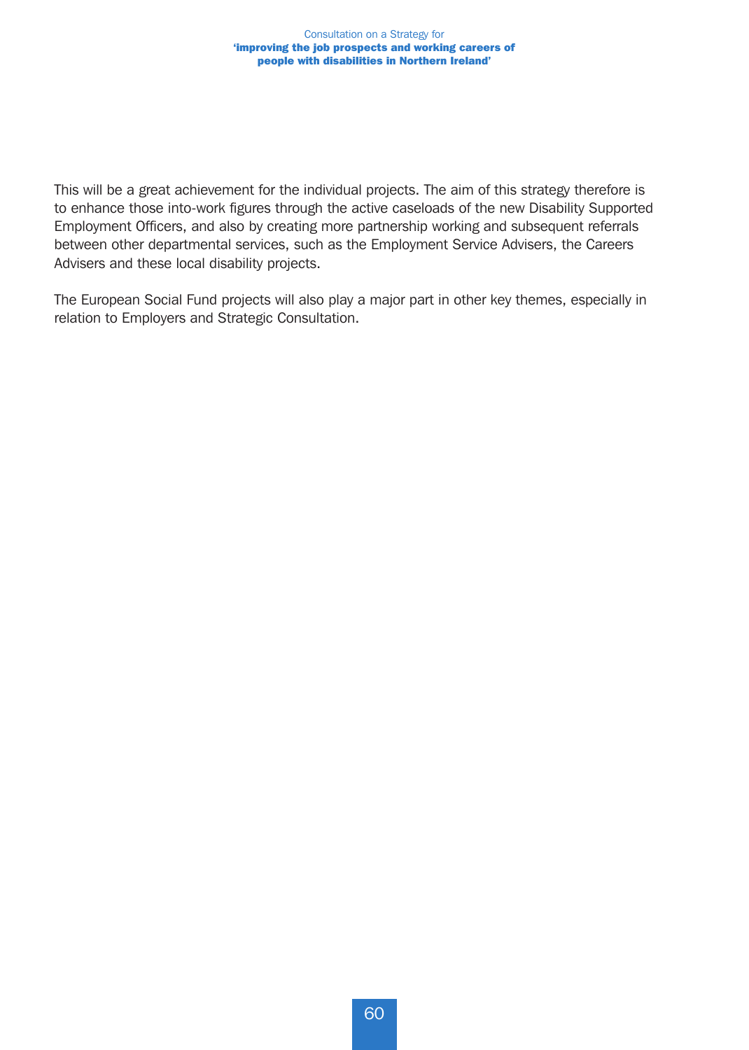This will be a great achievement for the individual projects. The aim of this strategy therefore is to enhance those into-work figures through the active caseloads of the new Disability Supported Employment Officers, and also by creating more partnership working and subsequent referrals between other departmental services, such as the Employment Service Advisers, the Careers Advisers and these local disability projects.

The European Social Fund projects will also play a major part in other key themes, especially in relation to Employers and Strategic Consultation.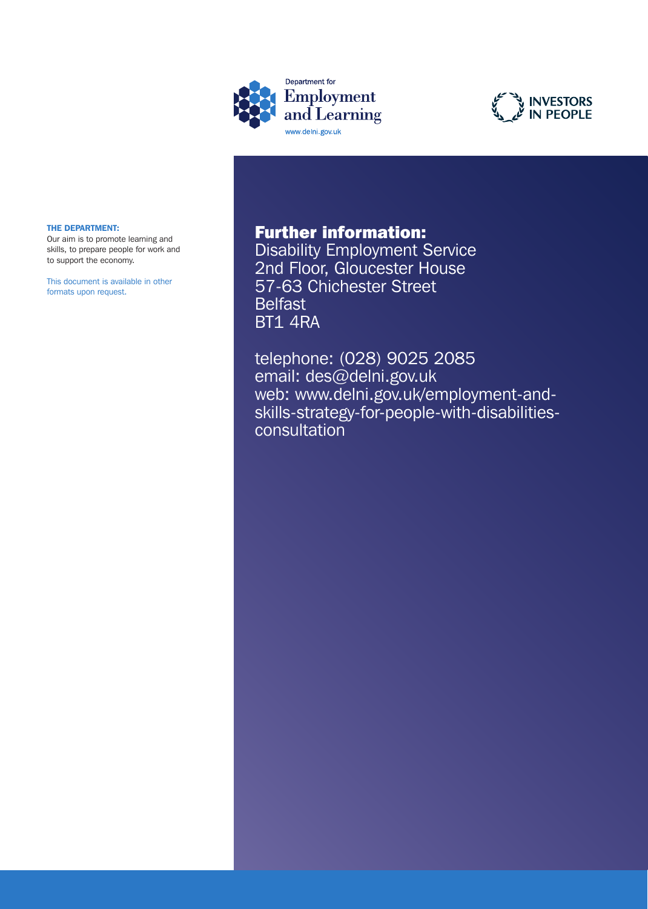Department for Employment and Learning
www.delni.gov.uk

INVESTORS IN PEOPLE

**THE DEPARTMENT:**
Our aim is to promote learning and skills, to prepare people for work and to support the economy.

This document is available in other formats upon request.

## Further information:

Disability Employment Service
2nd Floor, Gloucester House
57-63 Chichester Street
Belfast
BT1 4RA

telephone: (028) 9025 2085
email: des@delni.gov.uk
web: www.delni.gov.uk/employment-and-skills-strategy-for-people-with-disabilities-consultation